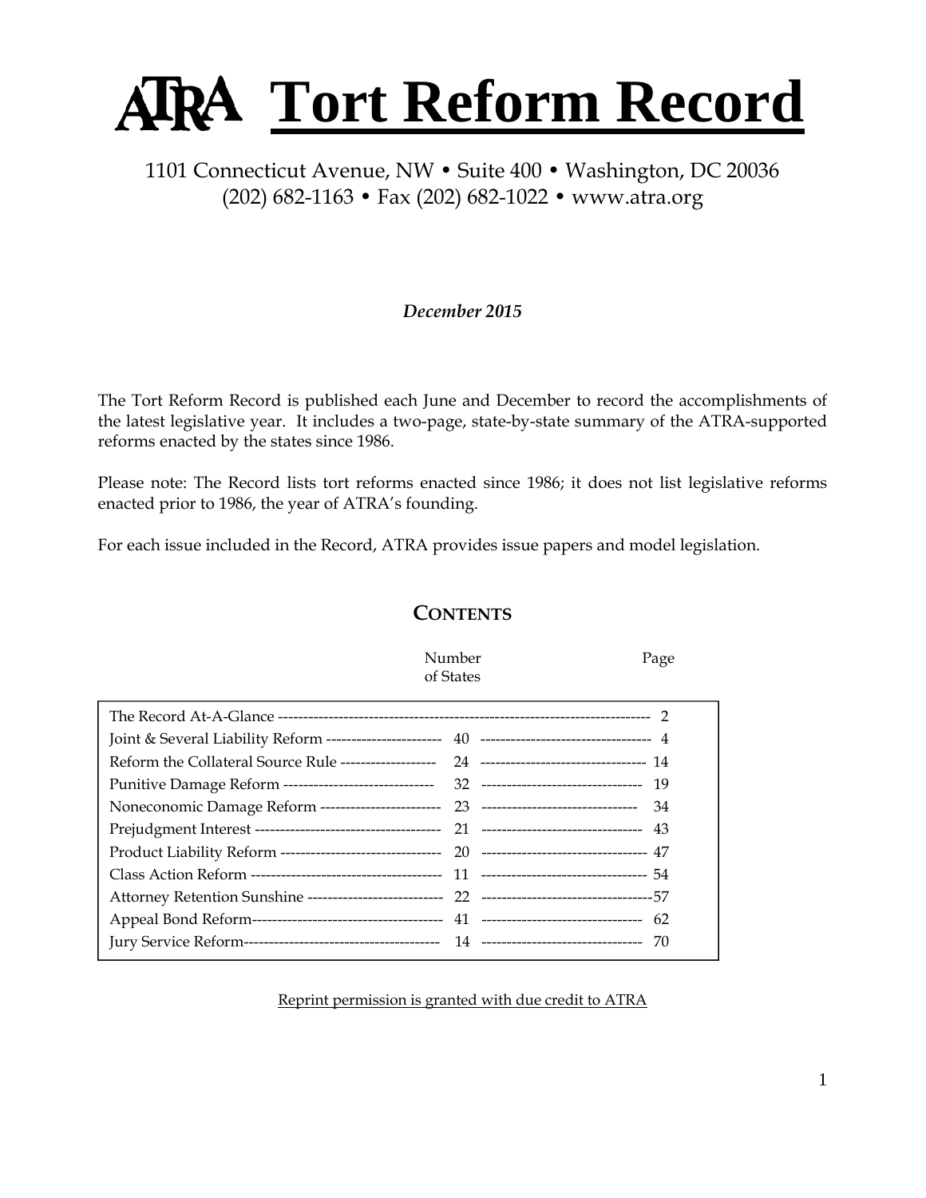# ATRA Tort Reform Record

1101 Connecticut Avenue, NW • Suite 400 • Washington, DC 20036
(202) 682-1163 • Fax (202) 682-1022 • www.atra.org

***December 2015***

The Tort Reform Record is published each June and December to record the accomplishments of the latest legislative year. It includes a two-page, state-by-state summary of the ATRA-supported reforms enacted by the states since 1986.

Please note: The Record lists tort reforms enacted since 1986; it does not list legislative reforms enacted prior to 1986, the year of ATRA's founding.

For each issue included in the Record, ATRA provides issue papers and model legislation.

## CONTENTS

| | Number of States | Page |
|---|---|---|
| The Record At-A-Glance | | 2 |
| Joint & Several Liability Reform | 40 | 4 |
| Reform the Collateral Source Rule | 24 | 14 |
| Punitive Damage Reform | 32 | 19 |
| Noneconomic Damage Reform | 23 | 34 |
| Prejudgment Interest | 21 | 43 |
| Product Liability Reform | 20 | 47 |
| Class Action Reform | 11 | 54 |
| Attorney Retention Sunshine | 22 | 57 |
| Appeal Bond Reform | 41 | 62 |
| Jury Service Reform | 14 | 70 |

Reprint permission is granted with due credit to ATRA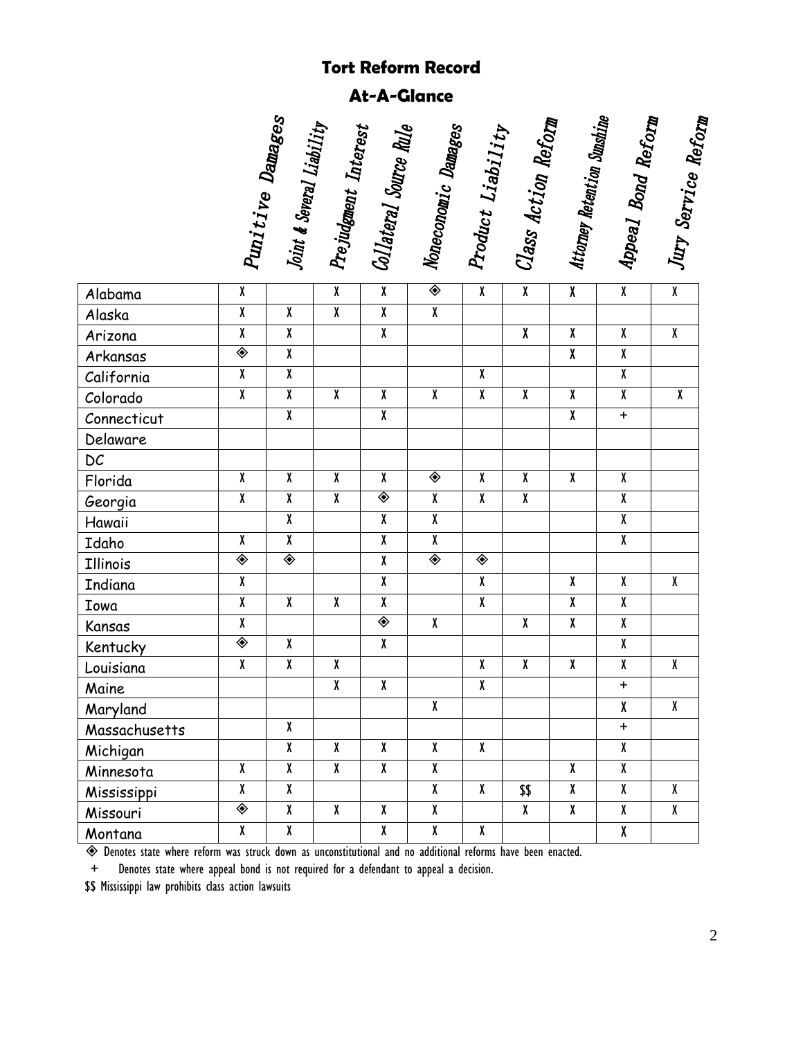## Tort Reform Record

### At-A-Glance

| | Punitive Damages | Joint & Several Liability | Prejudgment Interest | Collateral Source Rule | Noneconomic Damages | Product Liability | Class Action Reform | Attorney Retention Sunshine | Appeal Bond Reform | Jury Service Reform |
|---|---|---|---|---|---|---|---|---|---|---|
| Alabama | X | | X | X | ◈ | X | X | X | X | X |
| Alaska | X | X | X | X | X | | | | | |
| Arizona | X | X | | X | | | X | X | X | X |
| Arkansas | ◈ | X | | | | | | X | X | |
| California | X | X | | | | X | | | X | |
| Colorado | X | X | X | X | X | X | X | X | X | X |
| Connecticut | | X | | X | | | | X | + | |
| Delaware | | | | | | | | | | |
| DC | | | | | | | | | | |
| Florida | X | X | X | X | ◈ | X | X | X | X | |
| Georgia | X | X | X | ◈ | X | X | X | | X | |
| Hawaii | | X | | X | X | | | | X | |
| Idaho | X | X | | X | X | | | | X | |
| Illinois | ◈ | ◈ | | X | ◈ | ◈ | | | | |
| Indiana | X | | | X | | X | | X | X | X |
| Iowa | X | X | X | X | | X | | X | X | |
| Kansas | X | | | ◈ | X | | X | X | X | |
| Kentucky | ◈ | X | | X | | | | | X | |
| Louisiana | X | X | X | | | X | X | X | X | X |
| Maine | | | X | X | | X | | | + | |
| Maryland | | | | | X | | | | X | X |
| Massachusetts | | X | | | | | | | + | |
| Michigan | | X | X | X | X | X | | | X | |
| Minnesota | X | X | X | X | X | | | X | X | |
| Mississippi | X | X | | | X | X | $$ | X | X | X |
| Missouri | ◈ | X | X | X | X | | X | X | X | X |
| Montana | X | X | | X | X | X | | | X | |

◈ Denotes state where reform was struck down as unconstitutional and no additional reforms have been enacted.

\+ Denotes state where appeal bond is not required for a defendant to appeal a decision.

$$ Mississippi law prohibits class action lawsuits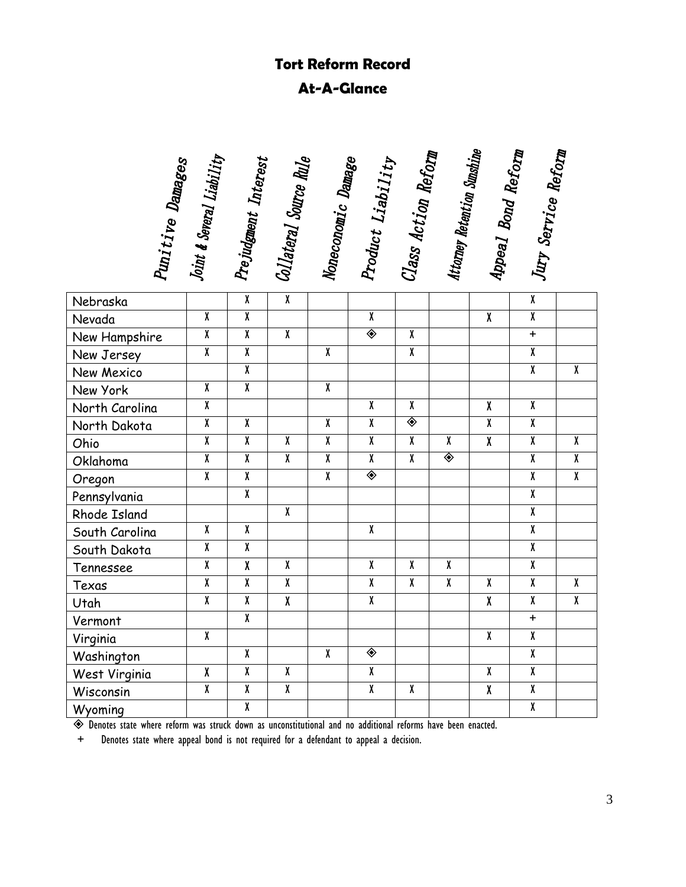# Tort Reform Record

## At-A-Glance

| | Punitive Damages | Joint & Several Liability | Prejudgment Interest | Collateral Source Rule | Noneconomic Damage | Product Liability | Class Action Reform | Attorney Retention Sunshine | Appeal Bond Reform | Jury Service Reform |
|---|---|---|---|---|---|---|---|---|---|---|
| Nebraska | | X | X | | | | | | X | |
| Nevada | X | X | | | X | | | X | X | |
| New Hampshire | X | X | X | | ◈ | X | | | + | |
| New Jersey | X | X | | X | | X | | | X | |
| New Mexico | | X | | | | | | | X | X |
| New York | X | X | | X | | | | | | |
| North Carolina | X | | | | X | X | | X | X | |
| North Dakota | X | X | | X | X | ◈ | | X | X | |
| Ohio | X | X | X | X | X | X | X | X | X | X |
| Oklahoma | X | X | X | X | X | X | ◈ | | X | X |
| Oregon | X | X | | X | ◈ | | | | X | X |
| Pennsylvania | | X | | | | | | | X | |
| Rhode Island | | | X | | | | | | X | |
| South Carolina | X | X | | | X | | | | X | |
| South Dakota | X | X | | | | | | | X | |
| Tennessee | X | X | X | | X | X | X | | X | |
| Texas | X | X | X | | X | X | X | X | X | X |
| Utah | X | X | X | | X | | | X | X | X |
| Vermont | | X | | | | | | | + | |
| Virginia | X | | | | | | | X | X | |
| Washington | | X | | X | ◈ | | | | X | |
| West Virginia | X | X | X | | X | | | X | X | |
| Wisconsin | X | X | X | | X | X | | X | X | |
| Wyoming | | X | | | | | | | X | |

◈ Denotes state where reform was struck down as unconstitutional and no additional reforms have been enacted.

+ Denotes state where appeal bond is not required for a defendant to appeal a decision.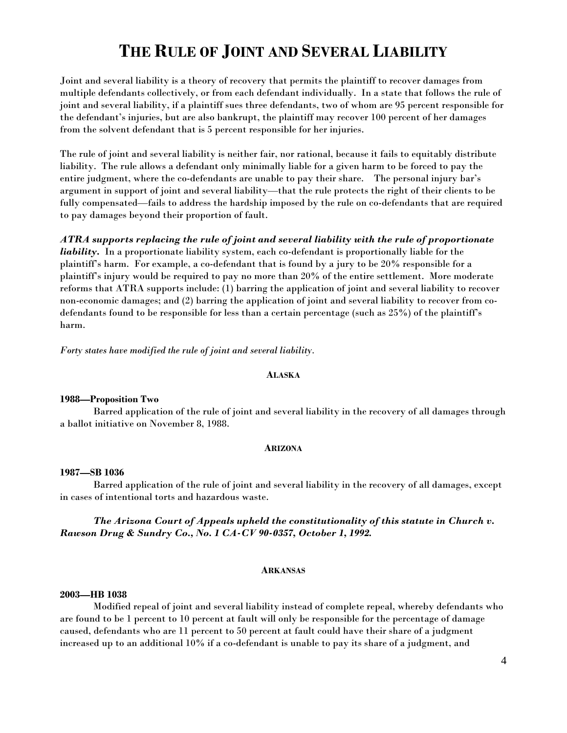# THE RULE OF JOINT AND SEVERAL LIABILITY

Joint and several liability is a theory of recovery that permits the plaintiff to recover damages from multiple defendants collectively, or from each defendant individually. In a state that follows the rule of joint and several liability, if a plaintiff sues three defendants, two of whom are 95 percent responsible for the defendant's injuries, but are also bankrupt, the plaintiff may recover 100 percent of her damages from the solvent defendant that is 5 percent responsible for her injuries.

The rule of joint and several liability is neither fair, nor rational, because it fails to equitably distribute liability. The rule allows a defendant only minimally liable for a given harm to be forced to pay the entire judgment, where the co-defendants are unable to pay their share. The personal injury bar's argument in support of joint and several liability—that the rule protects the right of their clients to be fully compensated—fails to address the hardship imposed by the rule on co-defendants that are required to pay damages beyond their proportion of fault.

***ATRA supports replacing the rule of joint and several liability with the rule of proportionate liability.*** In a proportionate liability system, each co-defendant is proportionally liable for the plaintiff's harm. For example, a co-defendant that is found by a jury to be 20% responsible for a plaintiff's injury would be required to pay no more than 20% of the entire settlement. More moderate reforms that ATRA supports include: (1) barring the application of joint and several liability to recover non-economic damages; and (2) barring the application of joint and several liability to recover from co-defendants found to be responsible for less than a certain percentage (such as 25%) of the plaintiff's harm.

*Forty states have modified the rule of joint and several liability.*

#### ALASKA

**1988—Proposition Two**

Barred application of the rule of joint and several liability in the recovery of all damages through a ballot initiative on November 8, 1988.

#### ARIZONA

**1987—SB 1036**

Barred application of the rule of joint and several liability in the recovery of all damages, except in cases of intentional torts and hazardous waste.

***The Arizona Court of Appeals upheld the constitutionality of this statute in Church v. Rawson Drug & Sundry Co., No. 1 CA-CV 90-0357, October 1, 1992.***

#### ARKANSAS

**2003—HB 1038**

Modified repeal of joint and several liability instead of complete repeal, whereby defendants who are found to be 1 percent to 10 percent at fault will only be responsible for the percentage of damage caused, defendants who are 11 percent to 50 percent at fault could have their share of a judgment increased up to an additional 10% if a co-defendant is unable to pay its share of a judgment, and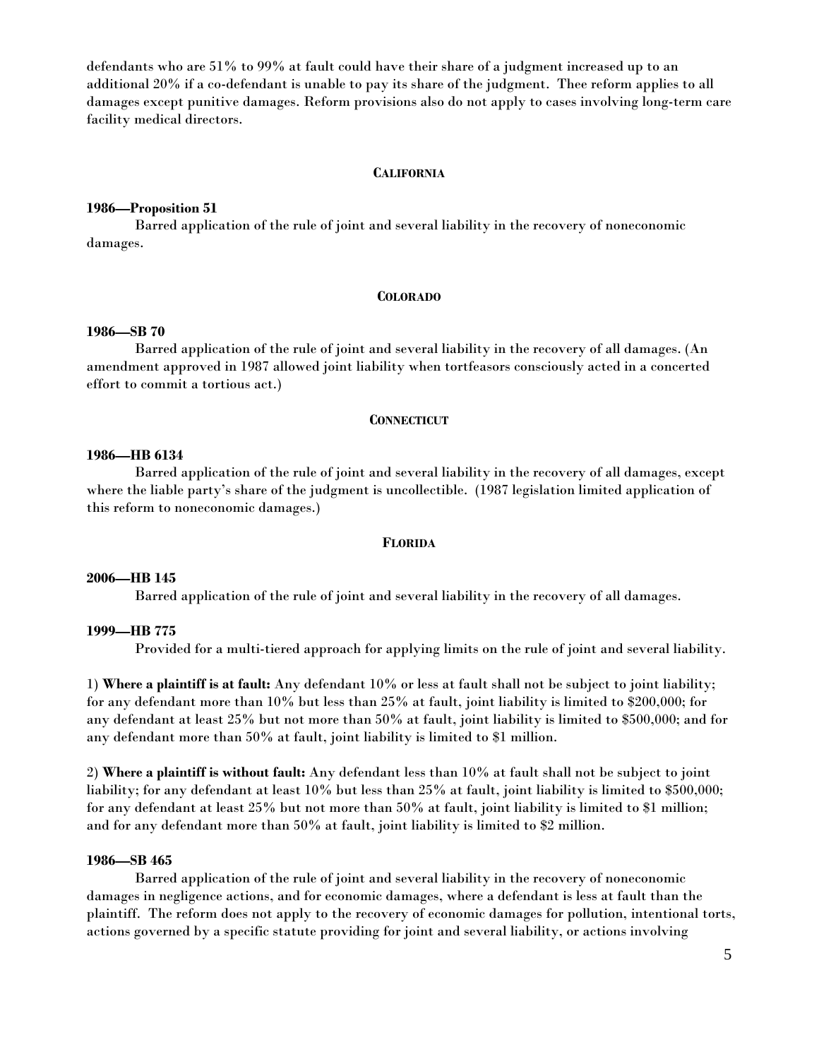defendants who are 51% to 99% at fault could have their share of a judgment increased up to an additional 20% if a co-defendant is unable to pay its share of the judgment. Thee reform applies to all damages except punitive damages. Reform provisions also do not apply to cases involving long-term care facility medical directors.

## CALIFORNIA

**1986—Proposition 51**

Barred application of the rule of joint and several liability in the recovery of noneconomic damages.

## COLORADO

**1986—SB 70**

Barred application of the rule of joint and several liability in the recovery of all damages. (An amendment approved in 1987 allowed joint liability when tortfeasors consciously acted in a concerted effort to commit a tortious act.)

## CONNECTICUT

**1986—HB 6134**

Barred application of the rule of joint and several liability in the recovery of all damages, except where the liable party's share of the judgment is uncollectible. (1987 legislation limited application of this reform to noneconomic damages.)

## FLORIDA

**2006—HB 145**

Barred application of the rule of joint and several liability in the recovery of all damages.

**1999—HB 775**

Provided for a multi-tiered approach for applying limits on the rule of joint and several liability.

1) **Where a plaintiff is at fault:** Any defendant 10% or less at fault shall not be subject to joint liability; for any defendant more than 10% but less than 25% at fault, joint liability is limited to $200,000; for any defendant at least 25% but not more than 50% at fault, joint liability is limited to $500,000; and for any defendant more than 50% at fault, joint liability is limited to $1 million.

2) **Where a plaintiff is without fault:** Any defendant less than 10% at fault shall not be subject to joint liability; for any defendant at least 10% but less than 25% at fault, joint liability is limited to $500,000; for any defendant at least 25% but not more than 50% at fault, joint liability is limited to $1 million; and for any defendant more than 50% at fault, joint liability is limited to $2 million.

**1986—SB 465**

Barred application of the rule of joint and several liability in the recovery of noneconomic damages in negligence actions, and for economic damages, where a defendant is less at fault than the plaintiff. The reform does not apply to the recovery of economic damages for pollution, intentional torts, actions governed by a specific statute providing for joint and several liability, or actions involving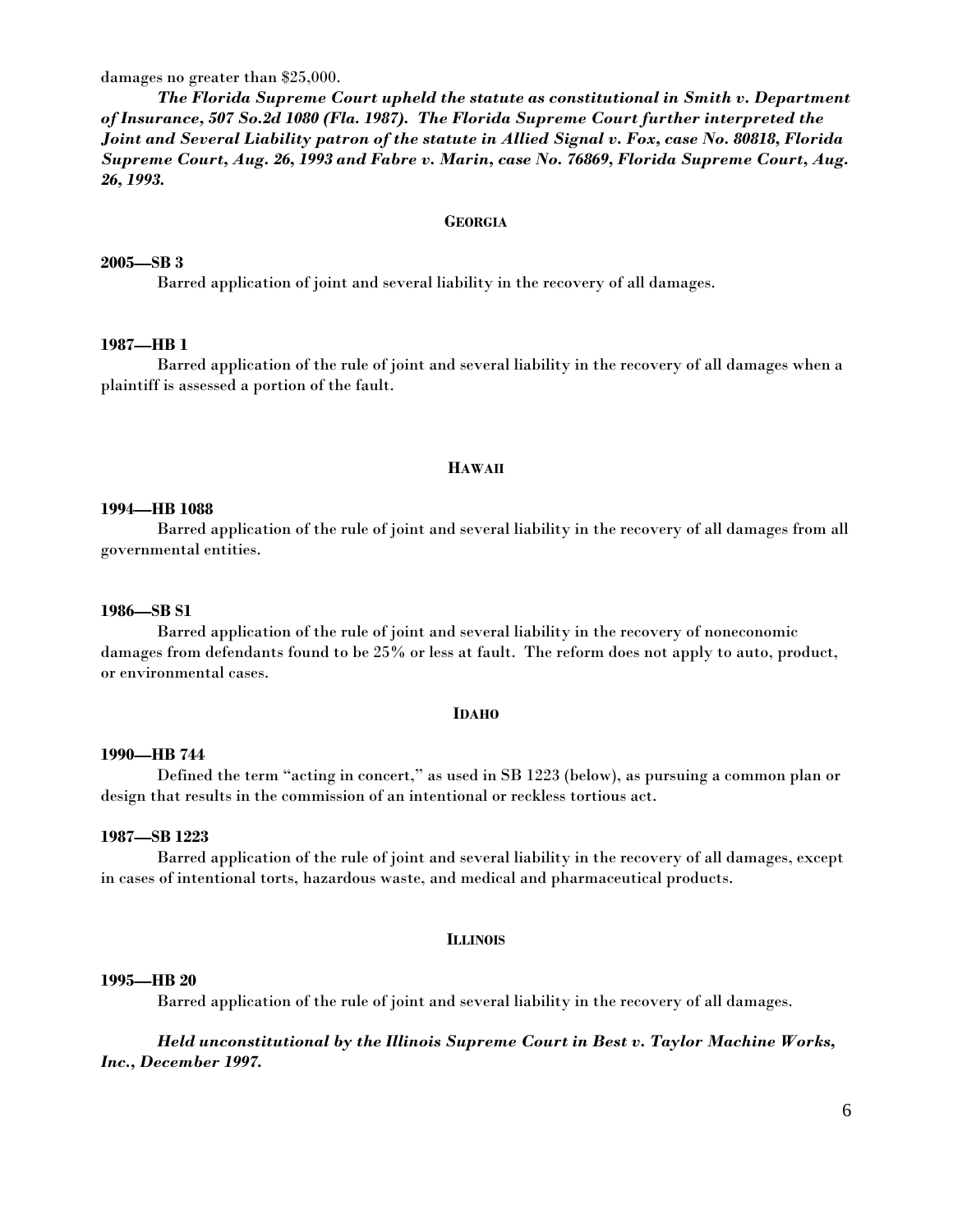damages no greater than $25,000.

***The Florida Supreme Court upheld the statute as constitutional in Smith v. Department of Insurance, 507 So.2d 1080 (Fla. 1987). The Florida Supreme Court further interpreted the Joint and Several Liability patron of the statute in Allied Signal v. Fox, case No. 80818, Florida Supreme Court, Aug. 26, 1993 and Fabre v. Marin, case No. 76869, Florida Supreme Court, Aug. 26, 1993.***

## GEORGIA

**2005—SB 3**

Barred application of joint and several liability in the recovery of all damages.

**1987—HB 1**

Barred application of the rule of joint and several liability in the recovery of all damages when a plaintiff is assessed a portion of the fault.

## HAWAII

**1994—HB 1088**

Barred application of the rule of joint and several liability in the recovery of all damages from all governmental entities.

**1986—SB S1**

Barred application of the rule of joint and several liability in the recovery of noneconomic damages from defendants found to be 25% or less at fault. The reform does not apply to auto, product, or environmental cases.

## IDAHO

**1990—HB 744**

Defined the term "acting in concert," as used in SB 1223 (below), as pursuing a common plan or design that results in the commission of an intentional or reckless tortious act.

**1987—SB 1223**

Barred application of the rule of joint and several liability in the recovery of all damages, except in cases of intentional torts, hazardous waste, and medical and pharmaceutical products.

## ILLINOIS

**1995—HB 20**

Barred application of the rule of joint and several liability in the recovery of all damages.

***Held unconstitutional by the Illinois Supreme Court in Best v. Taylor Machine Works, Inc., December 1997.***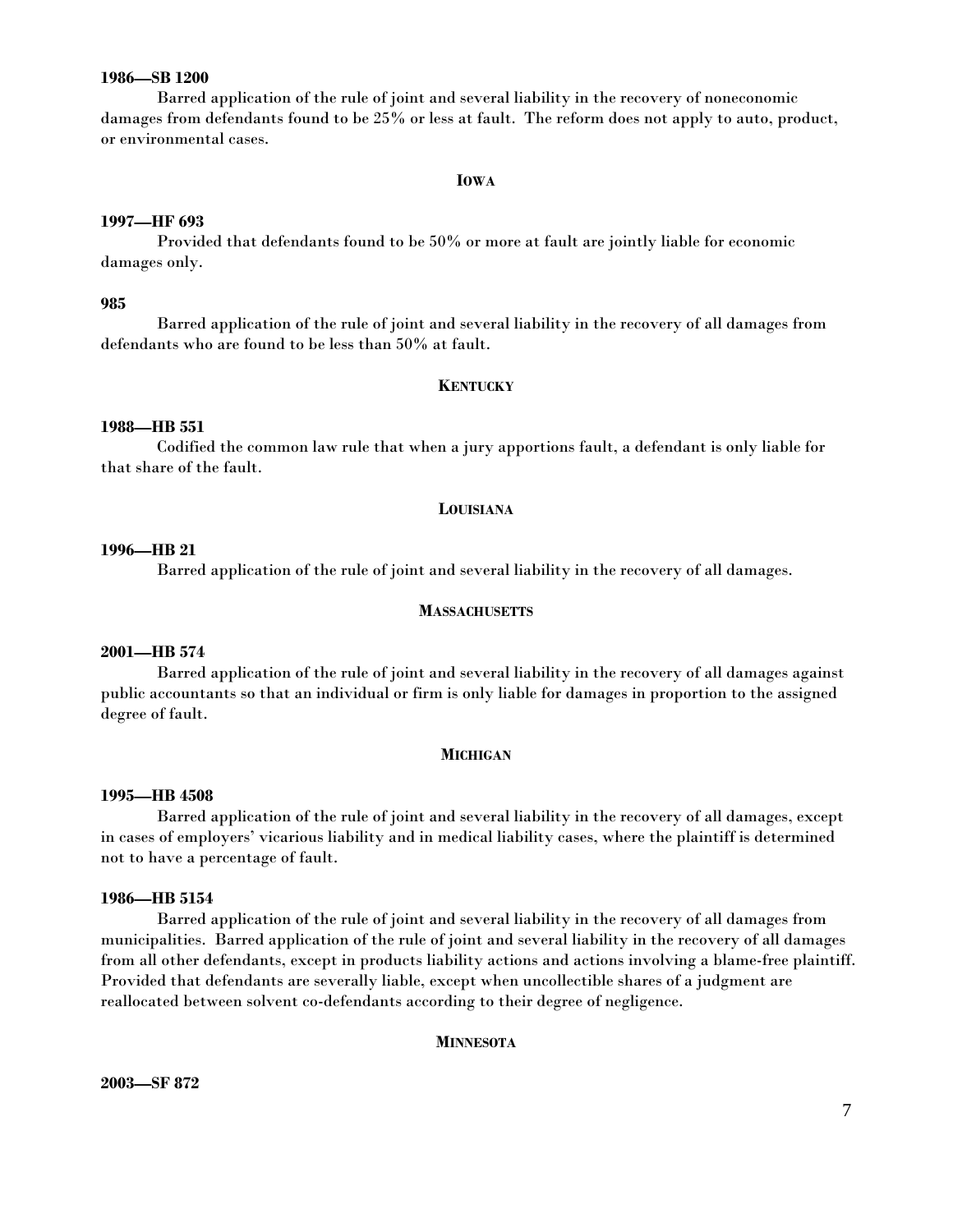**1986—SB 1200**

Barred application of the rule of joint and several liability in the recovery of noneconomic damages from defendants found to be 25% or less at fault. The reform does not apply to auto, product, or environmental cases.

## IOWA

**1997—HF 693**

Provided that defendants found to be 50% or more at fault are jointly liable for economic damages only.

**985**

Barred application of the rule of joint and several liability in the recovery of all damages from defendants who are found to be less than 50% at fault.

## KENTUCKY

**1988—HB 551**

Codified the common law rule that when a jury apportions fault, a defendant is only liable for that share of the fault.

## LOUISIANA

**1996—HB 21**

Barred application of the rule of joint and several liability in the recovery of all damages.

## MASSACHUSETTS

**2001—HB 574**

Barred application of the rule of joint and several liability in the recovery of all damages against public accountants so that an individual or firm is only liable for damages in proportion to the assigned degree of fault.

## MICHIGAN

**1995—HB 4508**

Barred application of the rule of joint and several liability in the recovery of all damages, except in cases of employers' vicarious liability and in medical liability cases, where the plaintiff is determined not to have a percentage of fault.

**1986—HB 5154**

Barred application of the rule of joint and several liability in the recovery of all damages from municipalities. Barred application of the rule of joint and several liability in the recovery of all damages from all other defendants, except in products liability actions and actions involving a blame-free plaintiff. Provided that defendants are severally liable, except when uncollectible shares of a judgment are reallocated between solvent co-defendants according to their degree of negligence.

## MINNESOTA

**2003—SF 872**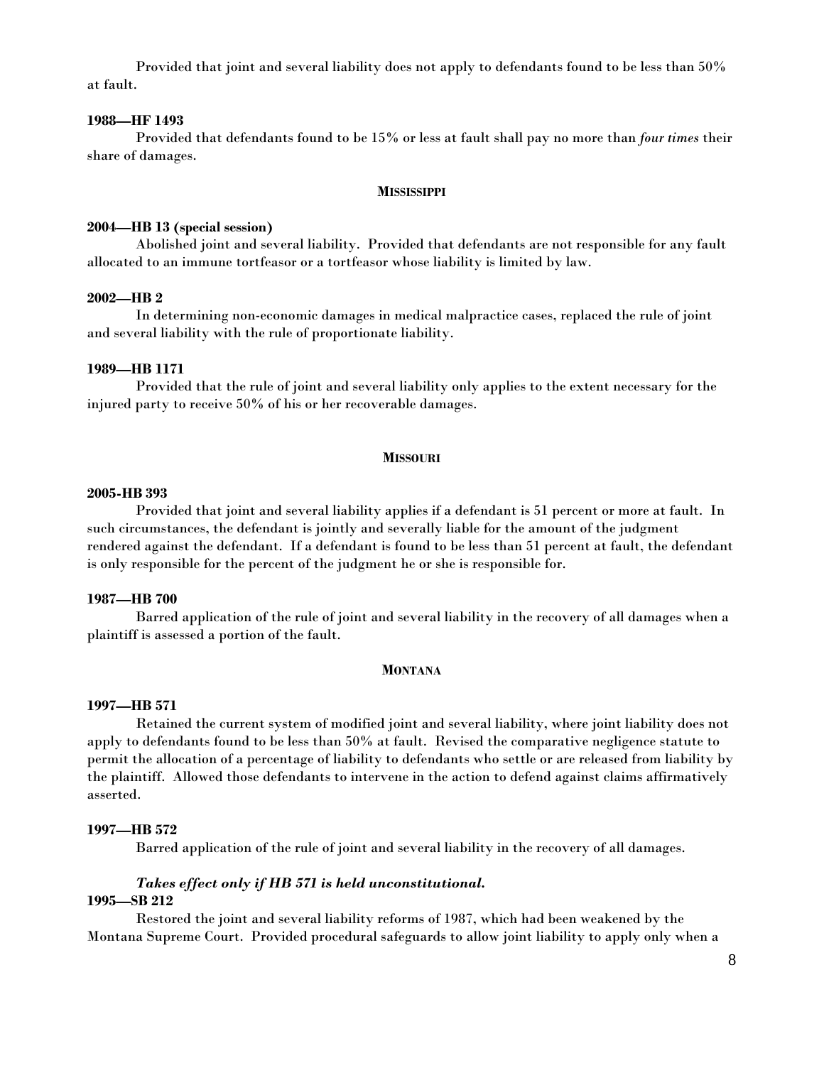Provided that joint and several liability does not apply to defendants found to be less than 50% at fault.

**1988—HF 1493**

Provided that defendants found to be 15% or less at fault shall pay no more than *four times* their share of damages.

## MISSISSIPPI

**2004—HB 13 (special session)**

Abolished joint and several liability. Provided that defendants are not responsible for any fault allocated to an immune tortfeasor or a tortfeasor whose liability is limited by law.

**2002—HB 2**

In determining non-economic damages in medical malpractice cases, replaced the rule of joint and several liability with the rule of proportionate liability.

**1989—HB 1171**

Provided that the rule of joint and several liability only applies to the extent necessary for the injured party to receive 50% of his or her recoverable damages.

## MISSOURI

**2005-HB 393**

Provided that joint and several liability applies if a defendant is 51 percent or more at fault. In such circumstances, the defendant is jointly and severally liable for the amount of the judgment rendered against the defendant. If a defendant is found to be less than 51 percent at fault, the defendant is only responsible for the percent of the judgment he or she is responsible for.

**1987—HB 700**

Barred application of the rule of joint and several liability in the recovery of all damages when a plaintiff is assessed a portion of the fault.

## MONTANA

**1997—HB 571**

Retained the current system of modified joint and several liability, where joint liability does not apply to defendants found to be less than 50% at fault. Revised the comparative negligence statute to permit the allocation of a percentage of liability to defendants who settle or are released from liability by the plaintiff. Allowed those defendants to intervene in the action to defend against claims affirmatively asserted.

**1997—HB 572**

Barred application of the rule of joint and several liability in the recovery of all damages.

***Takes effect only if HB 571 is held unconstitutional.***

**1995—SB 212**

Restored the joint and several liability reforms of 1987, which had been weakened by the Montana Supreme Court. Provided procedural safeguards to allow joint liability to apply only when a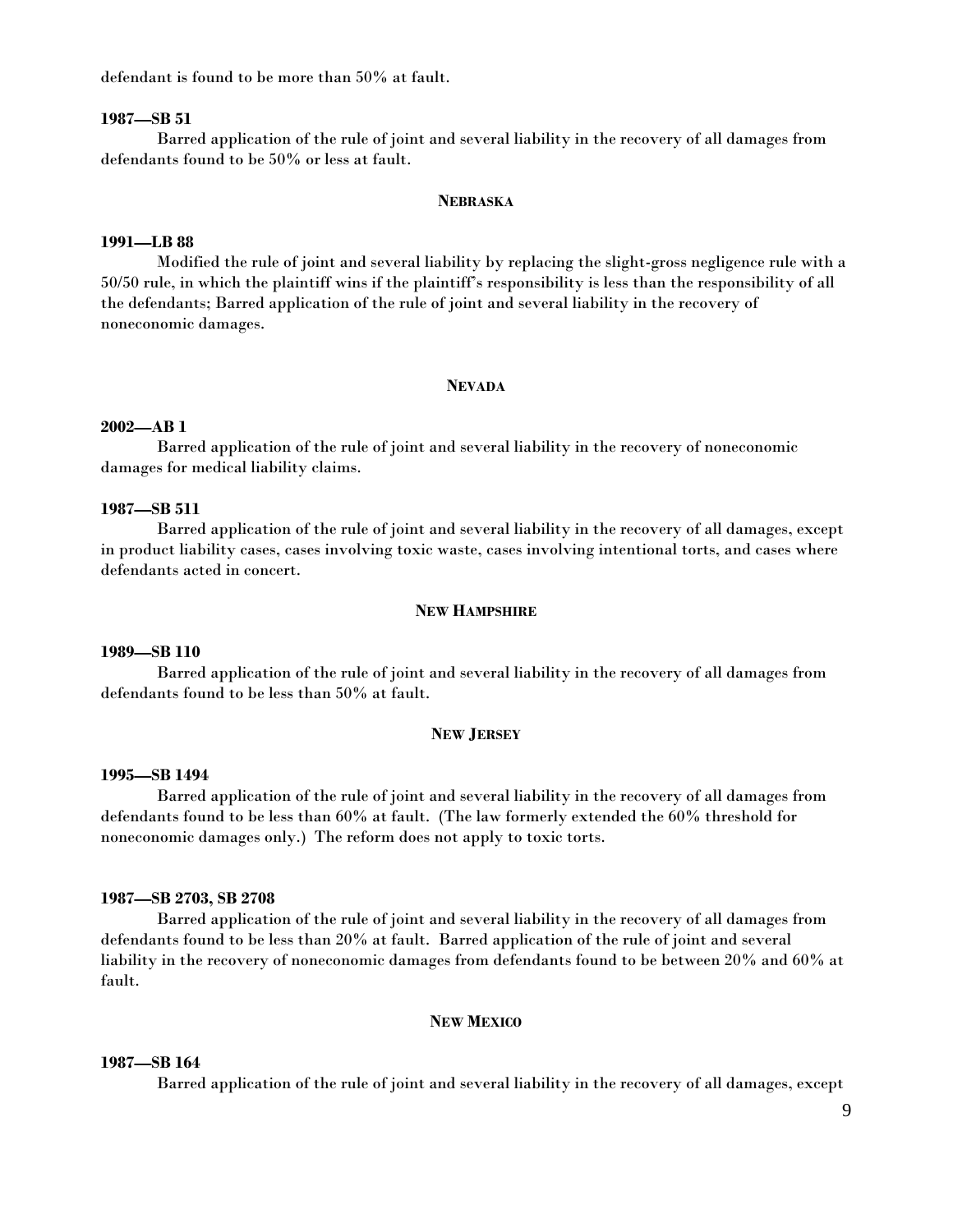defendant is found to be more than 50% at fault.

**1987—SB 51**

Barred application of the rule of joint and several liability in the recovery of all damages from defendants found to be 50% or less at fault.

### NEBRASKA

**1991—LB 88**

Modified the rule of joint and several liability by replacing the slight-gross negligence rule with a 50/50 rule, in which the plaintiff wins if the plaintiff's responsibility is less than the responsibility of all the defendants; Barred application of the rule of joint and several liability in the recovery of noneconomic damages.

### NEVADA

**2002—AB 1**

Barred application of the rule of joint and several liability in the recovery of noneconomic damages for medical liability claims.

**1987—SB 511**

Barred application of the rule of joint and several liability in the recovery of all damages, except in product liability cases, cases involving toxic waste, cases involving intentional torts, and cases where defendants acted in concert.

### NEW HAMPSHIRE

**1989—SB 110**

Barred application of the rule of joint and several liability in the recovery of all damages from defendants found to be less than 50% at fault.

### NEW JERSEY

**1995—SB 1494**

Barred application of the rule of joint and several liability in the recovery of all damages from defendants found to be less than 60% at fault. (The law formerly extended the 60% threshold for noneconomic damages only.) The reform does not apply to toxic torts.

**1987—SB 2703, SB 2708**

Barred application of the rule of joint and several liability in the recovery of all damages from defendants found to be less than 20% at fault. Barred application of the rule of joint and several liability in the recovery of noneconomic damages from defendants found to be between 20% and 60% at fault.

### NEW MEXICO

**1987—SB 164**

Barred application of the rule of joint and several liability in the recovery of all damages, except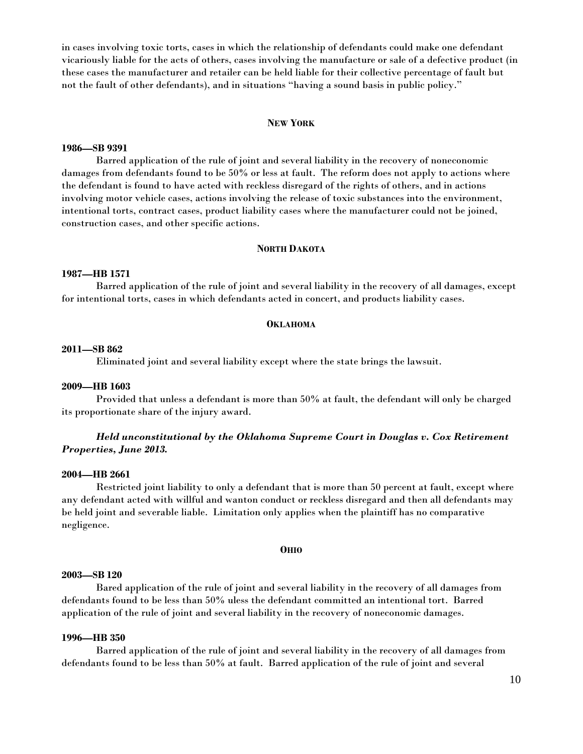in cases involving toxic torts, cases in which the relationship of defendants could make one defendant vicariously liable for the acts of others, cases involving the manufacture or sale of a defective product (in these cases the manufacturer and retailer can be held liable for their collective percentage of fault but not the fault of other defendants), and in situations "having a sound basis in public policy."

## NEW YORK

**1986—SB 9391**

Barred application of the rule of joint and several liability in the recovery of noneconomic damages from defendants found to be 50% or less at fault. The reform does not apply to actions where the defendant is found to have acted with reckless disregard of the rights of others, and in actions involving motor vehicle cases, actions involving the release of toxic substances into the environment, intentional torts, contract cases, product liability cases where the manufacturer could not be joined, construction cases, and other specific actions.

## NORTH DAKOTA

**1987—HB 1571**

Barred application of the rule of joint and several liability in the recovery of all damages, except for intentional torts, cases in which defendants acted in concert, and products liability cases.

## OKLAHOMA

**2011—SB 862**

Eliminated joint and several liability except where the state brings the lawsuit.

**2009—HB 1603**

Provided that unless a defendant is more than 50% at fault, the defendant will only be charged its proportionate share of the injury award.

***Held unconstitutional by the Oklahoma Supreme Court in Douglas v. Cox Retirement Properties, June 2013.***

**2004—HB 2661**

Restricted joint liability to only a defendant that is more than 50 percent at fault, except where any defendant acted with willful and wanton conduct or reckless disregard and then all defendants may be held joint and severable liable. Limitation only applies when the plaintiff has no comparative negligence.

## OHIO

**2003—SB 120**

Bared application of the rule of joint and several liability in the recovery of all damages from defendants found to be less than 50% uless the defendant committed an intentional tort. Barred application of the rule of joint and several liability in the recovery of noneconomic damages.

**1996—HB 350**

Barred application of the rule of joint and several liability in the recovery of all damages from defendants found to be less than 50% at fault. Barred application of the rule of joint and several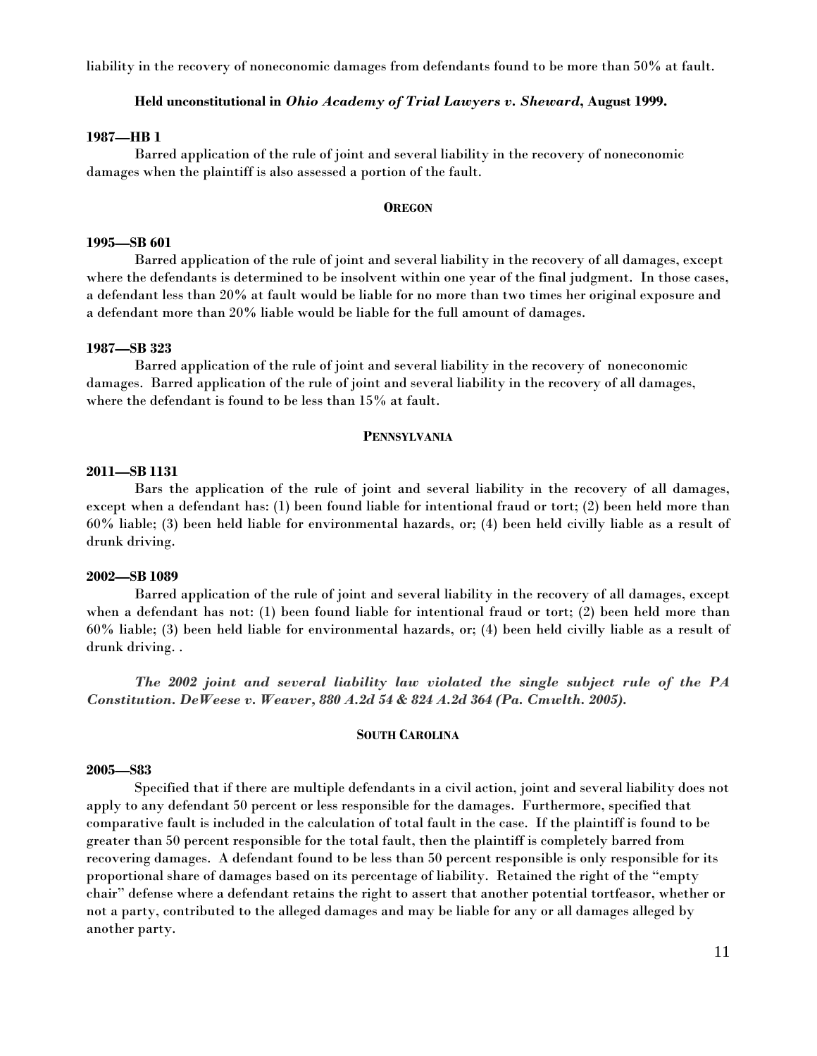liability in the recovery of noneconomic damages from defendants found to be more than 50% at fault.

**Held unconstitutional in *Ohio Academy of Trial Lawyers v. Sheward*, August 1999.**

**1987—HB 1**

Barred application of the rule of joint and several liability in the recovery of noneconomic damages when the plaintiff is also assessed a portion of the fault.

## OREGON

**1995—SB 601**

Barred application of the rule of joint and several liability in the recovery of all damages, except where the defendants is determined to be insolvent within one year of the final judgment. In those cases, a defendant less than 20% at fault would be liable for no more than two times her original exposure and a defendant more than 20% liable would be liable for the full amount of damages.

**1987—SB 323**

Barred application of the rule of joint and several liability in the recovery of noneconomic damages. Barred application of the rule of joint and several liability in the recovery of all damages, where the defendant is found to be less than 15% at fault.

## PENNSYLVANIA

**2011—SB 1131**

Bars the application of the rule of joint and several liability in the recovery of all damages, except when a defendant has: (1) been found liable for intentional fraud or tort; (2) been held more than 60% liable; (3) been held liable for environmental hazards, or; (4) been held civilly liable as a result of drunk driving.

**2002—SB 1089**

Barred application of the rule of joint and several liability in the recovery of all damages, except when a defendant has not: (1) been found liable for intentional fraud or tort; (2) been held more than 60% liable; (3) been held liable for environmental hazards, or; (4) been held civilly liable as a result of drunk driving. .

***The 2002 joint and several liability law violated the single subject rule of the PA Constitution. DeWeese v. Weaver, 880 A.2d 54 & 824 A.2d 364 (Pa. Cmwlth. 2005).***

## SOUTH CAROLINA

**2005—S83**

Specified that if there are multiple defendants in a civil action, joint and several liability does not apply to any defendant 50 percent or less responsible for the damages. Furthermore, specified that comparative fault is included in the calculation of total fault in the case. If the plaintiff is found to be greater than 50 percent responsible for the total fault, then the plaintiff is completely barred from recovering damages. A defendant found to be less than 50 percent responsible is only responsible for its proportional share of damages based on its percentage of liability. Retained the right of the "empty chair" defense where a defendant retains the right to assert that another potential tortfeasor, whether or not a party, contributed to the alleged damages and may be liable for any or all damages alleged by another party.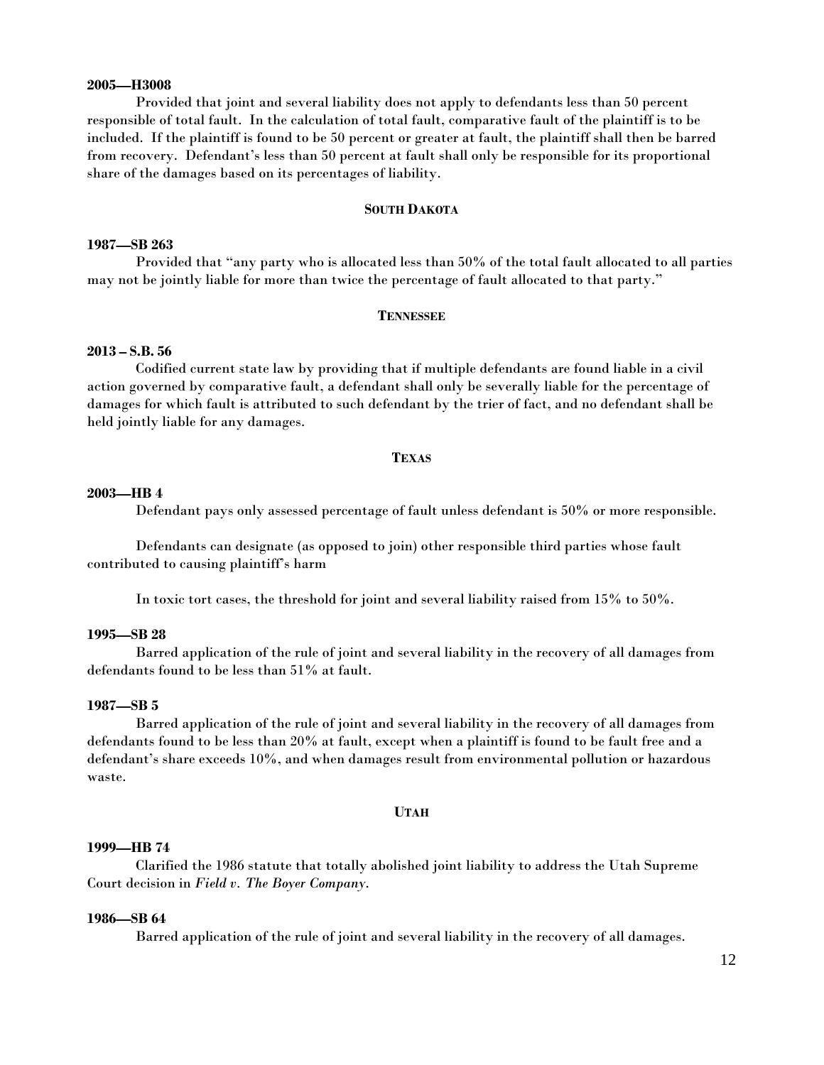**2005—H3008**

Provided that joint and several liability does not apply to defendants less than 50 percent responsible of total fault. In the calculation of total fault, comparative fault of the plaintiff is to be included. If the plaintiff is found to be 50 percent or greater at fault, the plaintiff shall then be barred from recovery. Defendant's less than 50 percent at fault shall only be responsible for its proportional share of the damages based on its percentages of liability.

## SOUTH DAKOTA

**1987—SB 263**

Provided that "any party who is allocated less than 50% of the total fault allocated to all parties may not be jointly liable for more than twice the percentage of fault allocated to that party."

## TENNESSEE

**2013 – S.B. 56**

Codified current state law by providing that if multiple defendants are found liable in a civil action governed by comparative fault, a defendant shall only be severally liable for the percentage of damages for which fault is attributed to such defendant by the trier of fact, and no defendant shall be held jointly liable for any damages.

## TEXAS

**2003—HB 4**

Defendant pays only assessed percentage of fault unless defendant is 50% or more responsible.

Defendants can designate (as opposed to join) other responsible third parties whose fault contributed to causing plaintiff's harm

In toxic tort cases, the threshold for joint and several liability raised from 15% to 50%.

**1995—SB 28**

Barred application of the rule of joint and several liability in the recovery of all damages from defendants found to be less than 51% at fault.

**1987—SB 5**

Barred application of the rule of joint and several liability in the recovery of all damages from defendants found to be less than 20% at fault, except when a plaintiff is found to be fault free and a defendant's share exceeds 10%, and when damages result from environmental pollution or hazardous waste.

## UTAH

**1999—HB 74**

Clarified the 1986 statute that totally abolished joint liability to address the Utah Supreme Court decision in *Field v. The Boyer Company.*

**1986—SB 64**

Barred application of the rule of joint and several liability in the recovery of all damages.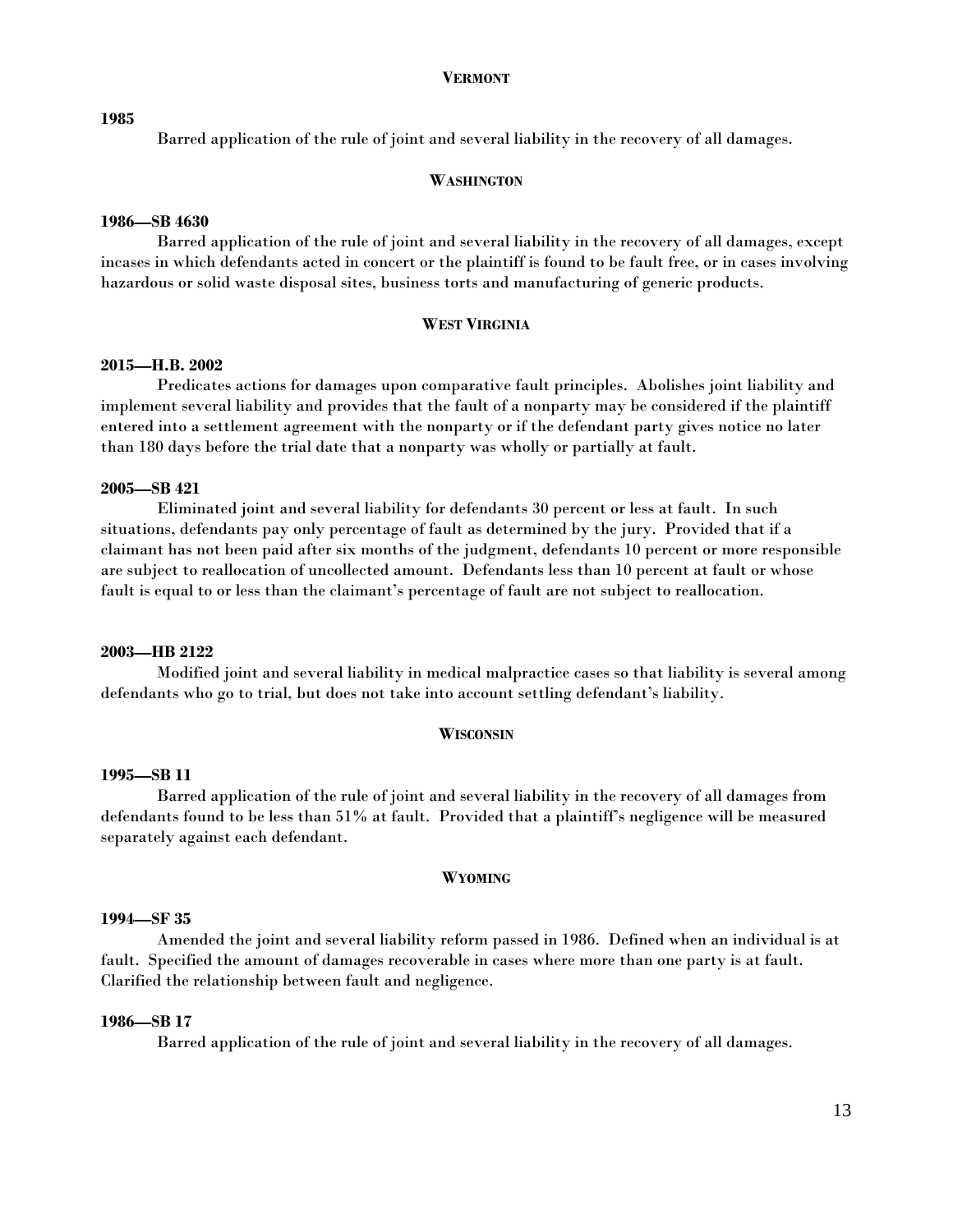## Vermont

**1985**

Barred application of the rule of joint and several liability in the recovery of all damages.

## Washington

**1986—SB 4630**

Barred application of the rule of joint and several liability in the recovery of all damages, except incases in which defendants acted in concert or the plaintiff is found to be fault free, or in cases involving hazardous or solid waste disposal sites, business torts and manufacturing of generic products.

## West Virginia

**2015—H.B. 2002**

Predicates actions for damages upon comparative fault principles. Abolishes joint liability and implement several liability and provides that the fault of a nonparty may be considered if the plaintiff entered into a settlement agreement with the nonparty or if the defendant party gives notice no later than 180 days before the trial date that a nonparty was wholly or partially at fault.

**2005—SB 421**

Eliminated joint and several liability for defendants 30 percent or less at fault. In such situations, defendants pay only percentage of fault as determined by the jury. Provided that if a claimant has not been paid after six months of the judgment, defendants 10 percent or more responsible are subject to reallocation of uncollected amount. Defendants less than 10 percent at fault or whose fault is equal to or less than the claimant's percentage of fault are not subject to reallocation.

**2003—HB 2122**

Modified joint and several liability in medical malpractice cases so that liability is several among defendants who go to trial, but does not take into account settling defendant's liability.

## Wisconsin

**1995—SB 11**

Barred application of the rule of joint and several liability in the recovery of all damages from defendants found to be less than 51% at fault. Provided that a plaintiff's negligence will be measured separately against each defendant.

## Wyoming

**1994—SF 35**

Amended the joint and several liability reform passed in 1986. Defined when an individual is at fault. Specified the amount of damages recoverable in cases where more than one party is at fault. Clarified the relationship between fault and negligence.

**1986—SB 17**

Barred application of the rule of joint and several liability in the recovery of all damages.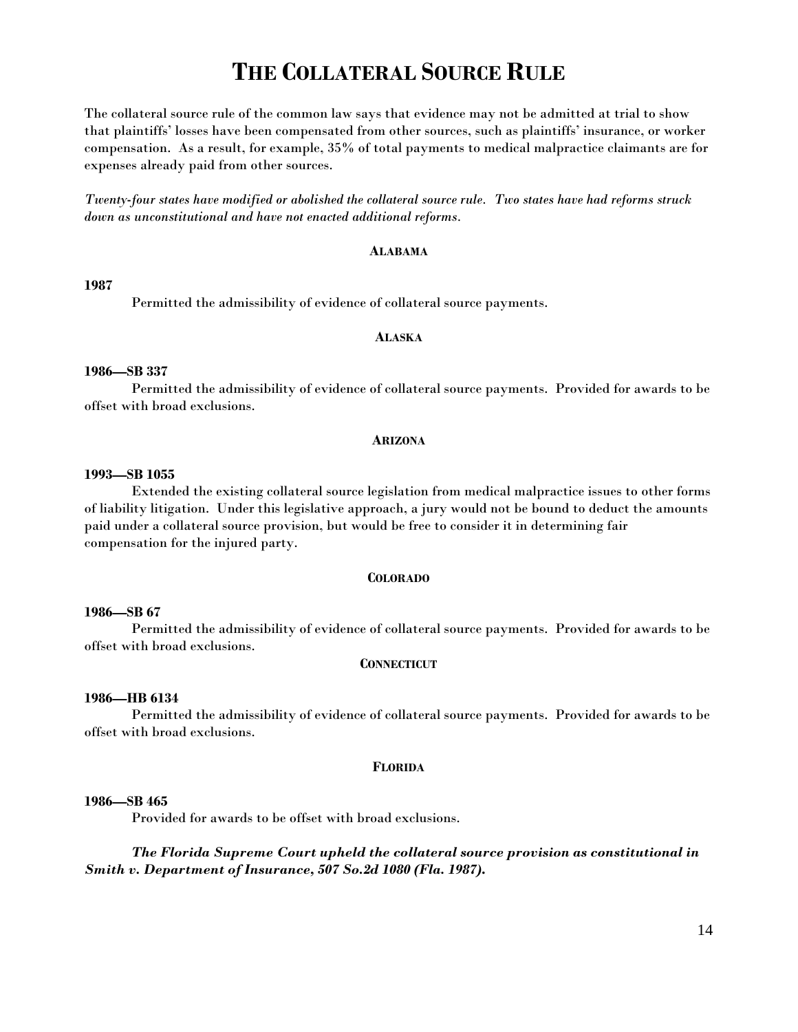# The Collateral Source Rule

The collateral source rule of the common law says that evidence may not be admitted at trial to show that plaintiffs' losses have been compensated from other sources, such as plaintiffs' insurance, or worker compensation. As a result, for example, 35% of total payments to medical malpractice claimants are for expenses already paid from other sources.

*Twenty-four states have modified or abolished the collateral source rule. Two states have had reforms struck down as unconstitutional and have not enacted additional reforms.*

#### Alabama

**1987**

Permitted the admissibility of evidence of collateral source payments.

#### Alaska

**1986—SB 337**

Permitted the admissibility of evidence of collateral source payments. Provided for awards to be offset with broad exclusions.

#### Arizona

**1993—SB 1055**

Extended the existing collateral source legislation from medical malpractice issues to other forms of liability litigation. Under this legislative approach, a jury would not be bound to deduct the amounts paid under a collateral source provision, but would be free to consider it in determining fair compensation for the injured party.

#### Colorado

**1986—SB 67**

Permitted the admissibility of evidence of collateral source payments. Provided for awards to be offset with broad exclusions.

#### Connecticut

**1986—HB 6134**

Permitted the admissibility of evidence of collateral source payments. Provided for awards to be offset with broad exclusions.

#### Florida

**1986—SB 465**

Provided for awards to be offset with broad exclusions.

***The Florida Supreme Court upheld the collateral source provision as constitutional in Smith v. Department of Insurance, 507 So.2d 1080 (Fla. 1987).***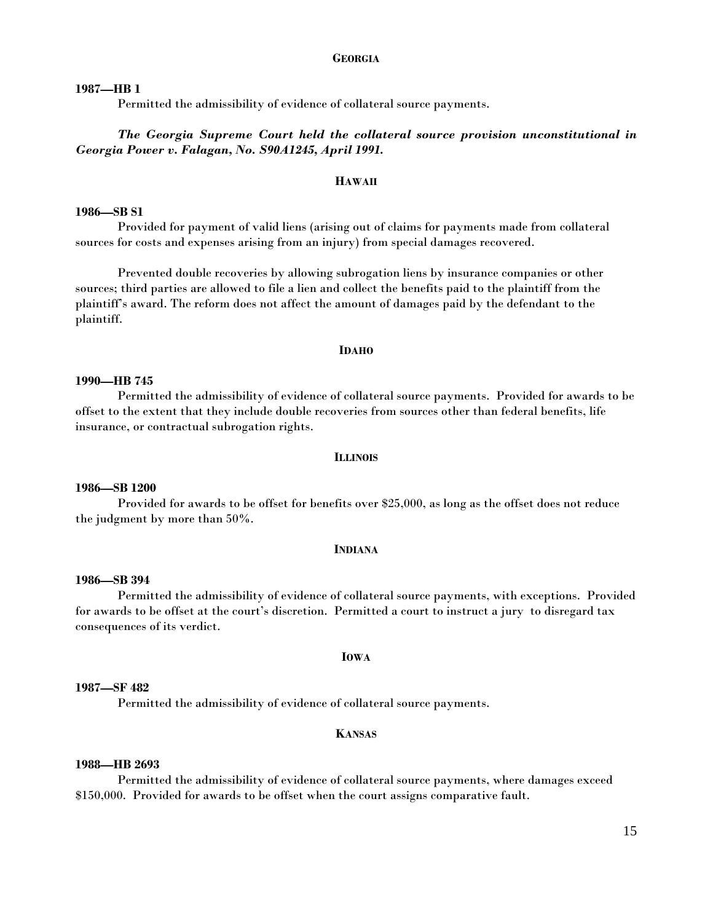## GEORGIA

**1987—HB 1**

Permitted the admissibility of evidence of collateral source payments.

***The Georgia Supreme Court held the collateral source provision unconstitutional in Georgia Power v. Falagan, No. S90A1245, April 1991.***

## HAWAII

**1986—SB S1**

Provided for payment of valid liens (arising out of claims for payments made from collateral sources for costs and expenses arising from an injury) from special damages recovered.

Prevented double recoveries by allowing subrogation liens by insurance companies or other sources; third parties are allowed to file a lien and collect the benefits paid to the plaintiff from the plaintiff's award. The reform does not affect the amount of damages paid by the defendant to the plaintiff.

## IDAHO

**1990—HB 745**

Permitted the admissibility of evidence of collateral source payments. Provided for awards to be offset to the extent that they include double recoveries from sources other than federal benefits, life insurance, or contractual subrogation rights.

## ILLINOIS

**1986—SB 1200**

Provided for awards to be offset for benefits over $25,000, as long as the offset does not reduce the judgment by more than 50%.

## INDIANA

**1986—SB 394**

Permitted the admissibility of evidence of collateral source payments, with exceptions. Provided for awards to be offset at the court's discretion. Permitted a court to instruct a jury to disregard tax consequences of its verdict.

## IOWA

**1987—SF 482**

Permitted the admissibility of evidence of collateral source payments.

## KANSAS

**1988—HB 2693**

Permitted the admissibility of evidence of collateral source payments, where damages exceed $150,000. Provided for awards to be offset when the court assigns comparative fault.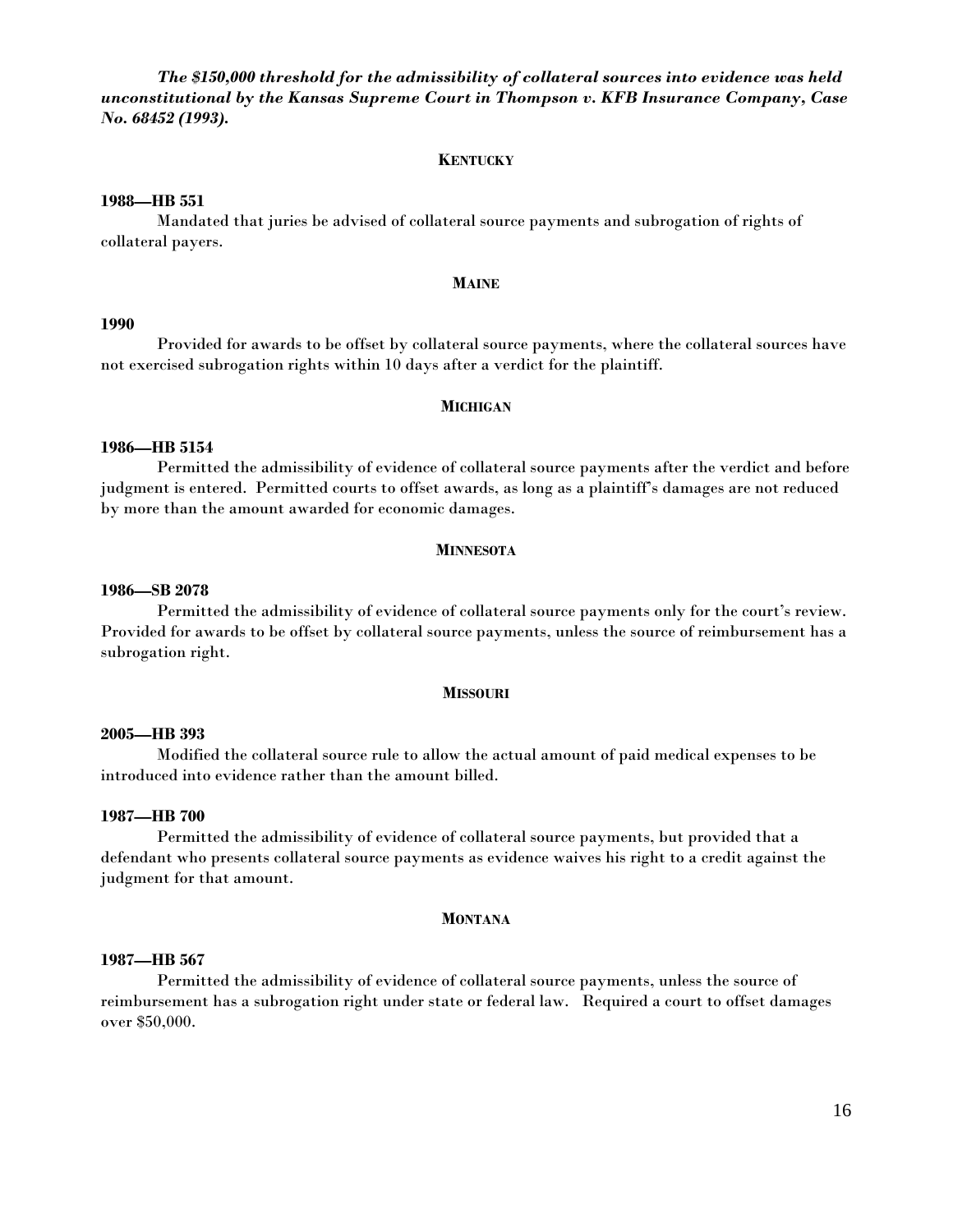***The $150,000 threshold for the admissibility of collateral sources into evidence was held unconstitutional by the Kansas Supreme Court in Thompson v. KFB Insurance Company, Case No. 68452 (1993).***

## KENTUCKY

**1988—HB 551**

Mandated that juries be advised of collateral source payments and subrogation of rights of collateral payers.

## MAINE

**1990**

Provided for awards to be offset by collateral source payments, where the collateral sources have not exercised subrogation rights within 10 days after a verdict for the plaintiff.

## MICHIGAN

**1986—HB 5154**

Permitted the admissibility of evidence of collateral source payments after the verdict and before judgment is entered. Permitted courts to offset awards, as long as a plaintiff's damages are not reduced by more than the amount awarded for economic damages.

## MINNESOTA

**1986—SB 2078**

Permitted the admissibility of evidence of collateral source payments only for the court's review. Provided for awards to be offset by collateral source payments, unless the source of reimbursement has a subrogation right.

## MISSOURI

**2005—HB 393**

Modified the collateral source rule to allow the actual amount of paid medical expenses to be introduced into evidence rather than the amount billed.

**1987—HB 700**

Permitted the admissibility of evidence of collateral source payments, but provided that a defendant who presents collateral source payments as evidence waives his right to a credit against the judgment for that amount.

## MONTANA

**1987—HB 567**

Permitted the admissibility of evidence of collateral source payments, unless the source of reimbursement has a subrogation right under state or federal law. Required a court to offset damages over $50,000.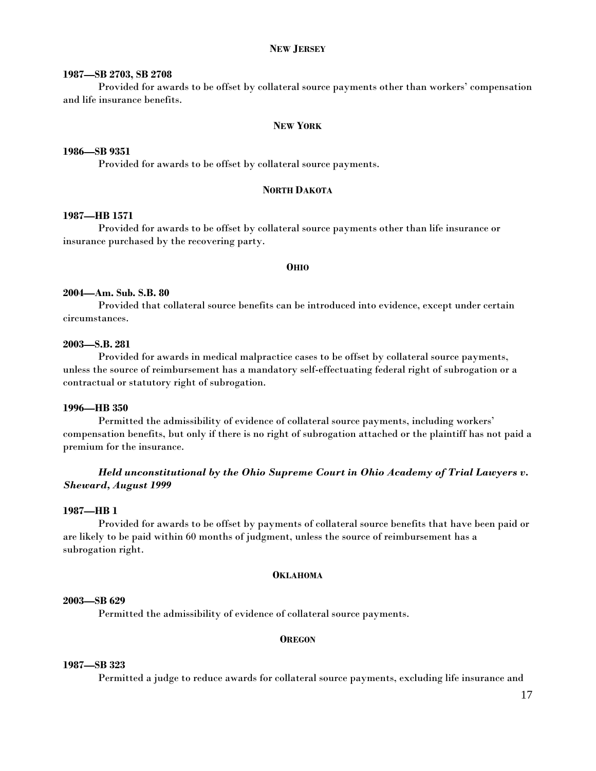### NEW JERSEY

**1987—SB 2703, SB 2708**

Provided for awards to be offset by collateral source payments other than workers' compensation and life insurance benefits.

### NEW YORK

**1986—SB 9351**

Provided for awards to be offset by collateral source payments.

### NORTH DAKOTA

**1987—HB 1571**

Provided for awards to be offset by collateral source payments other than life insurance or insurance purchased by the recovering party.

### OHIO

**2004—Am. Sub. S.B. 80**

Provided that collateral source benefits can be introduced into evidence, except under certain circumstances.

**2003—S.B. 281**

Provided for awards in medical malpractice cases to be offset by collateral source payments, unless the source of reimbursement has a mandatory self-effectuating federal right of subrogation or a contractual or statutory right of subrogation.

**1996—HB 350**

Permitted the admissibility of evidence of collateral source payments, including workers' compensation benefits, but only if there is no right of subrogation attached or the plaintiff has not paid a premium for the insurance.

***Held unconstitutional by the Ohio Supreme Court in Ohio Academy of Trial Lawyers v. Sheward, August 1999***

**1987—HB 1**

Provided for awards to be offset by payments of collateral source benefits that have been paid or are likely to be paid within 60 months of judgment, unless the source of reimbursement has a subrogation right.

### OKLAHOMA

**2003—SB 629**

Permitted the admissibility of evidence of collateral source payments.

### OREGON

**1987—SB 323**

Permitted a judge to reduce awards for collateral source payments, excluding life insurance and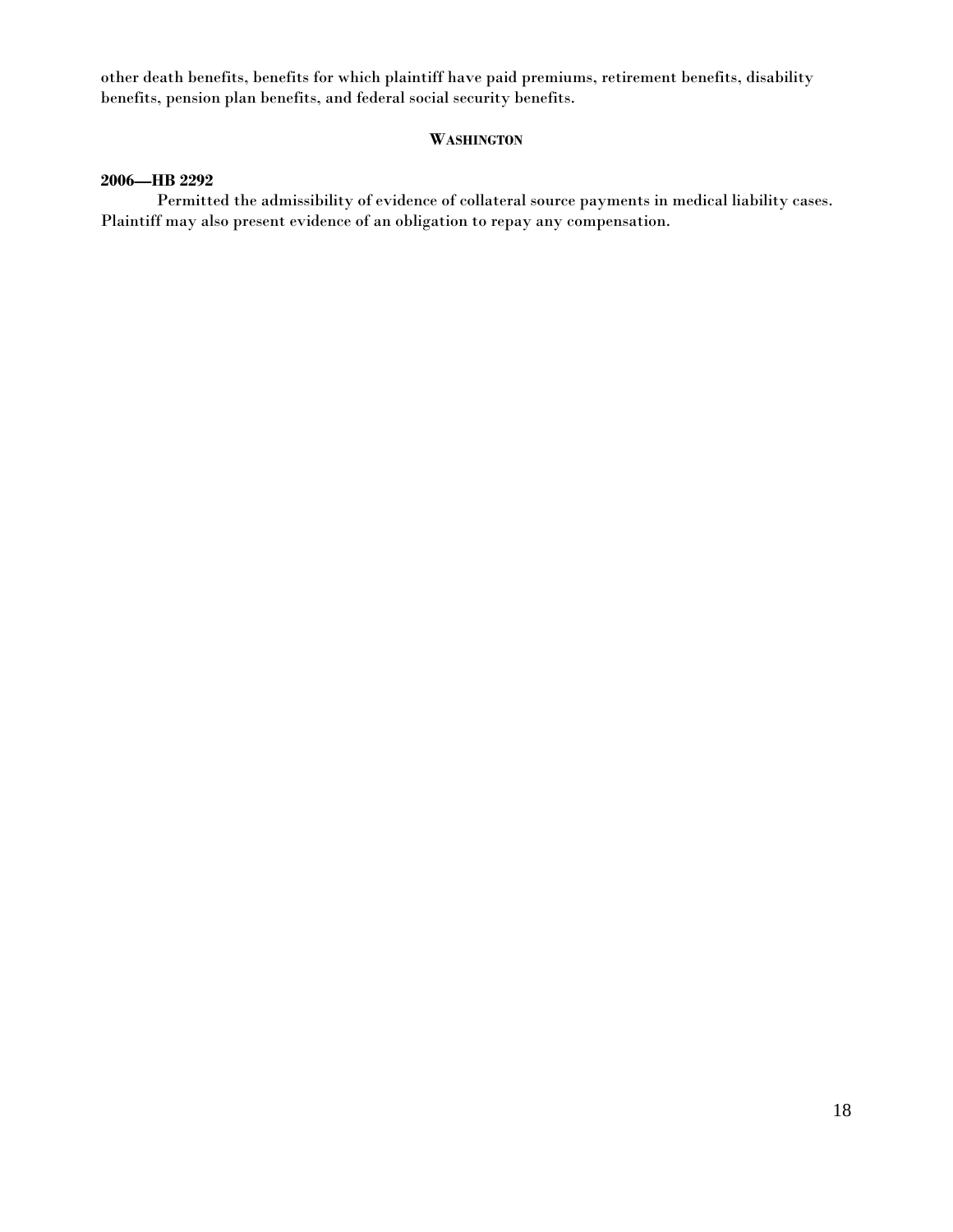other death benefits, benefits for which plaintiff have paid premiums, retirement benefits, disability benefits, pension plan benefits, and federal social security benefits.

### WASHINGTON

**2006—HB 2292**

Permitted the admissibility of evidence of collateral source payments in medical liability cases. Plaintiff may also present evidence of an obligation to repay any compensation.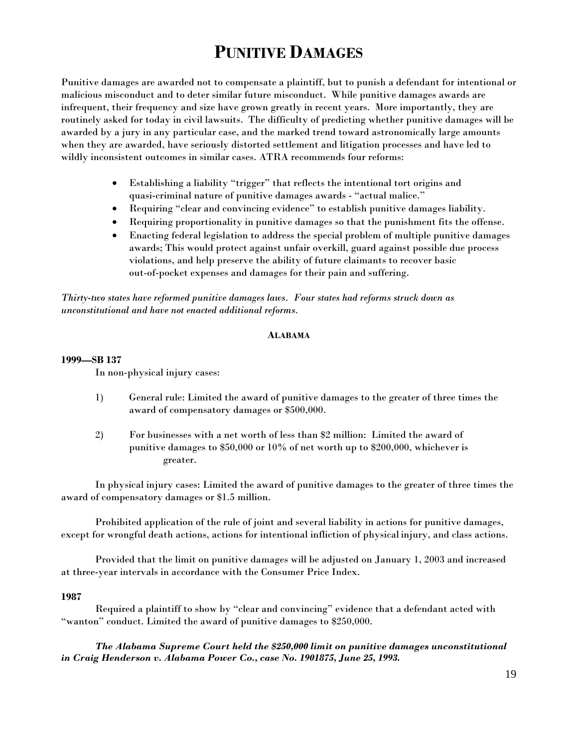# Punitive Damages

Punitive damages are awarded not to compensate a plaintiff, but to punish a defendant for intentional or malicious misconduct and to deter similar future misconduct. While punitive damages awards are infrequent, their frequency and size have grown greatly in recent years. More importantly, they are routinely asked for today in civil lawsuits. The difficulty of predicting whether punitive damages will be awarded by a jury in any particular case, and the marked trend toward astronomically large amounts when they are awarded, have seriously distorted settlement and litigation processes and have led to wildly inconsistent outcomes in similar cases. ATRA recommends four reforms:

- Establishing a liability "trigger" that reflects the intentional tort origins and quasi-criminal nature of punitive damages awards - "actual malice."
- Requiring "clear and convincing evidence" to establish punitive damages liability.
- Requiring proportionality in punitive damages so that the punishment fits the offense.
- Enacting federal legislation to address the special problem of multiple punitive damages awards; This would protect against unfair overkill, guard against possible due process violations, and help preserve the ability of future claimants to recover basic out-of-pocket expenses and damages for their pain and suffering.

*Thirty-two states have reformed punitive damages laws. Four states had reforms struck down as unconstitutional and have not enacted additional reforms.*

## Alabama

**1999—SB 137**

In non-physical injury cases:

1) General rule: Limited the award of punitive damages to the greater of three times the award of compensatory damages or $500,000.

2) For businesses with a net worth of less than $2 million: Limited the award of punitive damages to $50,000 or 10% of net worth up to $200,000, whichever is greater.

In physical injury cases: Limited the award of punitive damages to the greater of three times the award of compensatory damages or $1.5 million.

Prohibited application of the rule of joint and several liability in actions for punitive damages, except for wrongful death actions, actions for intentional infliction of physical injury, and class actions.

Provided that the limit on punitive damages will be adjusted on January 1, 2003 and increased at three-year intervals in accordance with the Consumer Price Index.

**1987**

Required a plaintiff to show by "clear and convincing" evidence that a defendant acted with "wanton" conduct. Limited the award of punitive damages to $250,000.

***The Alabama Supreme Court held the $250,000 limit on punitive damages unconstitutional in Craig Henderson v. Alabama Power Co., case No. 1901875, June 25, 1993.***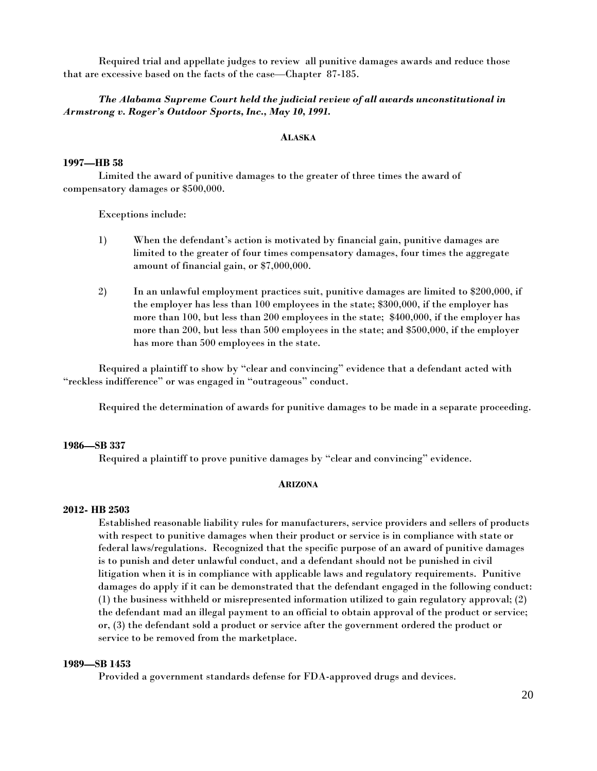Required trial and appellate judges to review all punitive damages awards and reduce those that are excessive based on the facts of the case—Chapter 87-185.

***The Alabama Supreme Court held the judicial review of all awards unconstitutional in Armstrong v. Roger's Outdoor Sports, Inc., May 10, 1991.***

## ALASKA

**1997—HB 58**

Limited the award of punitive damages to the greater of three times the award of compensatory damages or $500,000.

Exceptions include:

1) When the defendant's action is motivated by financial gain, punitive damages are limited to the greater of four times compensatory damages, four times the aggregate amount of financial gain, or $7,000,000.

2) In an unlawful employment practices suit, punitive damages are limited to $200,000, if the employer has less than 100 employees in the state; $300,000, if the employer has more than 100, but less than 200 employees in the state; $400,000, if the employer has more than 200, but less than 500 employees in the state; and $500,000, if the employer has more than 500 employees in the state.

Required a plaintiff to show by "clear and convincing" evidence that a defendant acted with "reckless indifference" or was engaged in "outrageous" conduct.

Required the determination of awards for punitive damages to be made in a separate proceeding.

**1986—SB 337**

Required a plaintiff to prove punitive damages by "clear and convincing" evidence.

## ARIZONA

**2012- HB 2503**

Established reasonable liability rules for manufacturers, service providers and sellers of products with respect to punitive damages when their product or service is in compliance with state or federal laws/regulations. Recognized that the specific purpose of an award of punitive damages is to punish and deter unlawful conduct, and a defendant should not be punished in civil litigation when it is in compliance with applicable laws and regulatory requirements. Punitive damages do apply if it can be demonstrated that the defendant engaged in the following conduct: (1) the business withheld or misrepresented information utilized to gain regulatory approval; (2) the defendant mad an illegal payment to an official to obtain approval of the product or service; or, (3) the defendant sold a product or service after the government ordered the product or service to be removed from the marketplace.

**1989—SB 1453**

Provided a government standards defense for FDA-approved drugs and devices.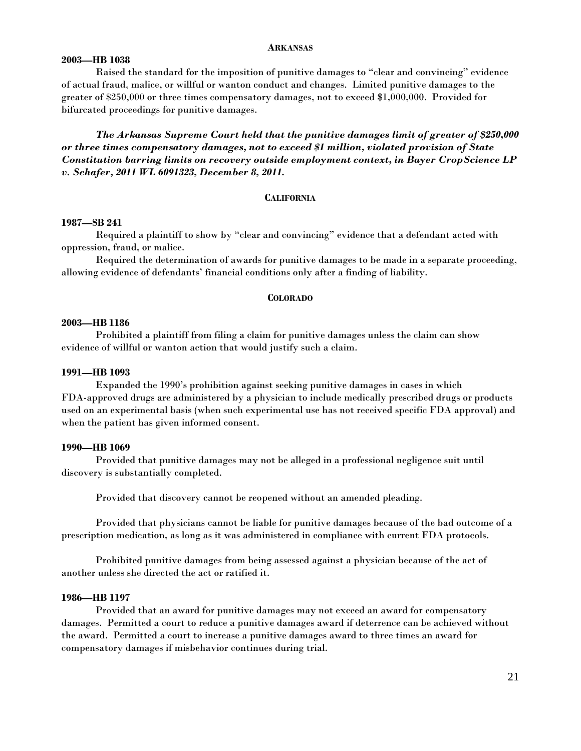## ARKANSAS

**2003—HB 1038**

Raised the standard for the imposition of punitive damages to "clear and convincing" evidence of actual fraud, malice, or willful or wanton conduct and changes. Limited punitive damages to the greater of $250,000 or three times compensatory damages, not to exceed $1,000,000. Provided for bifurcated proceedings for punitive damages.

***The Arkansas Supreme Court held that the punitive damages limit of greater of $250,000 or three times compensatory damages, not to exceed $1 million, violated provision of State Constitution barring limits on recovery outside employment context, in Bayer CropScience LP v. Schafer, 2011 WL 6091323, December 8, 2011.***

## CALIFORNIA

**1987—SB 241**

Required a plaintiff to show by "clear and convincing" evidence that a defendant acted with oppression, fraud, or malice.

Required the determination of awards for punitive damages to be made in a separate proceeding, allowing evidence of defendants' financial conditions only after a finding of liability.

## COLORADO

**2003—HB 1186**

Prohibited a plaintiff from filing a claim for punitive damages unless the claim can show evidence of willful or wanton action that would justify such a claim.

**1991—HB 1093**

Expanded the 1990's prohibition against seeking punitive damages in cases in which FDA-approved drugs are administered by a physician to include medically prescribed drugs or products used on an experimental basis (when such experimental use has not received specific FDA approval) and when the patient has given informed consent.

**1990—HB 1069**

Provided that punitive damages may not be alleged in a professional negligence suit until discovery is substantially completed.

Provided that discovery cannot be reopened without an amended pleading.

Provided that physicians cannot be liable for punitive damages because of the bad outcome of a prescription medication, as long as it was administered in compliance with current FDA protocols.

Prohibited punitive damages from being assessed against a physician because of the act of another unless she directed the act or ratified it.

**1986—HB 1197**

Provided that an award for punitive damages may not exceed an award for compensatory damages. Permitted a court to reduce a punitive damages award if deterrence can be achieved without the award. Permitted a court to increase a punitive damages award to three times an award for compensatory damages if misbehavior continues during trial.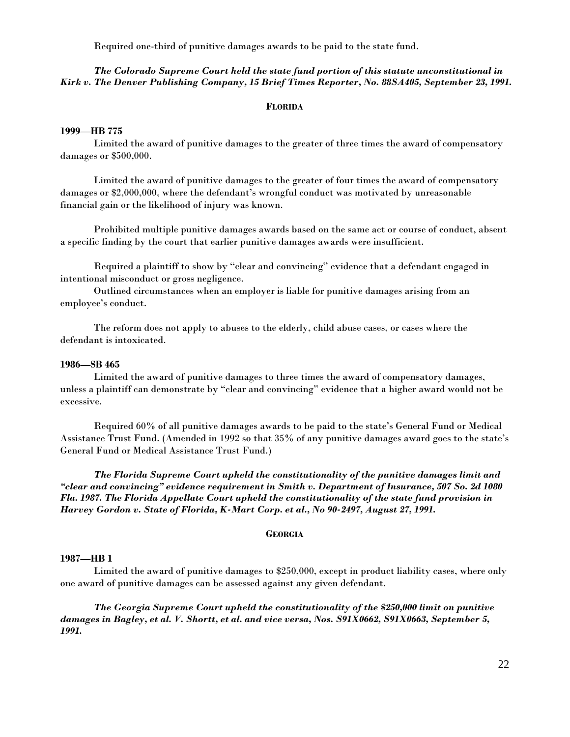Required one-third of punitive damages awards to be paid to the state fund.

***The Colorado Supreme Court held the state fund portion of this statute unconstitutional in Kirk v. The Denver Publishing Company, 15 Brief Times Reporter, No. 88SA405, September 23, 1991.***

## FLORIDA

**1999—HB 775**

Limited the award of punitive damages to the greater of three times the award of compensatory damages or $500,000.

Limited the award of punitive damages to the greater of four times the award of compensatory damages or $2,000,000, where the defendant's wrongful conduct was motivated by unreasonable financial gain or the likelihood of injury was known.

Prohibited multiple punitive damages awards based on the same act or course of conduct, absent a specific finding by the court that earlier punitive damages awards were insufficient.

Required a plaintiff to show by "clear and convincing" evidence that a defendant engaged in intentional misconduct or gross negligence.

Outlined circumstances when an employer is liable for punitive damages arising from an employee's conduct.

The reform does not apply to abuses to the elderly, child abuse cases, or cases where the defendant is intoxicated.

**1986—SB 465**

Limited the award of punitive damages to three times the award of compensatory damages, unless a plaintiff can demonstrate by "clear and convincing" evidence that a higher award would not be excessive.

Required 60% of all punitive damages awards to be paid to the state's General Fund or Medical Assistance Trust Fund. (Amended in 1992 so that 35% of any punitive damages award goes to the state's General Fund or Medical Assistance Trust Fund.)

***The Florida Supreme Court upheld the constitutionality of the punitive damages limit and "clear and convincing" evidence requirement in Smith v. Department of Insurance, 507 So. 2d 1080 Fla. 1987. The Florida Appellate Court upheld the constitutionality of the state fund provision in Harvey Gordon v. State of Florida, K-Mart Corp. et al., No 90-2497, August 27, 1991.***

## GEORGIA

**1987—HB 1**

Limited the award of punitive damages to $250,000, except in product liability cases, where only one award of punitive damages can be assessed against any given defendant.

***The Georgia Supreme Court upheld the constitutionality of the $250,000 limit on punitive damages in Bagley, et al. V. Shortt, et al. and vice versa, Nos. S91X0662, S91X0663, September 5, 1991.***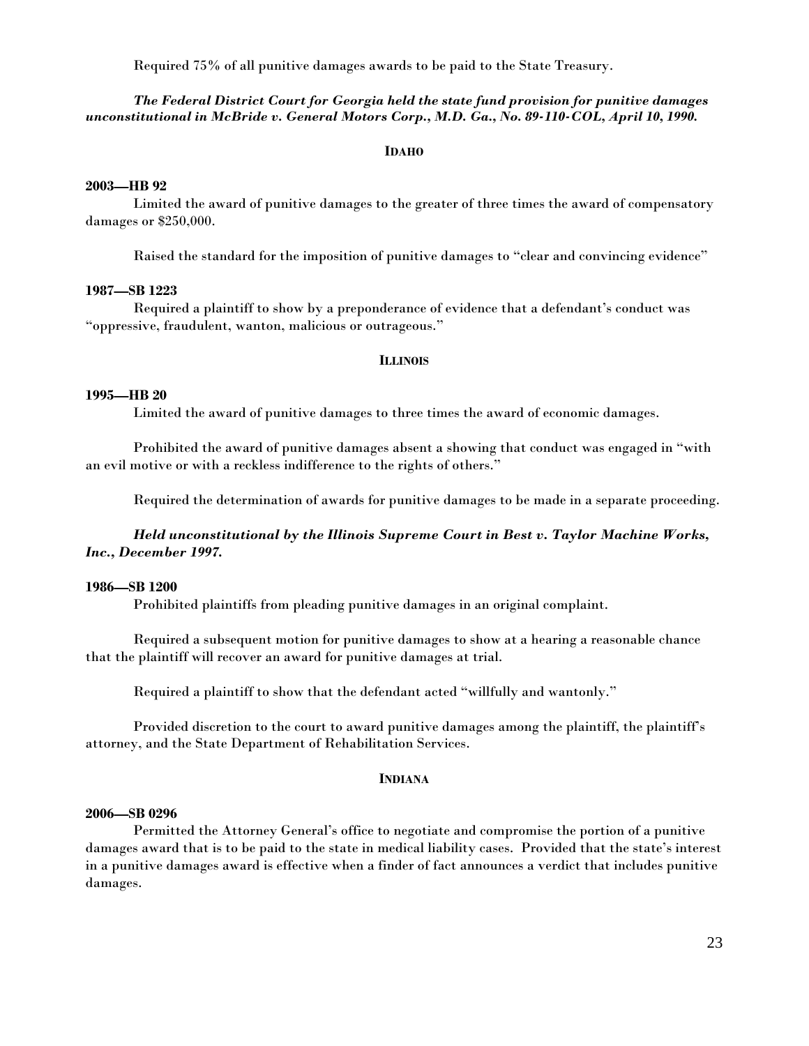Required 75% of all punitive damages awards to be paid to the State Treasury.

***The Federal District Court for Georgia held the state fund provision for punitive damages unconstitutional in McBride v. General Motors Corp., M.D. Ga., No. 89-110-COL, April 10, 1990.***

## IDAHO

**2003—HB 92**

Limited the award of punitive damages to the greater of three times the award of compensatory damages or $250,000.

Raised the standard for the imposition of punitive damages to "clear and convincing evidence"

**1987—SB 1223**

Required a plaintiff to show by a preponderance of evidence that a defendant's conduct was "oppressive, fraudulent, wanton, malicious or outrageous."

## ILLINOIS

**1995—HB 20**

Limited the award of punitive damages to three times the award of economic damages.

Prohibited the award of punitive damages absent a showing that conduct was engaged in "with an evil motive or with a reckless indifference to the rights of others."

Required the determination of awards for punitive damages to be made in a separate proceeding.

***Held unconstitutional by the Illinois Supreme Court in Best v. Taylor Machine Works, Inc., December 1997.***

**1986—SB 1200**

Prohibited plaintiffs from pleading punitive damages in an original complaint.

Required a subsequent motion for punitive damages to show at a hearing a reasonable chance that the plaintiff will recover an award for punitive damages at trial.

Required a plaintiff to show that the defendant acted "willfully and wantonly."

Provided discretion to the court to award punitive damages among the plaintiff, the plaintiff's attorney, and the State Department of Rehabilitation Services.

## INDIANA

**2006—SB 0296**

Permitted the Attorney General's office to negotiate and compromise the portion of a punitive damages award that is to be paid to the state in medical liability cases. Provided that the state's interest in a punitive damages award is effective when a finder of fact announces a verdict that includes punitive damages.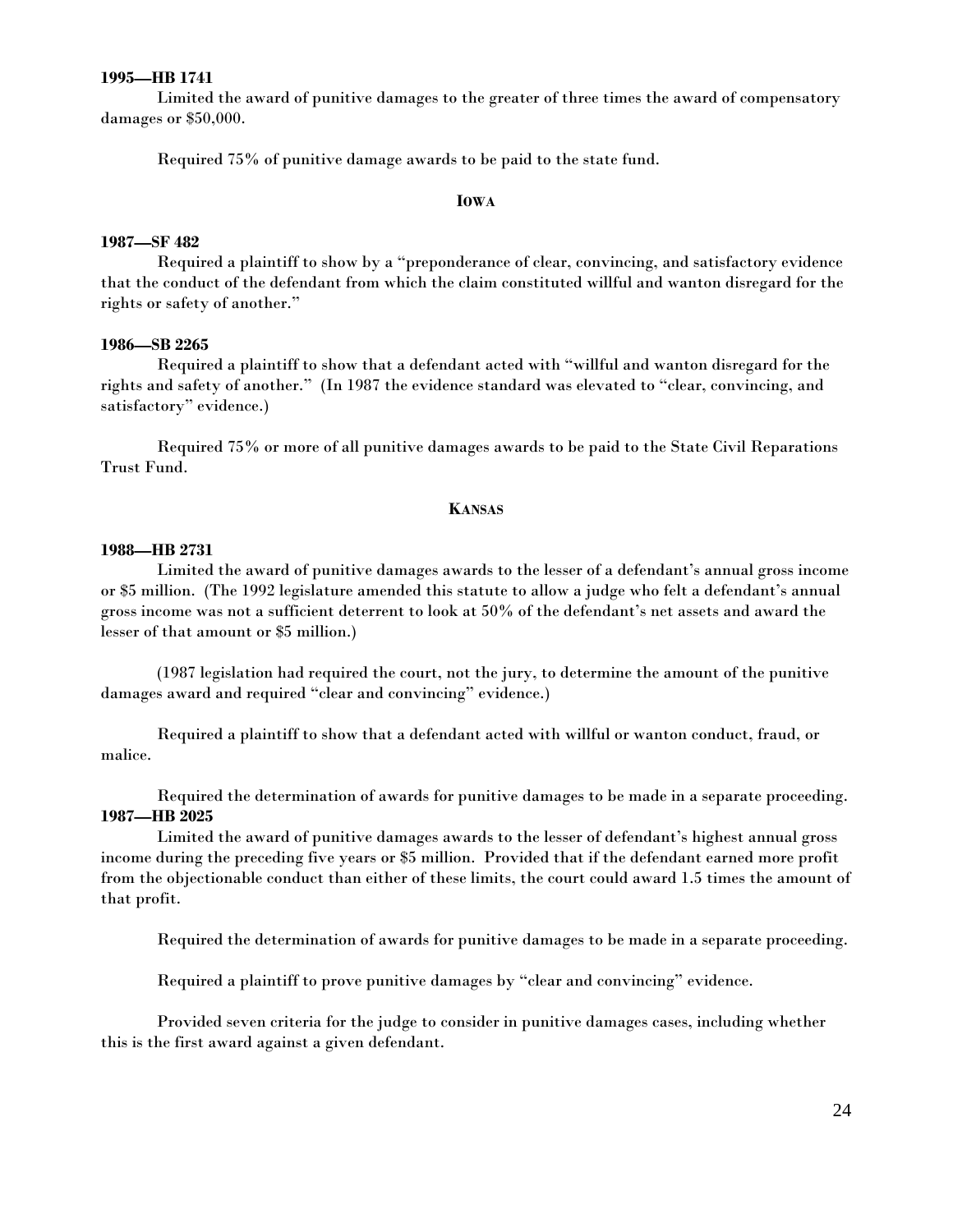**1995—HB 1741**

Limited the award of punitive damages to the greater of three times the award of compensatory damages or $50,000.

Required 75% of punitive damage awards to be paid to the state fund.

## IOWA

**1987—SF 482**

Required a plaintiff to show by a "preponderance of clear, convincing, and satisfactory evidence that the conduct of the defendant from which the claim constituted willful and wanton disregard for the rights or safety of another."

**1986—SB 2265**

Required a plaintiff to show that a defendant acted with "willful and wanton disregard for the rights and safety of another." (In 1987 the evidence standard was elevated to "clear, convincing, and satisfactory" evidence.)

Required 75% or more of all punitive damages awards to be paid to the State Civil Reparations Trust Fund.

## KANSAS

**1988—HB 2731**

Limited the award of punitive damages awards to the lesser of a defendant's annual gross income or $5 million. (The 1992 legislature amended this statute to allow a judge who felt a defendant's annual gross income was not a sufficient deterrent to look at 50% of the defendant's net assets and award the lesser of that amount or $5 million.)

(1987 legislation had required the court, not the jury, to determine the amount of the punitive damages award and required "clear and convincing" evidence.)

Required a plaintiff to show that a defendant acted with willful or wanton conduct, fraud, or malice.

Required the determination of awards for punitive damages to be made in a separate proceeding.

**1987—HB 2025**

Limited the award of punitive damages awards to the lesser of defendant's highest annual gross income during the preceding five years or $5 million. Provided that if the defendant earned more profit from the objectionable conduct than either of these limits, the court could award 1.5 times the amount of that profit.

Required the determination of awards for punitive damages to be made in a separate proceeding.

Required a plaintiff to prove punitive damages by "clear and convincing" evidence.

Provided seven criteria for the judge to consider in punitive damages cases, including whether this is the first award against a given defendant.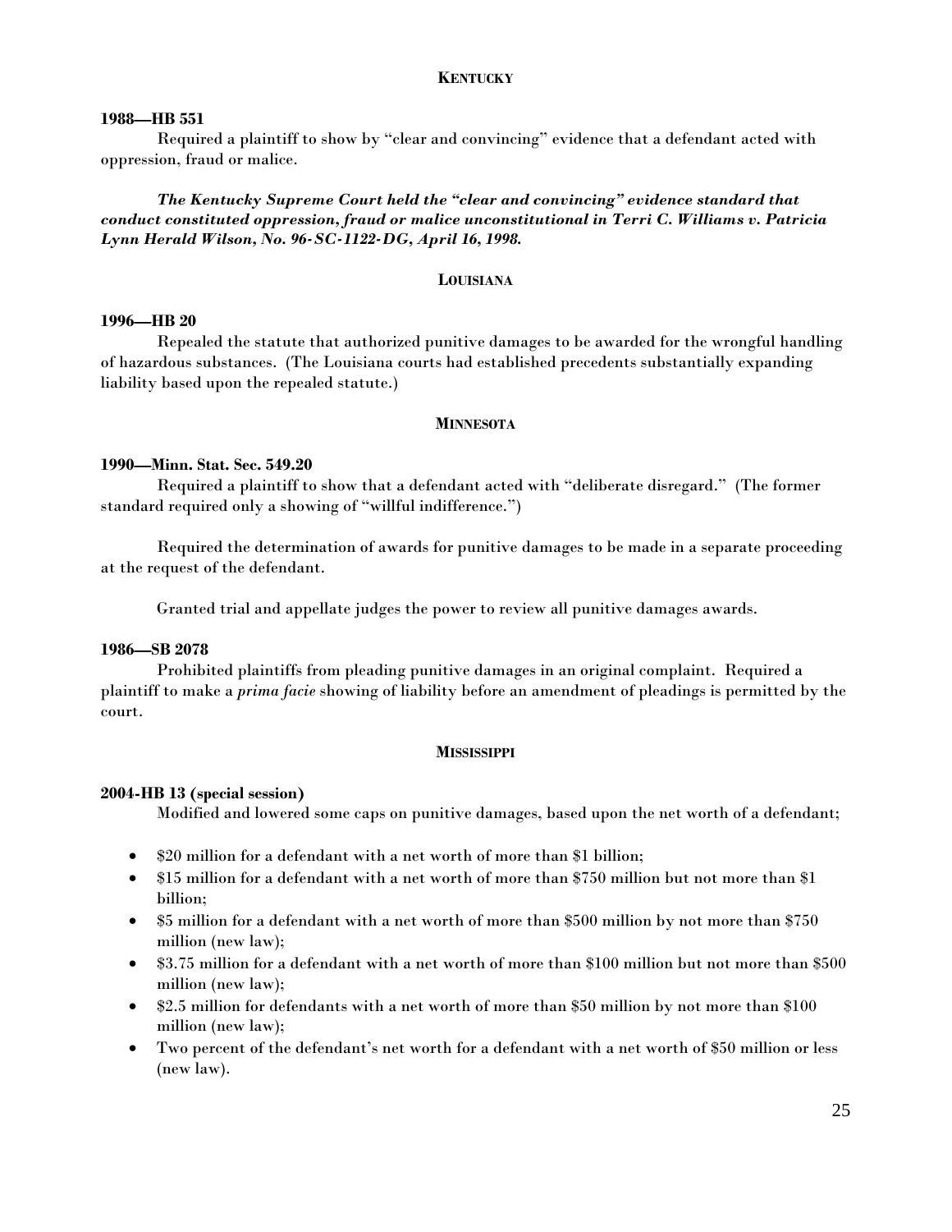## KENTUCKY

**1988—HB 551**

Required a plaintiff to show by "clear and convincing" evidence that a defendant acted with oppression, fraud or malice.

***The Kentucky Supreme Court held the "clear and convincing" evidence standard that conduct constituted oppression, fraud or malice unconstitutional in Terri C. Williams v. Patricia Lynn Herald Wilson, No. 96-SC-1122-DG, April 16, 1998.***

## LOUISIANA

**1996—HB 20**

Repealed the statute that authorized punitive damages to be awarded for the wrongful handling of hazardous substances. (The Louisiana courts had established precedents substantially expanding liability based upon the repealed statute.)

## MINNESOTA

**1990—Minn. Stat. Sec. 549.20**

Required a plaintiff to show that a defendant acted with "deliberate disregard." (The former standard required only a showing of "willful indifference.")

Required the determination of awards for punitive damages to be made in a separate proceeding at the request of the defendant.

Granted trial and appellate judges the power to review all punitive damages awards.

**1986—SB 2078**

Prohibited plaintiffs from pleading punitive damages in an original complaint. Required a plaintiff to make a *prima facie* showing of liability before an amendment of pleadings is permitted by the court.

## MISSISSIPPI

**2004-HB 13 (special session)**

Modified and lowered some caps on punitive damages, based upon the net worth of a defendant;

- $20 million for a defendant with a net worth of more than $1 billion;
- $15 million for a defendant with a net worth of more than $750 million but not more than $1 billion;
- $5 million for a defendant with a net worth of more than $500 million by not more than $750 million (new law);
- $3.75 million for a defendant with a net worth of more than $100 million but not more than $500 million (new law);
- $2.5 million for defendants with a net worth of more than $50 million by not more than $100 million (new law);
- Two percent of the defendant's net worth for a defendant with a net worth of $50 million or less (new law).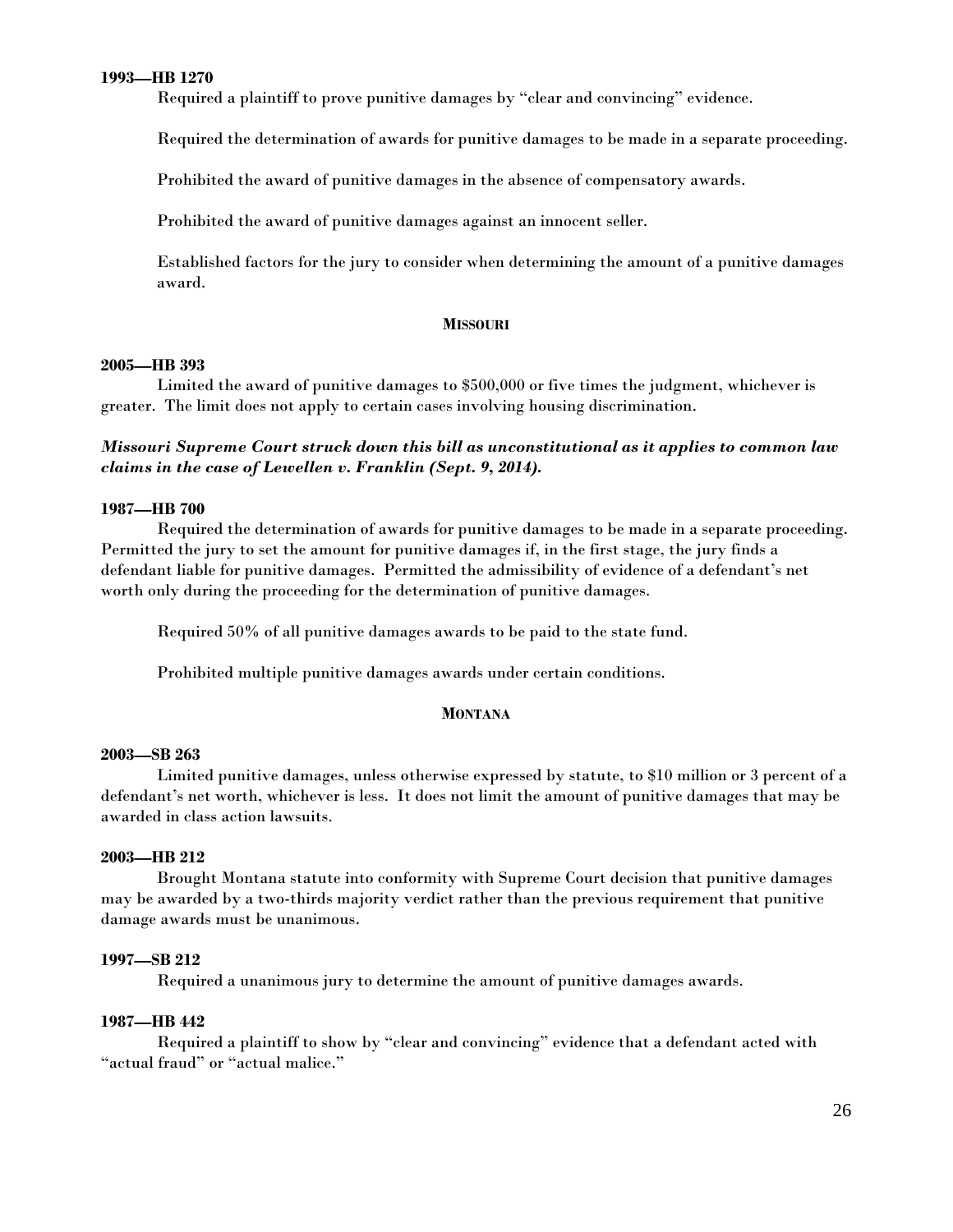**1993—HB 1270**

Required a plaintiff to prove punitive damages by "clear and convincing" evidence.

Required the determination of awards for punitive damages to be made in a separate proceeding.

Prohibited the award of punitive damages in the absence of compensatory awards.

Prohibited the award of punitive damages against an innocent seller.

Established factors for the jury to consider when determining the amount of a punitive damages award.

## MISSOURI

**2005—HB 393**

Limited the award of punitive damages to $500,000 or five times the judgment, whichever is greater. The limit does not apply to certain cases involving housing discrimination.

***Missouri Supreme Court struck down this bill as unconstitutional as it applies to common law claims in the case of Lewellen v. Franklin (Sept. 9, 2014).***

**1987—HB 700**

Required the determination of awards for punitive damages to be made in a separate proceeding. Permitted the jury to set the amount for punitive damages if, in the first stage, the jury finds a defendant liable for punitive damages. Permitted the admissibility of evidence of a defendant's net worth only during the proceeding for the determination of punitive damages.

Required 50% of all punitive damages awards to be paid to the state fund.

Prohibited multiple punitive damages awards under certain conditions.

## MONTANA

**2003—SB 263**

Limited punitive damages, unless otherwise expressed by statute, to $10 million or 3 percent of a defendant's net worth, whichever is less. It does not limit the amount of punitive damages that may be awarded in class action lawsuits.

**2003—HB 212**

Brought Montana statute into conformity with Supreme Court decision that punitive damages may be awarded by a two-thirds majority verdict rather than the previous requirement that punitive damage awards must be unanimous.

**1997—SB 212**

Required a unanimous jury to determine the amount of punitive damages awards.

**1987—HB 442**

Required a plaintiff to show by "clear and convincing" evidence that a defendant acted with "actual fraud" or "actual malice."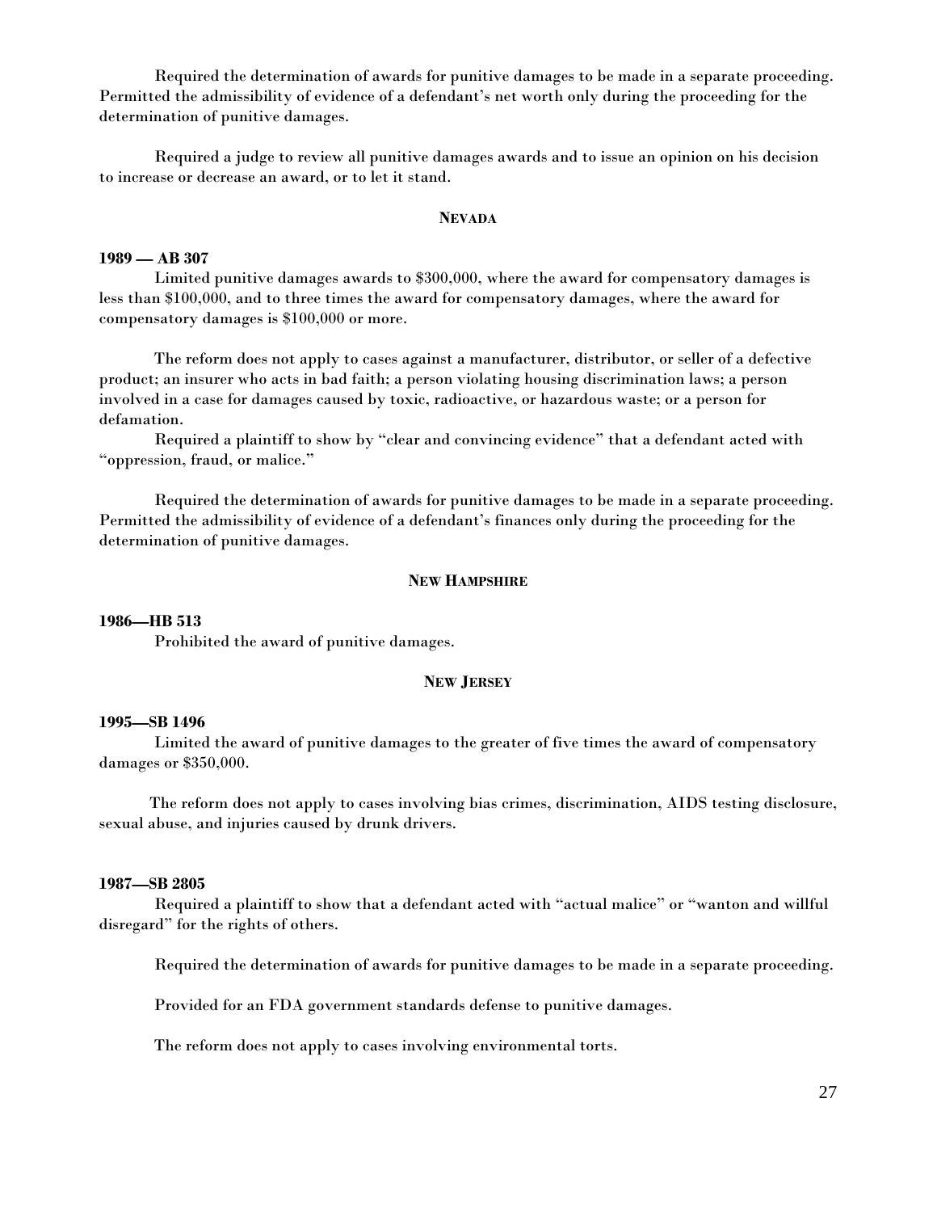Required the determination of awards for punitive damages to be made in a separate proceeding. Permitted the admissibility of evidence of a defendant's net worth only during the proceeding for the determination of punitive damages.

Required a judge to review all punitive damages awards and to issue an opinion on his decision to increase or decrease an award, or to let it stand.

## NEVADA

**1989 — AB 307**

Limited punitive damages awards to $300,000, where the award for compensatory damages is less than $100,000, and to three times the award for compensatory damages, where the award for compensatory damages is $100,000 or more.

The reform does not apply to cases against a manufacturer, distributor, or seller of a defective product; an insurer who acts in bad faith; a person violating housing discrimination laws; a person involved in a case for damages caused by toxic, radioactive, or hazardous waste; or a person for defamation.

Required a plaintiff to show by "clear and convincing evidence" that a defendant acted with "oppression, fraud, or malice."

Required the determination of awards for punitive damages to be made in a separate proceeding. Permitted the admissibility of evidence of a defendant's finances only during the proceeding for the determination of punitive damages.

## NEW HAMPSHIRE

**1986—HB 513**

Prohibited the award of punitive damages.

## NEW JERSEY

**1995—SB 1496**

Limited the award of punitive damages to the greater of five times the award of compensatory damages or $350,000.

The reform does not apply to cases involving bias crimes, discrimination, AIDS testing disclosure, sexual abuse, and injuries caused by drunk drivers.

**1987—SB 2805**

Required a plaintiff to show that a defendant acted with "actual malice" or "wanton and willful disregard" for the rights of others.

Required the determination of awards for punitive damages to be made in a separate proceeding.

Provided for an FDA government standards defense to punitive damages.

The reform does not apply to cases involving environmental torts.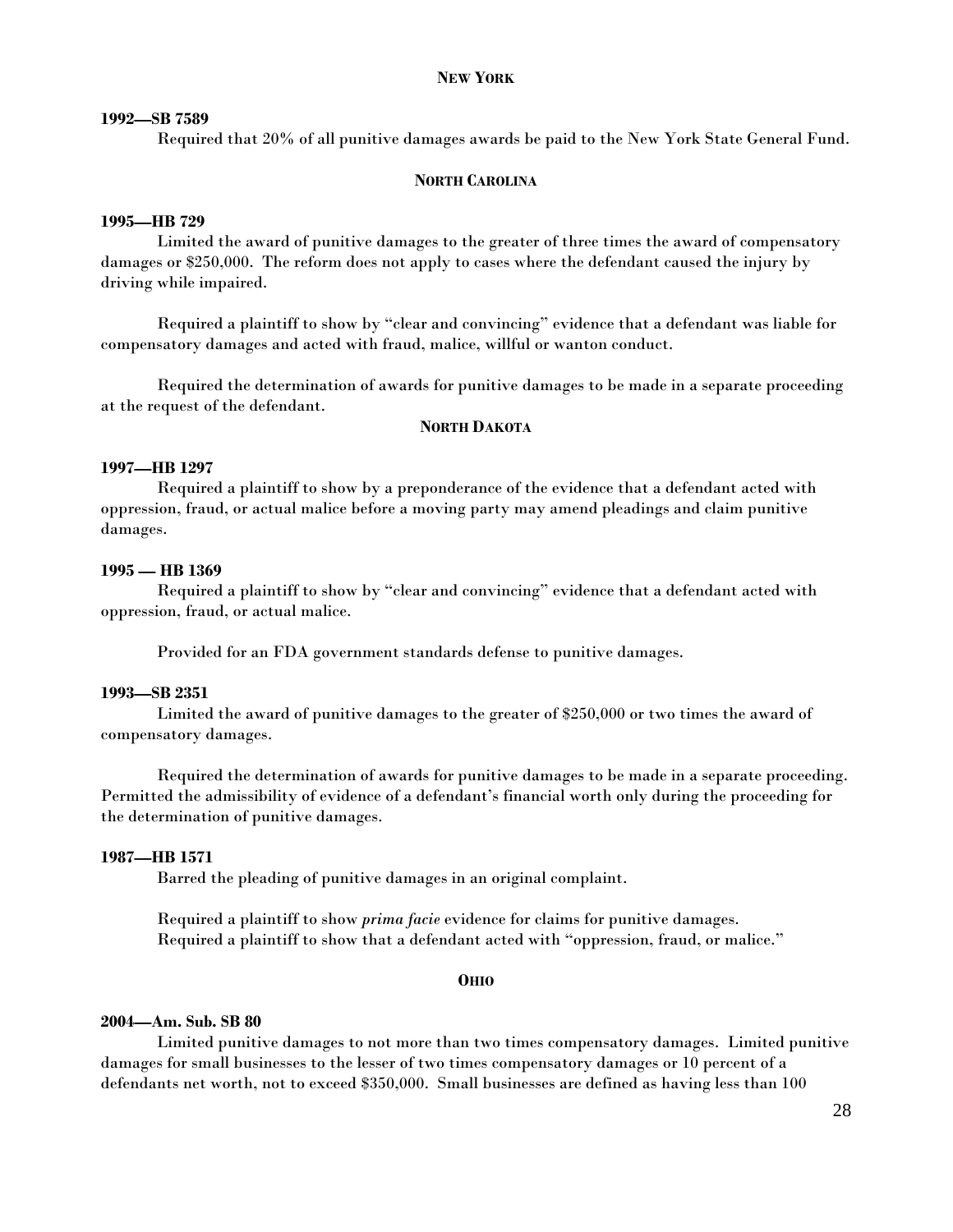## NEW YORK

**1992—SB 7589**

Required that 20% of all punitive damages awards be paid to the New York State General Fund.

## NORTH CAROLINA

**1995—HB 729**

Limited the award of punitive damages to the greater of three times the award of compensatory damages or $250,000. The reform does not apply to cases where the defendant caused the injury by driving while impaired.

Required a plaintiff to show by "clear and convincing" evidence that a defendant was liable for compensatory damages and acted with fraud, malice, willful or wanton conduct.

Required the determination of awards for punitive damages to be made in a separate proceeding at the request of the defendant.

## NORTH DAKOTA

**1997—HB 1297**

Required a plaintiff to show by a preponderance of the evidence that a defendant acted with oppression, fraud, or actual malice before a moving party may amend pleadings and claim punitive damages.

**1995 — HB 1369**

Required a plaintiff to show by "clear and convincing" evidence that a defendant acted with oppression, fraud, or actual malice.

Provided for an FDA government standards defense to punitive damages.

**1993—SB 2351**

Limited the award of punitive damages to the greater of $250,000 or two times the award of compensatory damages.

Required the determination of awards for punitive damages to be made in a separate proceeding. Permitted the admissibility of evidence of a defendant's financial worth only during the proceeding for the determination of punitive damages.

**1987—HB 1571**

Barred the pleading of punitive damages in an original complaint.

Required a plaintiff to show *prima facie* evidence for claims for punitive damages.
Required a plaintiff to show that a defendant acted with "oppression, fraud, or malice."

## OHIO

**2004—Am. Sub. SB 80**

Limited punitive damages to not more than two times compensatory damages. Limited punitive damages for small businesses to the lesser of two times compensatory damages or 10 percent of a defendants net worth, not to exceed $350,000. Small businesses are defined as having less than 100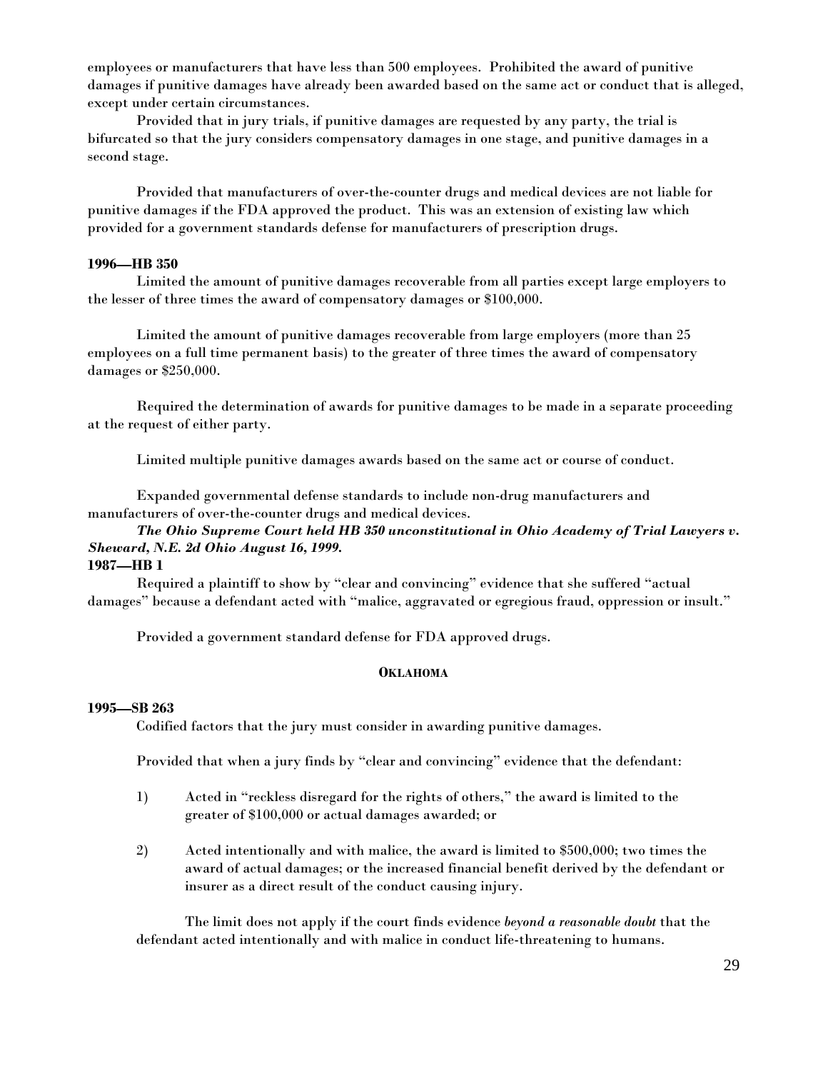employees or manufacturers that have less than 500 employees. Prohibited the award of punitive damages if punitive damages have already been awarded based on the same act or conduct that is alleged, except under certain circumstances.

Provided that in jury trials, if punitive damages are requested by any party, the trial is bifurcated so that the jury considers compensatory damages in one stage, and punitive damages in a second stage.

Provided that manufacturers of over-the-counter drugs and medical devices are not liable for punitive damages if the FDA approved the product. This was an extension of existing law which provided for a government standards defense for manufacturers of prescription drugs.

**1996—HB 350**

Limited the amount of punitive damages recoverable from all parties except large employers to the lesser of three times the award of compensatory damages or $100,000.

Limited the amount of punitive damages recoverable from large employers (more than 25 employees on a full time permanent basis) to the greater of three times the award of compensatory damages or $250,000.

Required the determination of awards for punitive damages to be made in a separate proceeding at the request of either party.

Limited multiple punitive damages awards based on the same act or course of conduct.

Expanded governmental defense standards to include non-drug manufacturers and manufacturers of over-the-counter drugs and medical devices.

***The Ohio Supreme Court held HB 350 unconstitutional in Ohio Academy of Trial Lawyers v. Sheward, N.E. 2d Ohio August 16, 1999.***

**1987—HB 1**

Required a plaintiff to show by "clear and convincing" evidence that she suffered "actual damages" because a defendant acted with "malice, aggravated or egregious fraud, oppression or insult."

Provided a government standard defense for FDA approved drugs.

## OKLAHOMA

**1995—SB 263**

Codified factors that the jury must consider in awarding punitive damages.

Provided that when a jury finds by "clear and convincing" evidence that the defendant:

1) Acted in "reckless disregard for the rights of others," the award is limited to the greater of $100,000 or actual damages awarded; or

2) Acted intentionally and with malice, the award is limited to $500,000; two times the award of actual damages; or the increased financial benefit derived by the defendant or insurer as a direct result of the conduct causing injury.

The limit does not apply if the court finds evidence *beyond a reasonable doubt* that the defendant acted intentionally and with malice in conduct life-threatening to humans.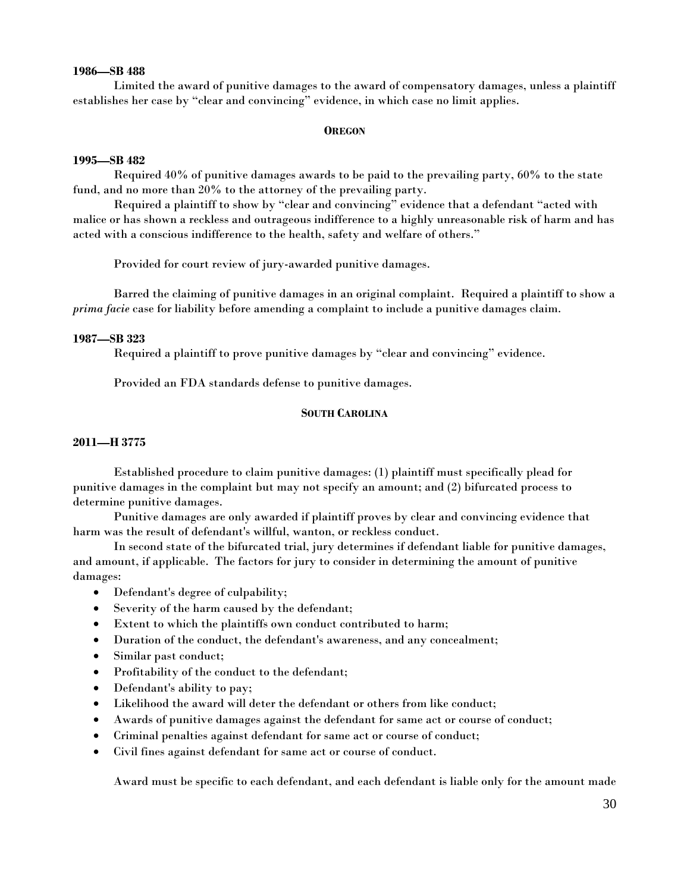**1986—SB 488**

Limited the award of punitive damages to the award of compensatory damages, unless a plaintiff establishes her case by "clear and convincing" evidence, in which case no limit applies.

## OREGON

**1995—SB 482**

Required 40% of punitive damages awards to be paid to the prevailing party, 60% to the state fund, and no more than 20% to the attorney of the prevailing party.

Required a plaintiff to show by "clear and convincing" evidence that a defendant "acted with malice or has shown a reckless and outrageous indifference to a highly unreasonable risk of harm and has acted with a conscious indifference to the health, safety and welfare of others."

Provided for court review of jury-awarded punitive damages.

Barred the claiming of punitive damages in an original complaint. Required a plaintiff to show a *prima facie* case for liability before amending a complaint to include a punitive damages claim.

**1987—SB 323**

Required a plaintiff to prove punitive damages by "clear and convincing" evidence.

Provided an FDA standards defense to punitive damages.

## SOUTH CAROLINA

**2011—H 3775**

Established procedure to claim punitive damages: (1) plaintiff must specifically plead for punitive damages in the complaint but may not specify an amount; and (2) bifurcated process to determine punitive damages.

Punitive damages are only awarded if plaintiff proves by clear and convincing evidence that harm was the result of defendant's willful, wanton, or reckless conduct.

In second state of the bifurcated trial, jury determines if defendant liable for punitive damages, and amount, if applicable. The factors for jury to consider in determining the amount of punitive damages:

- Defendant's degree of culpability;
- Severity of the harm caused by the defendant;
- Extent to which the plaintiffs own conduct contributed to harm;
- Duration of the conduct, the defendant's awareness, and any concealment;
- Similar past conduct;
- Profitability of the conduct to the defendant;
- Defendant's ability to pay;
- Likelihood the award will deter the defendant or others from like conduct;
- Awards of punitive damages against the defendant for same act or course of conduct;
- Criminal penalties against defendant for same act or course of conduct;
- Civil fines against defendant for same act or course of conduct.

Award must be specific to each defendant, and each defendant is liable only for the amount made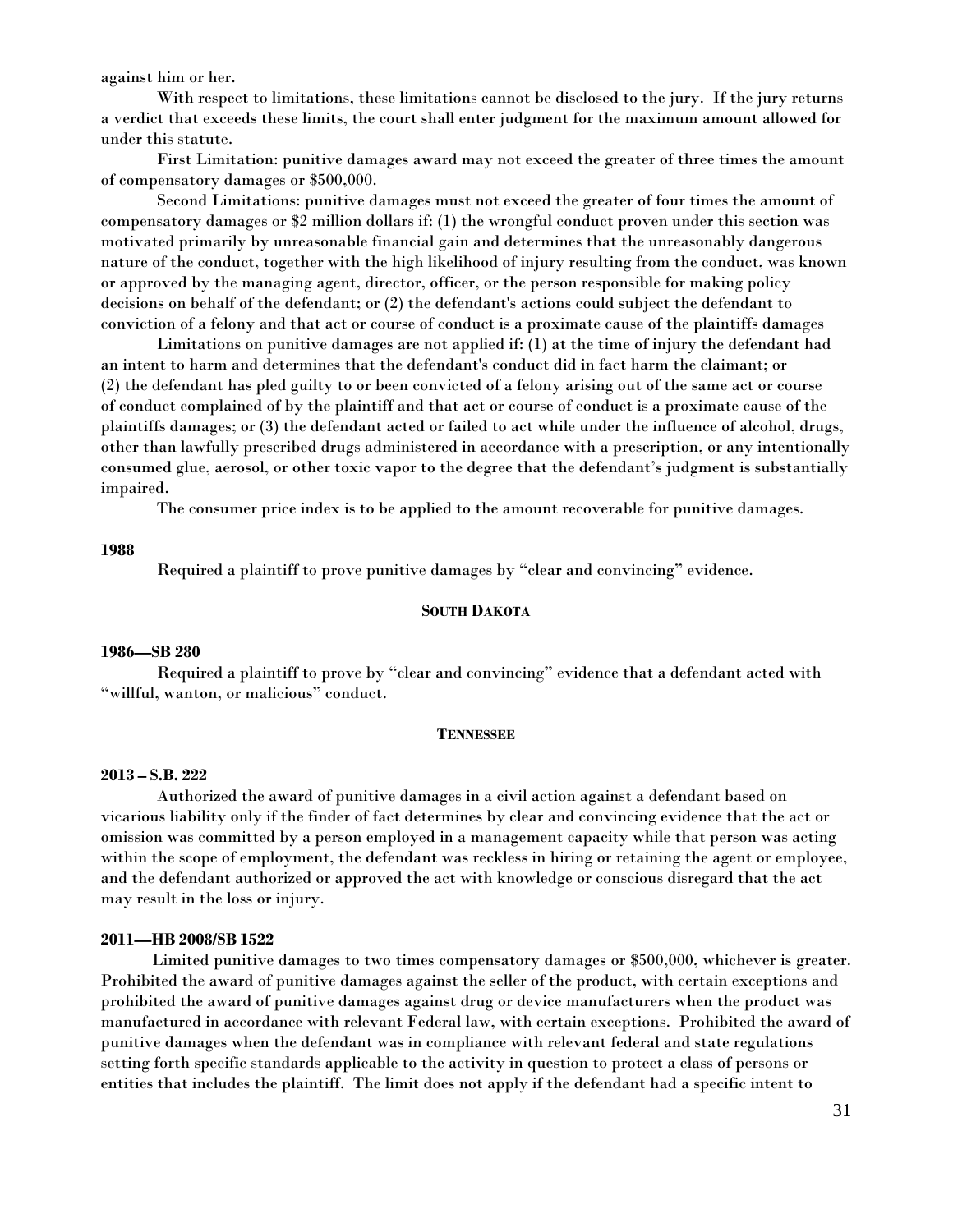against him or her.

With respect to limitations, these limitations cannot be disclosed to the jury. If the jury returns a verdict that exceeds these limits, the court shall enter judgment for the maximum amount allowed for under this statute.

First Limitation: punitive damages award may not exceed the greater of three times the amount of compensatory damages or $500,000.

Second Limitations: punitive damages must not exceed the greater of four times the amount of compensatory damages or $2 million dollars if: (1) the wrongful conduct proven under this section was motivated primarily by unreasonable financial gain and determines that the unreasonably dangerous nature of the conduct, together with the high likelihood of injury resulting from the conduct, was known or approved by the managing agent, director, officer, or the person responsible for making policy decisions on behalf of the defendant; or (2) the defendant's actions could subject the defendant to conviction of a felony and that act or course of conduct is a proximate cause of the plaintiffs damages

Limitations on punitive damages are not applied if: (1) at the time of injury the defendant had an intent to harm and determines that the defendant's conduct did in fact harm the claimant; or (2) the defendant has pled guilty to or been convicted of a felony arising out of the same act or course of conduct complained of by the plaintiff and that act or course of conduct is a proximate cause of the plaintiffs damages; or (3) the defendant acted or failed to act while under the influence of alcohol, drugs, other than lawfully prescribed drugs administered in accordance with a prescription, or any intentionally consumed glue, aerosol, or other toxic vapor to the degree that the defendant's judgment is substantially impaired.

The consumer price index is to be applied to the amount recoverable for punitive damages.

**1988**

Required a plaintiff to prove punitive damages by "clear and convincing" evidence.

## SOUTH DAKOTA

**1986—SB 280**

Required a plaintiff to prove by "clear and convincing" evidence that a defendant acted with "willful, wanton, or malicious" conduct.

## TENNESSEE

**2013 – S.B. 222**

Authorized the award of punitive damages in a civil action against a defendant based on vicarious liability only if the finder of fact determines by clear and convincing evidence that the act or omission was committed by a person employed in a management capacity while that person was acting within the scope of employment, the defendant was reckless in hiring or retaining the agent or employee, and the defendant authorized or approved the act with knowledge or conscious disregard that the act may result in the loss or injury.

**2011—HB 2008/SB 1522**

Limited punitive damages to two times compensatory damages or $500,000, whichever is greater. Prohibited the award of punitive damages against the seller of the product, with certain exceptions and prohibited the award of punitive damages against drug or device manufacturers when the product was manufactured in accordance with relevant Federal law, with certain exceptions. Prohibited the award of punitive damages when the defendant was in compliance with relevant federal and state regulations setting forth specific standards applicable to the activity in question to protect a class of persons or entities that includes the plaintiff. The limit does not apply if the defendant had a specific intent to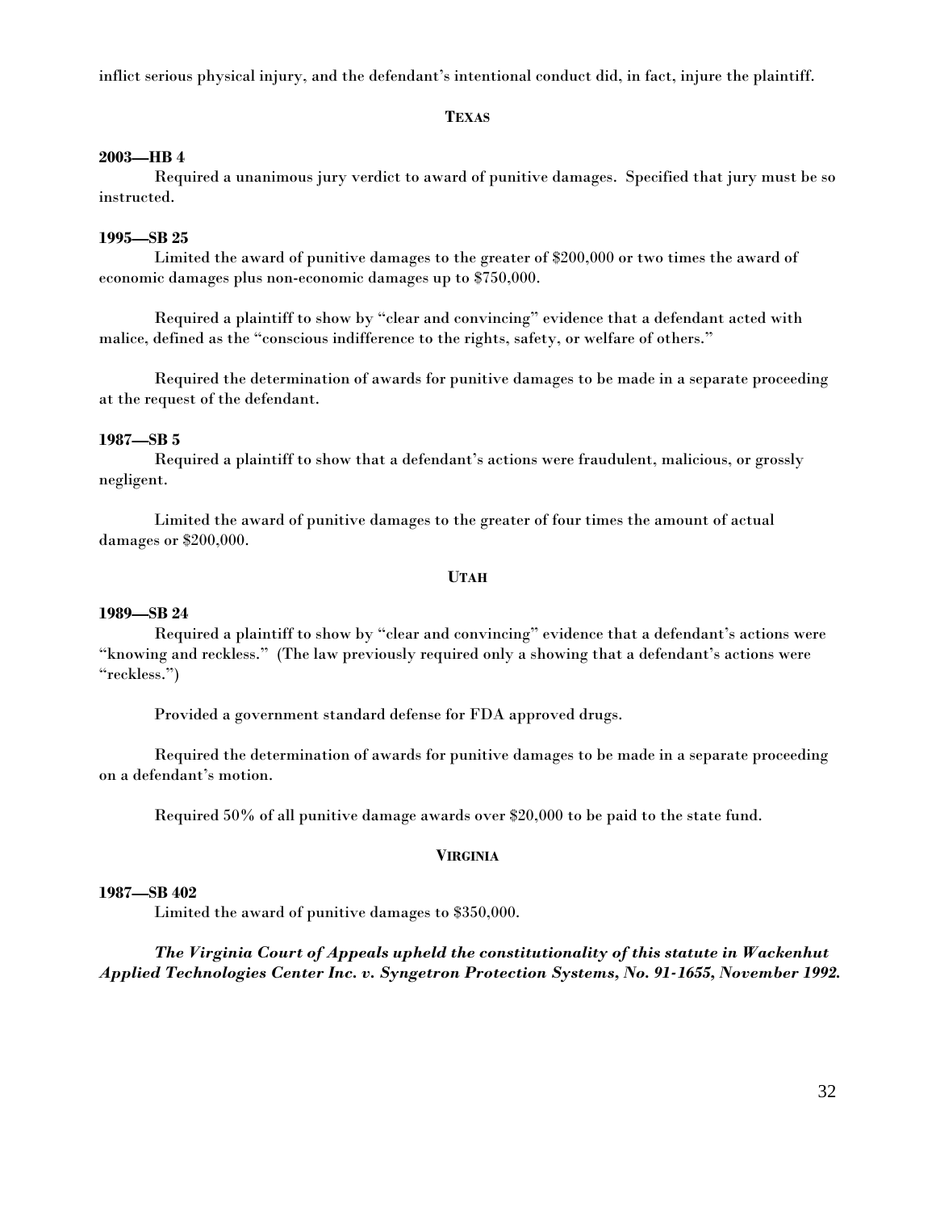inflict serious physical injury, and the defendant's intentional conduct did, in fact, injure the plaintiff.

### TEXAS

**2003—HB 4**

Required a unanimous jury verdict to award of punitive damages. Specified that jury must be so instructed.

**1995—SB 25**

Limited the award of punitive damages to the greater of $200,000 or two times the award of economic damages plus non-economic damages up to $750,000.

Required a plaintiff to show by "clear and convincing" evidence that a defendant acted with malice, defined as the "conscious indifference to the rights, safety, or welfare of others."

Required the determination of awards for punitive damages to be made in a separate proceeding at the request of the defendant.

**1987—SB 5**

Required a plaintiff to show that a defendant's actions were fraudulent, malicious, or grossly negligent.

Limited the award of punitive damages to the greater of four times the amount of actual damages or $200,000.

### UTAH

**1989—SB 24**

Required a plaintiff to show by "clear and convincing" evidence that a defendant's actions were "knowing and reckless." (The law previously required only a showing that a defendant's actions were "reckless.")

Provided a government standard defense for FDA approved drugs.

Required the determination of awards for punitive damages to be made in a separate proceeding on a defendant's motion.

Required 50% of all punitive damage awards over $20,000 to be paid to the state fund.

### VIRGINIA

**1987—SB 402**

Limited the award of punitive damages to $350,000.

***The Virginia Court of Appeals upheld the constitutionality of this statute in Wackenhut Applied Technologies Center Inc. v. Syngetron Protection Systems, No. 91-1655, November 1992.***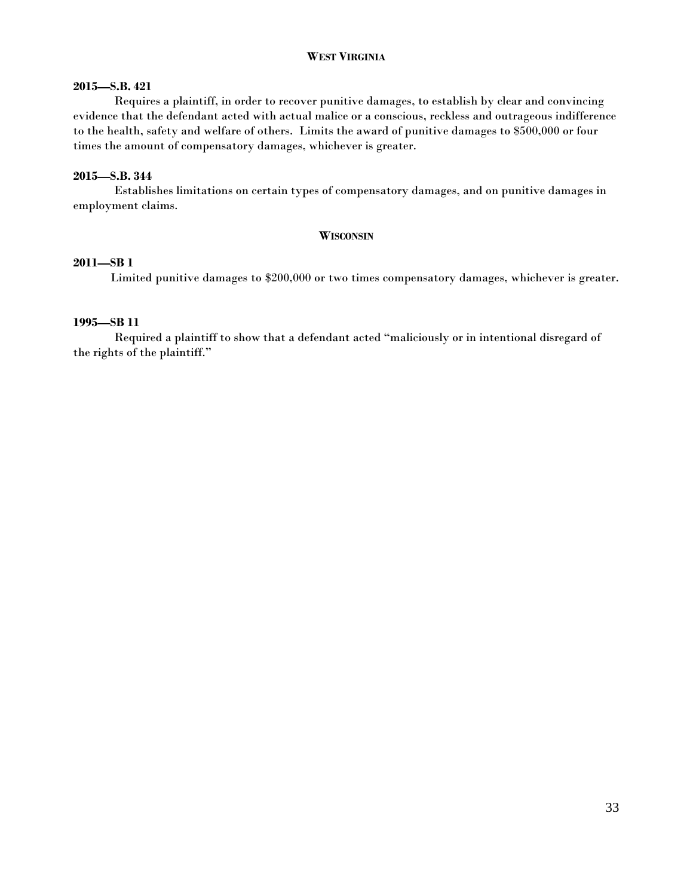## West Virginia

**2015—S.B. 421**

Requires a plaintiff, in order to recover punitive damages, to establish by clear and convincing evidence that the defendant acted with actual malice or a conscious, reckless and outrageous indifference to the health, safety and welfare of others. Limits the award of punitive damages to $500,000 or four times the amount of compensatory damages, whichever is greater.

**2015—S.B. 344**

Establishes limitations on certain types of compensatory damages, and on punitive damages in employment claims.

## Wisconsin

**2011—SB 1**

Limited punitive damages to $200,000 or two times compensatory damages, whichever is greater.

**1995—SB 11**

Required a plaintiff to show that a defendant acted "maliciously or in intentional disregard of the rights of the plaintiff."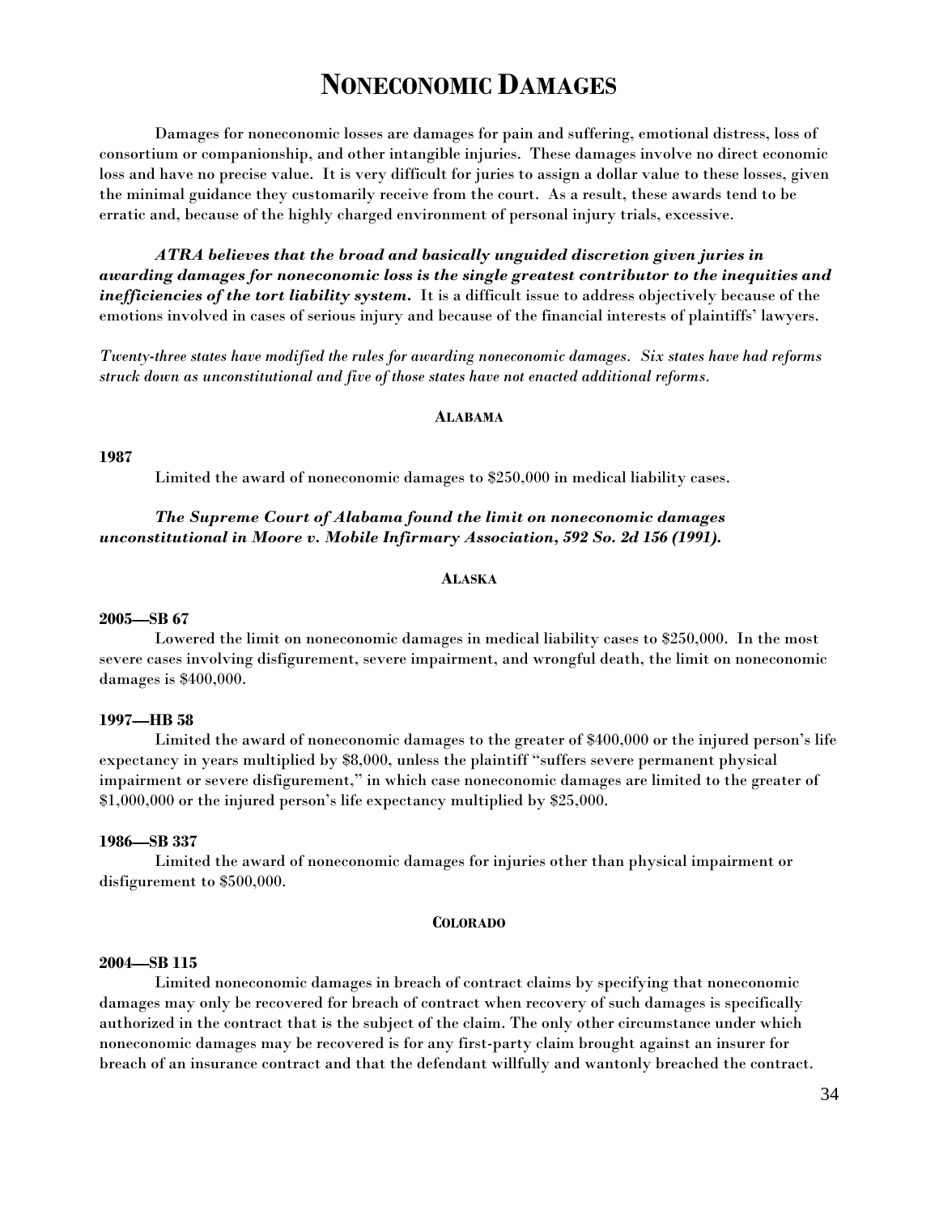# NONECONOMIC DAMAGES

Damages for noneconomic losses are damages for pain and suffering, emotional distress, loss of consortium or companionship, and other intangible injuries. These damages involve no direct economic loss and have no precise value. It is very difficult for juries to assign a dollar value to these losses, given the minimal guidance they customarily receive from the court. As a result, these awards tend to be erratic and, because of the highly charged environment of personal injury trials, excessive.

***ATRA believes that the broad and basically unguided discretion given juries in awarding damages for noneconomic loss is the single greatest contributor to the inequities and inefficiencies of the tort liability system.*** It is a difficult issue to address objectively because of the emotions involved in cases of serious injury and because of the financial interests of plaintiffs' lawyers.

*Twenty-three states have modified the rules for awarding noneconomic damages. Six states have had reforms struck down as unconstitutional and five of those states have not enacted additional reforms.*

#### ALABAMA

**1987**

Limited the award of noneconomic damages to $250,000 in medical liability cases.

***The Supreme Court of Alabama found the limit on noneconomic damages unconstitutional in Moore v. Mobile Infirmary Association, 592 So. 2d 156 (1991).***

#### ALASKA

**2005—SB 67**

Lowered the limit on noneconomic damages in medical liability cases to $250,000. In the most severe cases involving disfigurement, severe impairment, and wrongful death, the limit on noneconomic damages is $400,000.

**1997—HB 58**

Limited the award of noneconomic damages to the greater of $400,000 or the injured person's life expectancy in years multiplied by $8,000, unless the plaintiff "suffers severe permanent physical impairment or severe disfigurement," in which case noneconomic damages are limited to the greater of $1,000,000 or the injured person's life expectancy multiplied by $25,000.

**1986—SB 337**

Limited the award of noneconomic damages for injuries other than physical impairment or disfigurement to $500,000.

#### COLORADO

**2004—SB 115**

Limited noneconomic damages in breach of contract claims by specifying that noneconomic damages may only be recovered for breach of contract when recovery of such damages is specifically authorized in the contract that is the subject of the claim. The only other circumstance under which noneconomic damages may be recovered is for any first-party claim brought against an insurer for breach of an insurance contract and that the defendant willfully and wantonly breached the contract.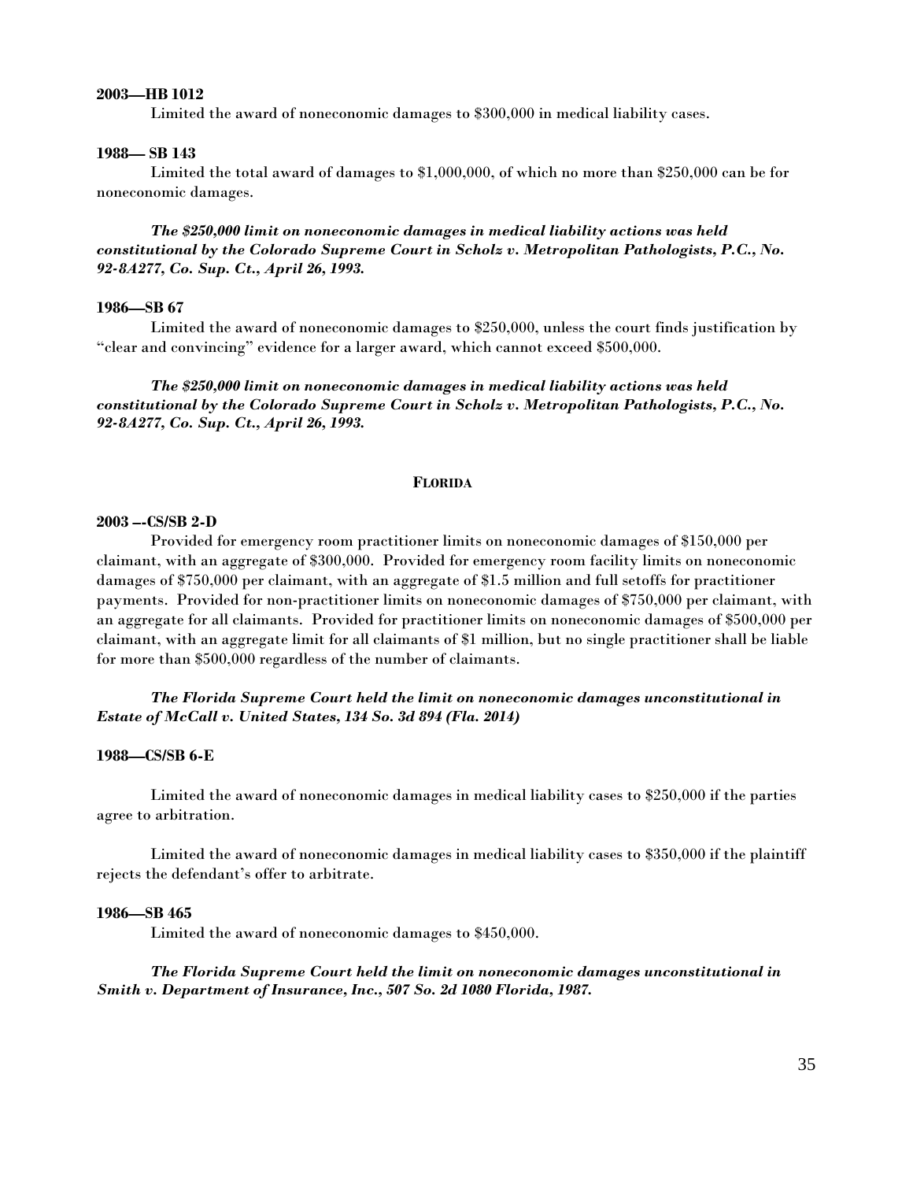**2003—HB 1012**

Limited the award of noneconomic damages to $300,000 in medical liability cases.

**1988— SB 143**

Limited the total award of damages to $1,000,000, of which no more than $250,000 can be for noneconomic damages.

***The $250,000 limit on noneconomic damages in medical liability actions was held constitutional by the Colorado Supreme Court in Scholz v. Metropolitan Pathologists, P.C., No. 92-8A277, Co. Sup. Ct., April 26, 1993.***

**1986—SB 67**

Limited the award of noneconomic damages to $250,000, unless the court finds justification by "clear and convincing" evidence for a larger award, which cannot exceed $500,000.

***The $250,000 limit on noneconomic damages in medical liability actions was held constitutional by the Colorado Supreme Court in Scholz v. Metropolitan Pathologists, P.C., No. 92-8A277, Co. Sup. Ct., April 26, 1993.***

## FLORIDA

**2003 –-CS/SB 2-D**

Provided for emergency room practitioner limits on noneconomic damages of $150,000 per claimant, with an aggregate of $300,000. Provided for emergency room facility limits on noneconomic damages of $750,000 per claimant, with an aggregate of $1.5 million and full setoffs for practitioner payments. Provided for non-practitioner limits on noneconomic damages of $750,000 per claimant, with an aggregate for all claimants. Provided for practitioner limits on noneconomic damages of $500,000 per claimant, with an aggregate limit for all claimants of $1 million, but no single practitioner shall be liable for more than $500,000 regardless of the number of claimants.

***The Florida Supreme Court held the limit on noneconomic damages unconstitutional in Estate of McCall v. United States, 134 So. 3d 894 (Fla. 2014)***

**1988—CS/SB 6-E**

Limited the award of noneconomic damages in medical liability cases to $250,000 if the parties agree to arbitration.

Limited the award of noneconomic damages in medical liability cases to $350,000 if the plaintiff rejects the defendant's offer to arbitrate.

**1986—SB 465**

Limited the award of noneconomic damages to $450,000.

***The Florida Supreme Court held the limit on noneconomic damages unconstitutional in Smith v. Department of Insurance, Inc., 507 So. 2d 1080 Florida, 1987.***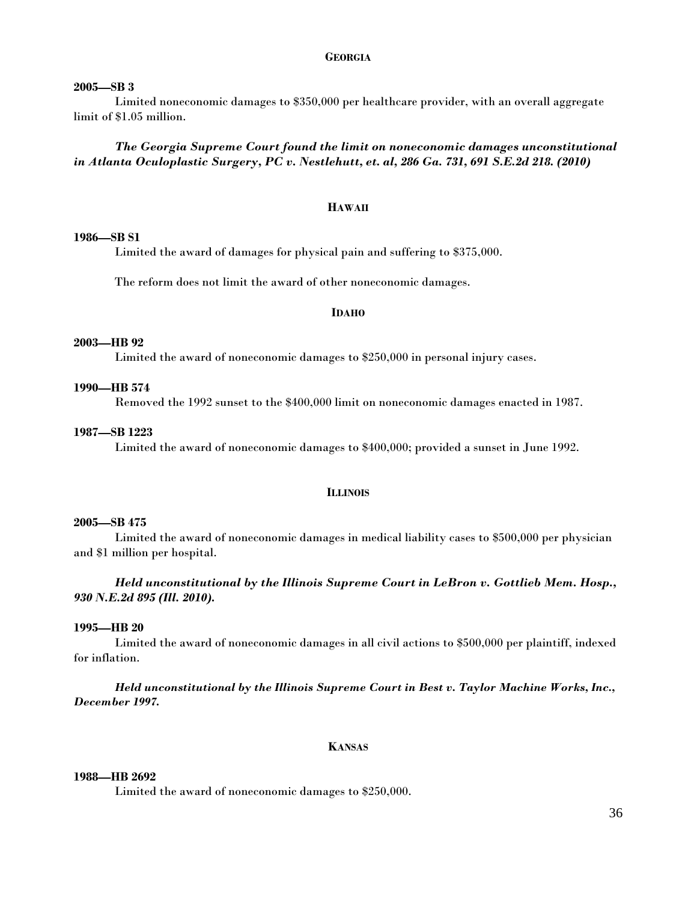## GEORGIA

**2005—SB 3**

Limited noneconomic damages to $350,000 per healthcare provider, with an overall aggregate limit of $1.05 million.

***The Georgia Supreme Court found the limit on noneconomic damages unconstitutional in Atlanta Oculoplastic Surgery, PC v. Nestlehutt, et. al, 286 Ga. 731, 691 S.E.2d 218. (2010)***

## HAWAII

**1986—SB S1**

Limited the award of damages for physical pain and suffering to $375,000.

The reform does not limit the award of other noneconomic damages.

## IDAHO

**2003—HB 92**

Limited the award of noneconomic damages to $250,000 in personal injury cases.

**1990—HB 574**

Removed the 1992 sunset to the $400,000 limit on noneconomic damages enacted in 1987.

**1987—SB 1223**

Limited the award of noneconomic damages to $400,000; provided a sunset in June 1992.

## ILLINOIS

**2005—SB 475**

Limited the award of noneconomic damages in medical liability cases to $500,000 per physician and $1 million per hospital.

***Held unconstitutional by the Illinois Supreme Court in LeBron v. Gottlieb Mem. Hosp., 930 N.E.2d 895 (Ill. 2010).***

**1995—HB 20**

Limited the award of noneconomic damages in all civil actions to $500,000 per plaintiff, indexed for inflation.

***Held unconstitutional by the Illinois Supreme Court in Best v. Taylor Machine Works, Inc., December 1997.***

## KANSAS

**1988—HB 2692**

Limited the award of noneconomic damages to $250,000.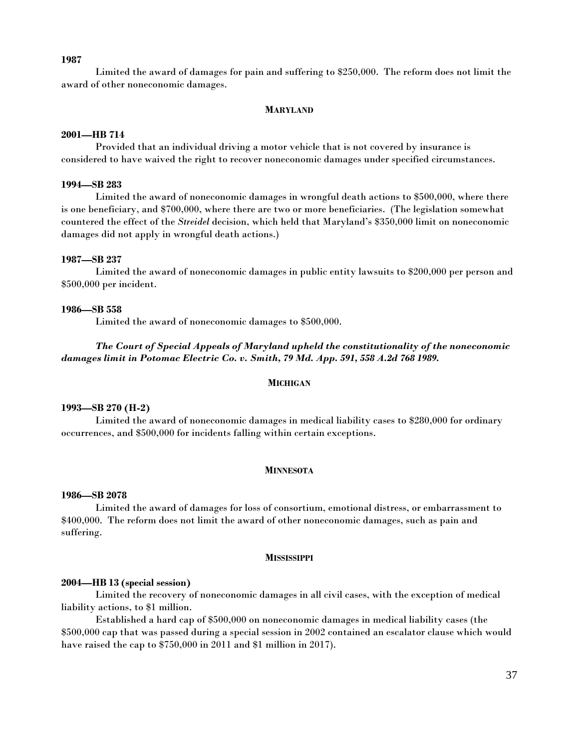**1987**

Limited the award of damages for pain and suffering to $250,000. The reform does not limit the award of other noneconomic damages.

## MARYLAND

**2001—HB 714**

Provided that an individual driving a motor vehicle that is not covered by insurance is considered to have waived the right to recover noneconomic damages under specified circumstances.

**1994—SB 283**

Limited the award of noneconomic damages in wrongful death actions to $500,000, where there is one beneficiary, and $700,000, where there are two or more beneficiaries. (The legislation somewhat countered the effect of the *Streidel* decision, which held that Maryland's $350,000 limit on noneconomic damages did not apply in wrongful death actions.)

**1987—SB 237**

Limited the award of noneconomic damages in public entity lawsuits to $200,000 per person and $500,000 per incident.

**1986—SB 558**

Limited the award of noneconomic damages to $500,000.

***The Court of Special Appeals of Maryland upheld the constitutionality of the noneconomic damages limit in Potomac Electric Co. v. Smith, 79 Md. App. 591, 558 A.2d 768 1989.***

## MICHIGAN

**1993—SB 270 (H-2)**

Limited the award of noneconomic damages in medical liability cases to $280,000 for ordinary occurrences, and $500,000 for incidents falling within certain exceptions.

## MINNESOTA

**1986—SB 2078**

Limited the award of damages for loss of consortium, emotional distress, or embarrassment to $400,000. The reform does not limit the award of other noneconomic damages, such as pain and suffering.

## MISSISSIPPI

**2004—HB 13 (special session)**

Limited the recovery of noneconomic damages in all civil cases, with the exception of medical liability actions, to $1 million.

Established a hard cap of $500,000 on noneconomic damages in medical liability cases (the $500,000 cap that was passed during a special session in 2002 contained an escalator clause which would have raised the cap to $750,000 in 2011 and $1 million in 2017).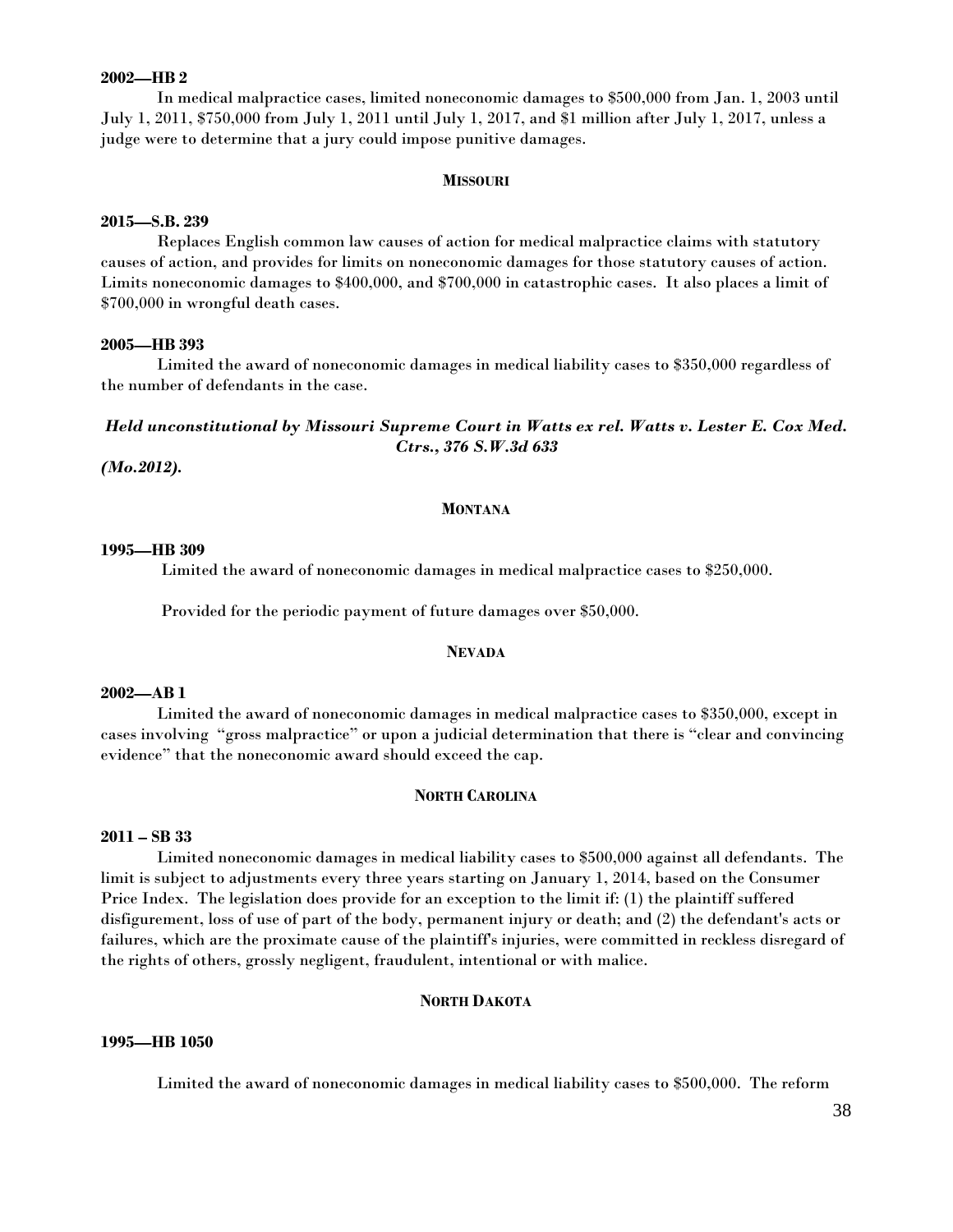**2002—HB 2**

In medical malpractice cases, limited noneconomic damages to $500,000 from Jan. 1, 2003 until July 1, 2011, $750,000 from July 1, 2011 until July 1, 2017, and $1 million after July 1, 2017, unless a judge were to determine that a jury could impose punitive damages.

## MISSOURI

**2015—S.B. 239**

Replaces English common law causes of action for medical malpractice claims with statutory causes of action, and provides for limits on noneconomic damages for those statutory causes of action. Limits noneconomic damages to $400,000, and $700,000 in catastrophic cases. It also places a limit of $700,000 in wrongful death cases.

**2005—HB 393**

Limited the award of noneconomic damages in medical liability cases to $350,000 regardless of the number of defendants in the case.

***Held unconstitutional by Missouri Supreme Court in Watts ex rel. Watts v. Lester E. Cox Med. Ctrs., 376 S.W.3d 633 (Mo.2012).***

## MONTANA

**1995—HB 309**

Limited the award of noneconomic damages in medical malpractice cases to $250,000.

Provided for the periodic payment of future damages over $50,000.

## NEVADA

**2002—AB 1**

Limited the award of noneconomic damages in medical malpractice cases to $350,000, except in cases involving "gross malpractice" or upon a judicial determination that there is "clear and convincing evidence" that the noneconomic award should exceed the cap.

## NORTH CAROLINA

**2011 – SB 33**

Limited noneconomic damages in medical liability cases to $500,000 against all defendants. The limit is subject to adjustments every three years starting on January 1, 2014, based on the Consumer Price Index. The legislation does provide for an exception to the limit if: (1) the plaintiff suffered disfigurement, loss of use of part of the body, permanent injury or death; and (2) the defendant's acts or failures, which are the proximate cause of the plaintiff's injuries, were committed in reckless disregard of the rights of others, grossly negligent, fraudulent, intentional or with malice.

## NORTH DAKOTA

**1995—HB 1050**

Limited the award of noneconomic damages in medical liability cases to $500,000. The reform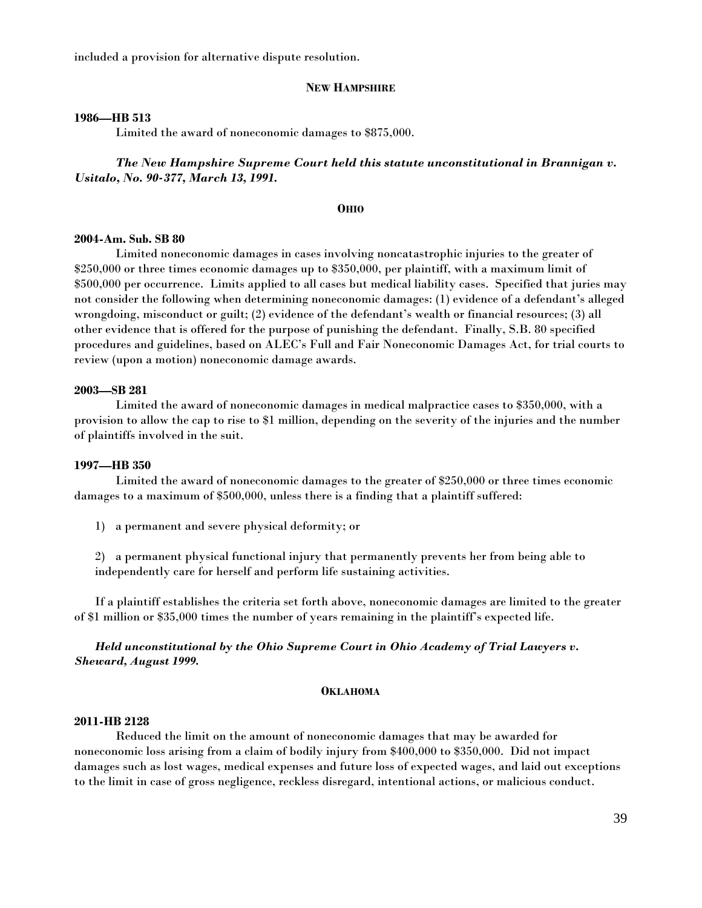included a provision for alternative dispute resolution.

## NEW HAMPSHIRE

**1986—HB 513**

Limited the award of noneconomic damages to $875,000.

***The New Hampshire Supreme Court held this statute unconstitutional in Brannigan v. Usitalo, No. 90-377, March 13, 1991.***

## OHIO

**2004-Am. Sub. SB 80**

Limited noneconomic damages in cases involving noncatastrophic injuries to the greater of $250,000 or three times economic damages up to $350,000, per plaintiff, with a maximum limit of $500,000 per occurrence. Limits applied to all cases but medical liability cases. Specified that juries may not consider the following when determining noneconomic damages: (1) evidence of a defendant's alleged wrongdoing, misconduct or guilt; (2) evidence of the defendant's wealth or financial resources; (3) all other evidence that is offered for the purpose of punishing the defendant. Finally, S.B. 80 specified procedures and guidelines, based on ALEC's Full and Fair Noneconomic Damages Act, for trial courts to review (upon a motion) noneconomic damage awards.

**2003—SB 281**

Limited the award of noneconomic damages in medical malpractice cases to $350,000, with a provision to allow the cap to rise to $1 million, depending on the severity of the injuries and the number of plaintiffs involved in the suit.

**1997—HB 350**

Limited the award of noneconomic damages to the greater of $250,000 or three times economic damages to a maximum of $500,000, unless there is a finding that a plaintiff suffered:

1) a permanent and severe physical deformity; or

2) a permanent physical functional injury that permanently prevents her from being able to independently care for herself and perform life sustaining activities.

If a plaintiff establishes the criteria set forth above, noneconomic damages are limited to the greater of $1 million or $35,000 times the number of years remaining in the plaintiff's expected life.

***Held unconstitutional by the Ohio Supreme Court in Ohio Academy of Trial Lawyers v. Sheward, August 1999.***

## OKLAHOMA

**2011-HB 2128**

Reduced the limit on the amount of noneconomic damages that may be awarded for noneconomic loss arising from a claim of bodily injury from $400,000 to $350,000. Did not impact damages such as lost wages, medical expenses and future loss of expected wages, and laid out exceptions to the limit in case of gross negligence, reckless disregard, intentional actions, or malicious conduct.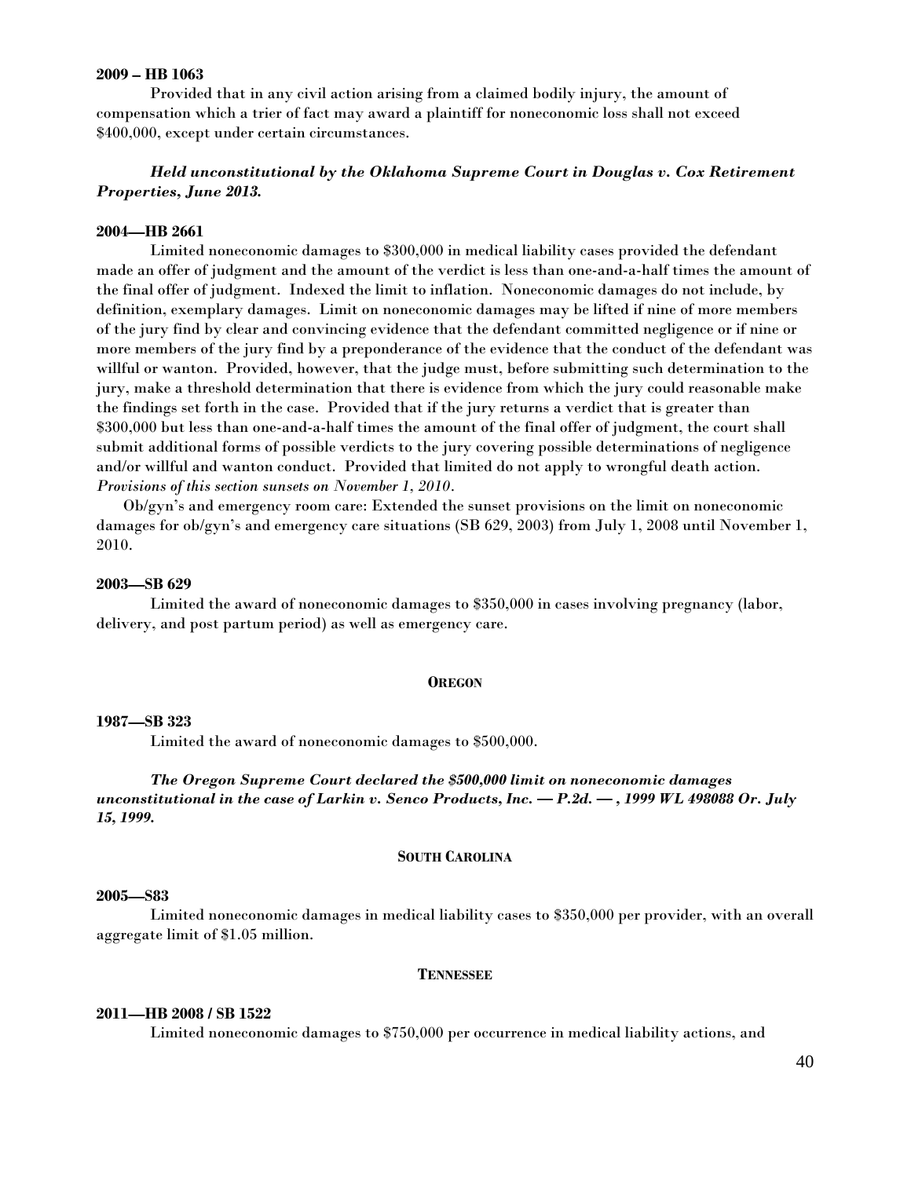**2009 – HB 1063**

Provided that in any civil action arising from a claimed bodily injury, the amount of compensation which a trier of fact may award a plaintiff for noneconomic loss shall not exceed \$400,000, except under certain circumstances.

***Held unconstitutional by the Oklahoma Supreme Court in Douglas v. Cox Retirement Properties, June 2013.***

**2004—HB 2661**

Limited noneconomic damages to \$300,000 in medical liability cases provided the defendant made an offer of judgment and the amount of the verdict is less than one-and-a-half times the amount of the final offer of judgment. Indexed the limit to inflation. Noneconomic damages do not include, by definition, exemplary damages. Limit on noneconomic damages may be lifted if nine of more members of the jury find by clear and convincing evidence that the defendant committed negligence or if nine or more members of the jury find by a preponderance of the evidence that the conduct of the defendant was willful or wanton. Provided, however, that the judge must, before submitting such determination to the jury, make a threshold determination that there is evidence from which the jury could reasonable make the findings set forth in the case. Provided that if the jury returns a verdict that is greater than \$300,000 but less than one-and-a-half times the amount of the final offer of judgment, the court shall submit additional forms of possible verdicts to the jury covering possible determinations of negligence and/or willful and wanton conduct. Provided that limited do not apply to wrongful death action. *Provisions of this section sunsets on November 1, 2010*.

Ob/gyn's and emergency room care: Extended the sunset provisions on the limit on noneconomic damages for ob/gyn's and emergency care situations (SB 629, 2003) from July 1, 2008 until November 1, 2010.

**2003—SB 629**

Limited the award of noneconomic damages to \$350,000 in cases involving pregnancy (labor, delivery, and post partum period) as well as emergency care.

## OREGON

**1987—SB 323**

Limited the award of noneconomic damages to \$500,000.

***The Oregon Supreme Court declared the \$500,000 limit on noneconomic damages unconstitutional in the case of Larkin v. Senco Products, Inc. — P.2d. — , 1999 WL 498088 Or. July 15, 1999.***

## SOUTH CAROLINA

**2005—S83**

Limited noneconomic damages in medical liability cases to \$350,000 per provider, with an overall aggregate limit of \$1.05 million.

## TENNESSEE

**2011—HB 2008 / SB 1522**

Limited noneconomic damages to \$750,000 per occurrence in medical liability actions, and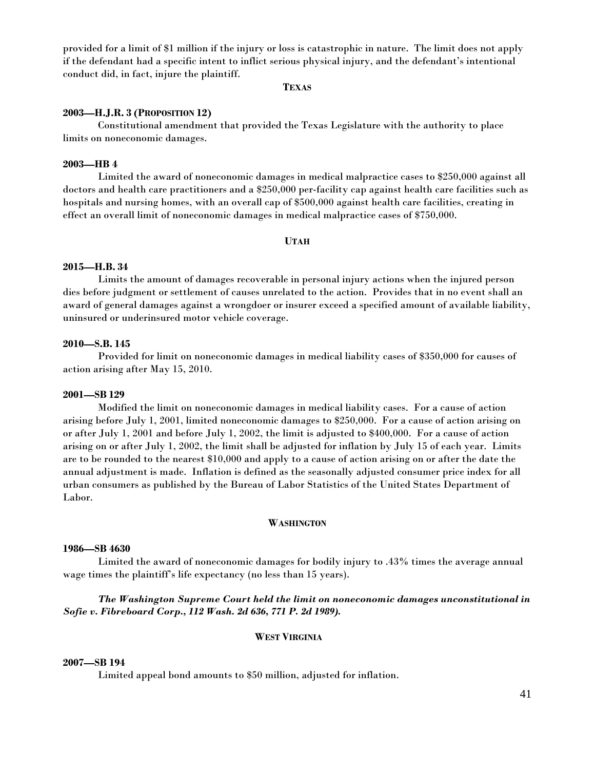provided for a limit of $1 million if the injury or loss is catastrophic in nature. The limit does not apply if the defendant had a specific intent to inflict serious physical injury, and the defendant's intentional conduct did, in fact, injure the plaintiff.

## TEXAS

**2003—H.J.R. 3 (PROPOSITION 12)**

Constitutional amendment that provided the Texas Legislature with the authority to place limits on noneconomic damages.

**2003—HB 4**

Limited the award of noneconomic damages in medical malpractice cases to $250,000 against all doctors and health care practitioners and a $250,000 per-facility cap against health care facilities such as hospitals and nursing homes, with an overall cap of $500,000 against health care facilities, creating in effect an overall limit of noneconomic damages in medical malpractice cases of $750,000.

## UTAH

**2015—H.B. 34**

Limits the amount of damages recoverable in personal injury actions when the injured person dies before judgment or settlement of causes unrelated to the action. Provides that in no event shall an award of general damages against a wrongdoer or insurer exceed a specified amount of available liability, uninsured or underinsured motor vehicle coverage.

**2010—S.B. 145**

Provided for limit on noneconomic damages in medical liability cases of $350,000 for causes of action arising after May 15, 2010.

**2001—SB 129**

Modified the limit on noneconomic damages in medical liability cases. For a cause of action arising before July 1, 2001, limited noneconomic damages to $250,000. For a cause of action arising on or after July 1, 2001 and before July 1, 2002, the limit is adjusted to $400,000. For a cause of action arising on or after July 1, 2002, the limit shall be adjusted for inflation by July 15 of each year. Limits are to be rounded to the nearest $10,000 and apply to a cause of action arising on or after the date the annual adjustment is made. Inflation is defined as the seasonally adjusted consumer price index for all urban consumers as published by the Bureau of Labor Statistics of the United States Department of Labor.

## WASHINGTON

**1986—SB 4630**

Limited the award of noneconomic damages for bodily injury to .43% times the average annual wage times the plaintiff's life expectancy (no less than 15 years).

***The Washington Supreme Court held the limit on noneconomic damages unconstitutional in Sofie v. Fibreboard Corp., 112 Wash. 2d 636, 771 P. 2d 1989).***

## WEST VIRGINIA

**2007—SB 194**

Limited appeal bond amounts to $50 million, adjusted for inflation.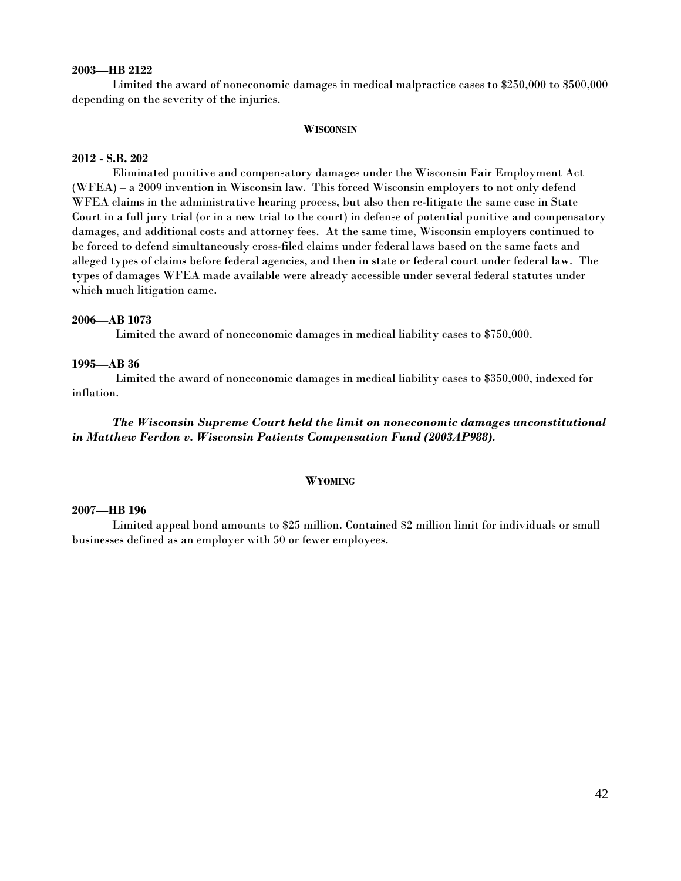**2003—HB 2122**

Limited the award of noneconomic damages in medical malpractice cases to $250,000 to $500,000 depending on the severity of the injuries.

## WISCONSIN

**2012 - S.B. 202**

Eliminated punitive and compensatory damages under the Wisconsin Fair Employment Act (WFEA) – a 2009 invention in Wisconsin law. This forced Wisconsin employers to not only defend WFEA claims in the administrative hearing process, but also then re-litigate the same case in State Court in a full jury trial (or in a new trial to the court) in defense of potential punitive and compensatory damages, and additional costs and attorney fees. At the same time, Wisconsin employers continued to be forced to defend simultaneously cross-filed claims under federal laws based on the same facts and alleged types of claims before federal agencies, and then in state or federal court under federal law. The types of damages WFEA made available were already accessible under several federal statutes under which much litigation came.

**2006—AB 1073**

Limited the award of noneconomic damages in medical liability cases to $750,000.

**1995—AB 36**

Limited the award of noneconomic damages in medical liability cases to $350,000, indexed for inflation.

***The Wisconsin Supreme Court held the limit on noneconomic damages unconstitutional in Matthew Ferdon v. Wisconsin Patients Compensation Fund (2003AP988).***

## WYOMING

**2007—HB 196**

Limited appeal bond amounts to $25 million. Contained $2 million limit for individuals or small businesses defined as an employer with 50 or fewer employees.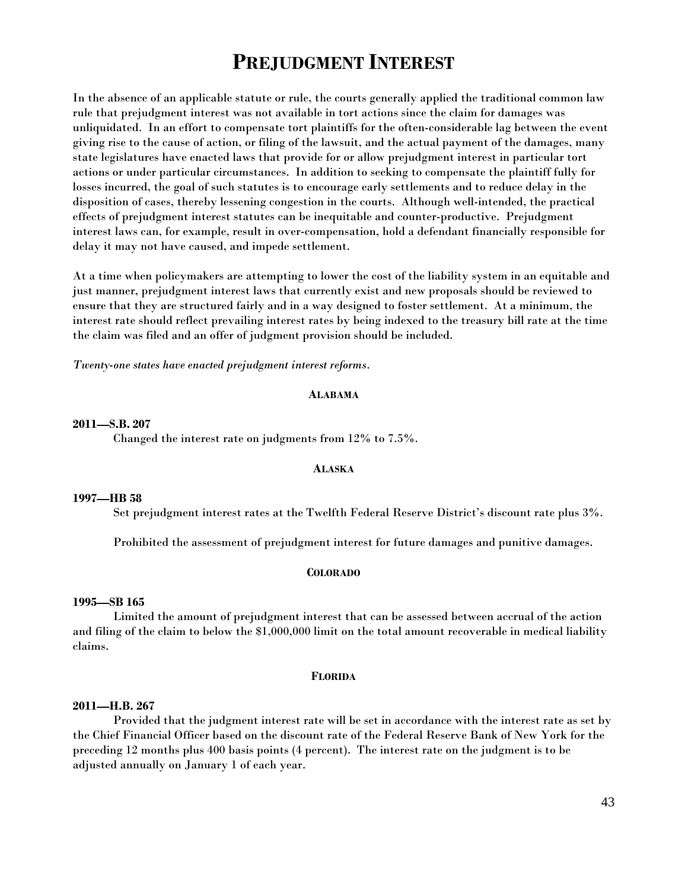# PREJUDGMENT INTEREST

In the absence of an applicable statute or rule, the courts generally applied the traditional common law rule that prejudgment interest was not available in tort actions since the claim for damages was unliquidated. In an effort to compensate tort plaintiffs for the often-considerable lag between the event giving rise to the cause of action, or filing of the lawsuit, and the actual payment of the damages, many state legislatures have enacted laws that provide for or allow prejudgment interest in particular tort actions or under particular circumstances. In addition to seeking to compensate the plaintiff fully for losses incurred, the goal of such statutes is to encourage early settlements and to reduce delay in the disposition of cases, thereby lessening congestion in the courts. Although well-intended, the practical effects of prejudgment interest statutes can be inequitable and counter-productive. Prejudgment interest laws can, for example, result in over-compensation, hold a defendant financially responsible for delay it may not have caused, and impede settlement.

At a time when policymakers are attempting to lower the cost of the liability system in an equitable and just manner, prejudgment interest laws that currently exist and new proposals should be reviewed to ensure that they are structured fairly and in a way designed to foster settlement. At a minimum, the interest rate should reflect prevailing interest rates by being indexed to the treasury bill rate at the time the claim was filed and an offer of judgment provision should be included.

*Twenty-one states have enacted prejudgment interest reforms.*

### ALABAMA

**2011—S.B. 207**

Changed the interest rate on judgments from 12% to 7.5%.

### ALASKA

**1997—HB 58**

Set prejudgment interest rates at the Twelfth Federal Reserve District's discount rate plus 3%.

Prohibited the assessment of prejudgment interest for future damages and punitive damages.

### COLORADO

**1995—SB 165**

Limited the amount of prejudgment interest that can be assessed between accrual of the action and filing of the claim to below the $1,000,000 limit on the total amount recoverable in medical liability claims.

### FLORIDA

**2011—H.B. 267**

Provided that the judgment interest rate will be set in accordance with the interest rate as set by the Chief Financial Officer based on the discount rate of the Federal Reserve Bank of New York for the preceding 12 months plus 400 basis points (4 percent). The interest rate on the judgment is to be adjusted annually on January 1 of each year.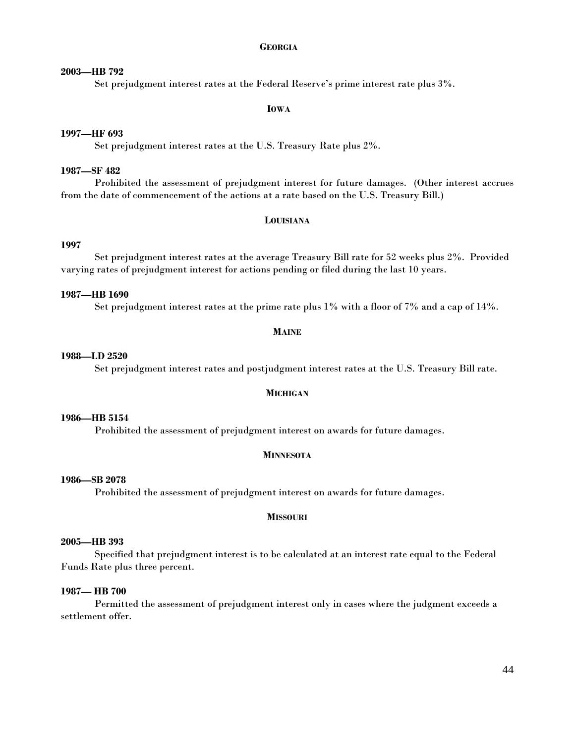## GEORGIA

**2003—HB 792**

Set prejudgment interest rates at the Federal Reserve's prime interest rate plus 3%.

## IOWA

**1997—HF 693**

Set prejudgment interest rates at the U.S. Treasury Rate plus 2%.

**1987—SF 482**

Prohibited the assessment of prejudgment interest for future damages. (Other interest accrues from the date of commencement of the actions at a rate based on the U.S. Treasury Bill.)

## LOUISIANA

**1997**

Set prejudgment interest rates at the average Treasury Bill rate for 52 weeks plus 2%. Provided varying rates of prejudgment interest for actions pending or filed during the last 10 years.

**1987—HB 1690**

Set prejudgment interest rates at the prime rate plus 1% with a floor of 7% and a cap of 14%.

## MAINE

**1988—LD 2520**

Set prejudgment interest rates and postjudgment interest rates at the U.S. Treasury Bill rate.

## MICHIGAN

**1986—HB 5154**

Prohibited the assessment of prejudgment interest on awards for future damages.

## MINNESOTA

**1986—SB 2078**

Prohibited the assessment of prejudgment interest on awards for future damages.

## MISSOURI

**2005—HB 393**

Specified that prejudgment interest is to be calculated at an interest rate equal to the Federal Funds Rate plus three percent.

**1987— HB 700**

Permitted the assessment of prejudgment interest only in cases where the judgment exceeds a settlement offer.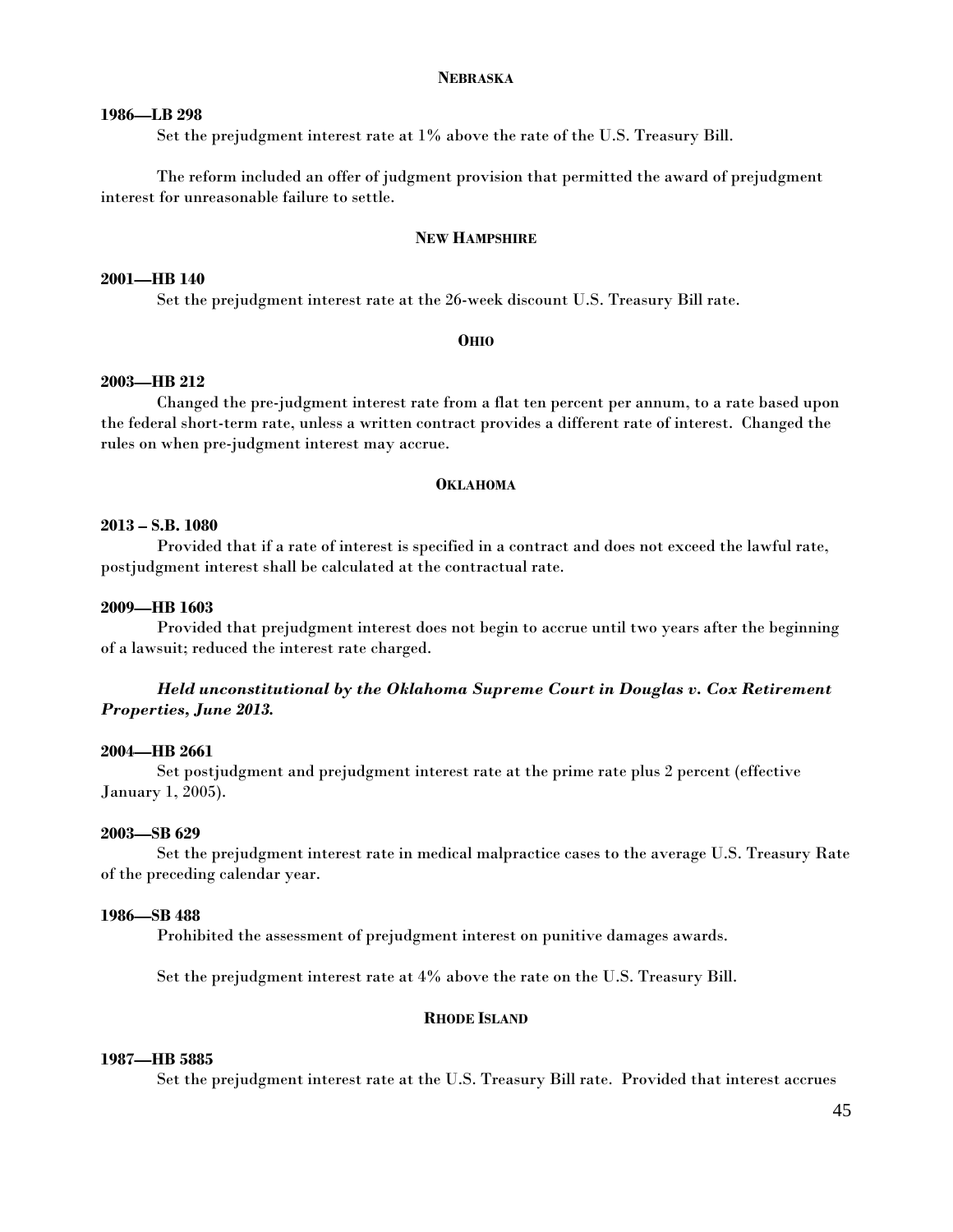## NEBRASKA

**1986—LB 298**

Set the prejudgment interest rate at 1% above the rate of the U.S. Treasury Bill.

The reform included an offer of judgment provision that permitted the award of prejudgment interest for unreasonable failure to settle.

## NEW HAMPSHIRE

**2001—HB 140**

Set the prejudgment interest rate at the 26-week discount U.S. Treasury Bill rate.

## OHIO

**2003—HB 212**

Changed the pre-judgment interest rate from a flat ten percent per annum, to a rate based upon the federal short-term rate, unless a written contract provides a different rate of interest. Changed the rules on when pre-judgment interest may accrue.

## OKLAHOMA

**2013 – S.B. 1080**

Provided that if a rate of interest is specified in a contract and does not exceed the lawful rate, postjudgment interest shall be calculated at the contractual rate.

**2009—HB 1603**

Provided that prejudgment interest does not begin to accrue until two years after the beginning of a lawsuit; reduced the interest rate charged.

***Held unconstitutional by the Oklahoma Supreme Court in Douglas v. Cox Retirement Properties, June 2013.***

**2004—HB 2661**

Set postjudgment and prejudgment interest rate at the prime rate plus 2 percent (effective January 1, 2005).

**2003—SB 629**

Set the prejudgment interest rate in medical malpractice cases to the average U.S. Treasury Rate of the preceding calendar year.

**1986—SB 488**

Prohibited the assessment of prejudgment interest on punitive damages awards.

Set the prejudgment interest rate at 4% above the rate on the U.S. Treasury Bill.

## RHODE ISLAND

**1987—HB 5885**

Set the prejudgment interest rate at the U.S. Treasury Bill rate. Provided that interest accrues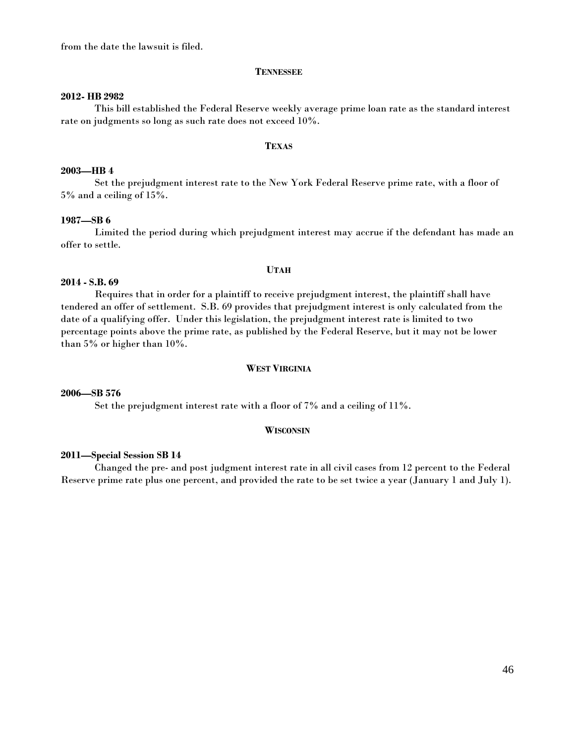from the date the lawsuit is filed.

## TENNESSEE

**2012- HB 2982**

This bill established the Federal Reserve weekly average prime loan rate as the standard interest rate on judgments so long as such rate does not exceed 10%.

## TEXAS

**2003—HB 4**

Set the prejudgment interest rate to the New York Federal Reserve prime rate, with a floor of 5% and a ceiling of 15%.

**1987—SB 6**

Limited the period during which prejudgment interest may accrue if the defendant has made an offer to settle.

## UTAH

**2014 - S.B. 69**

Requires that in order for a plaintiff to receive prejudgment interest, the plaintiff shall have tendered an offer of settlement. S.B. 69 provides that prejudgment interest is only calculated from the date of a qualifying offer. Under this legislation, the prejudgment interest rate is limited to two percentage points above the prime rate, as published by the Federal Reserve, but it may not be lower than 5% or higher than 10%.

## WEST VIRGINIA

**2006—SB 576**

Set the prejudgment interest rate with a floor of 7% and a ceiling of 11%.

## WISCONSIN

**2011—Special Session SB 14**

Changed the pre- and post judgment interest rate in all civil cases from 12 percent to the Federal Reserve prime rate plus one percent, and provided the rate to be set twice a year (January 1 and July 1).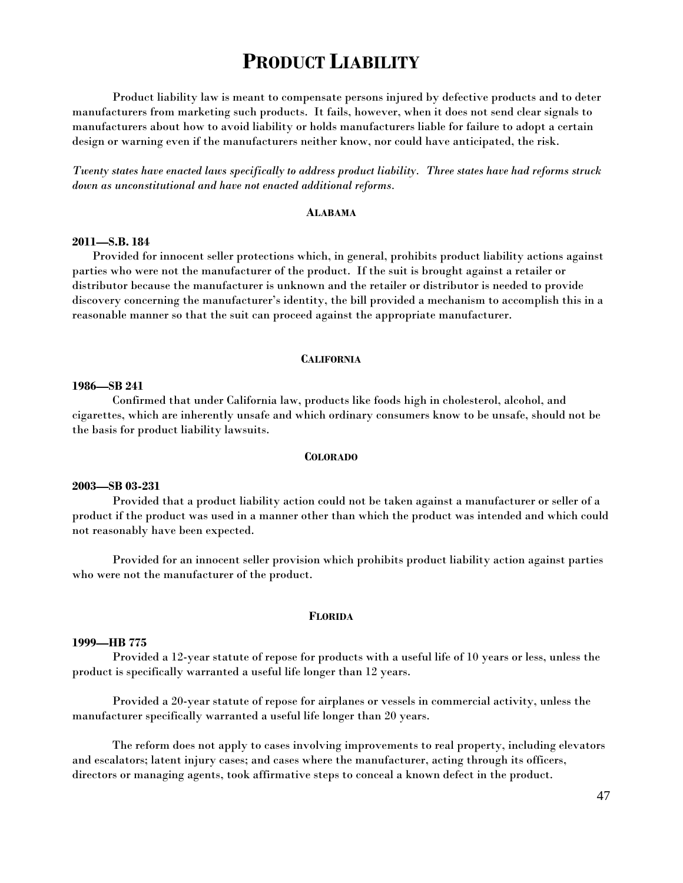# Product Liability

Product liability law is meant to compensate persons injured by defective products and to deter manufacturers from marketing such products. It fails, however, when it does not send clear signals to manufacturers about how to avoid liability or holds manufacturers liable for failure to adopt a certain design or warning even if the manufacturers neither know, nor could have anticipated, the risk.

*Twenty states have enacted laws specifically to address product liability. Three states have had reforms struck down as unconstitutional and have not enacted additional reforms.*

## Alabama

**2011—S.B. 184**

Provided for innocent seller protections which, in general, prohibits product liability actions against parties who were not the manufacturer of the product. If the suit is brought against a retailer or distributor because the manufacturer is unknown and the retailer or distributor is needed to provide discovery concerning the manufacturer's identity, the bill provided a mechanism to accomplish this in a reasonable manner so that the suit can proceed against the appropriate manufacturer.

## California

**1986—SB 241**

Confirmed that under California law, products like foods high in cholesterol, alcohol, and cigarettes, which are inherently unsafe and which ordinary consumers know to be unsafe, should not be the basis for product liability lawsuits.

## Colorado

**2003—SB 03-231**

Provided that a product liability action could not be taken against a manufacturer or seller of a product if the product was used in a manner other than which the product was intended and which could not reasonably have been expected.

Provided for an innocent seller provision which prohibits product liability action against parties who were not the manufacturer of the product.

## Florida

**1999—HB 775**

Provided a 12-year statute of repose for products with a useful life of 10 years or less, unless the product is specifically warranted a useful life longer than 12 years.

Provided a 20-year statute of repose for airplanes or vessels in commercial activity, unless the manufacturer specifically warranted a useful life longer than 20 years.

The reform does not apply to cases involving improvements to real property, including elevators and escalators; latent injury cases; and cases where the manufacturer, acting through its officers, directors or managing agents, took affirmative steps to conceal a known defect in the product.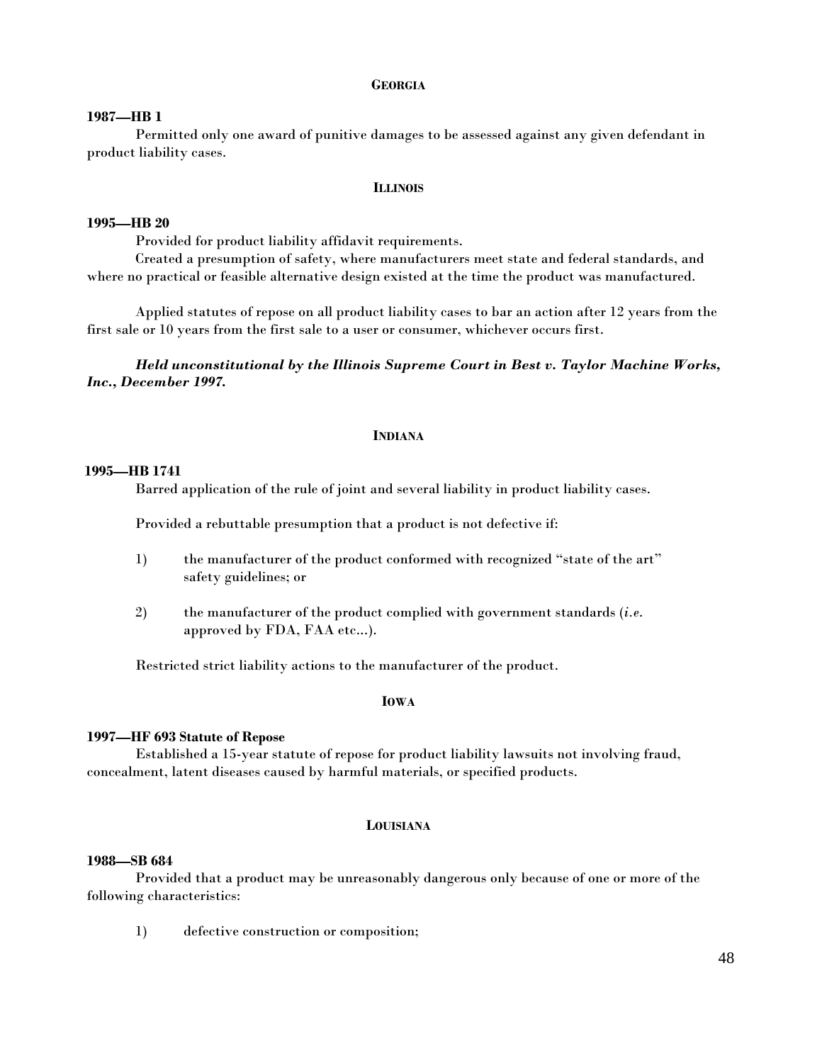## GEORGIA

**1987—HB 1**

Permitted only one award of punitive damages to be assessed against any given defendant in product liability cases.

## ILLINOIS

**1995—HB 20**

Provided for product liability affidavit requirements.

Created a presumption of safety, where manufacturers meet state and federal standards, and where no practical or feasible alternative design existed at the time the product was manufactured.

Applied statutes of repose on all product liability cases to bar an action after 12 years from the first sale or 10 years from the first sale to a user or consumer, whichever occurs first.

***Held unconstitutional by the Illinois Supreme Court in Best v. Taylor Machine Works, Inc., December 1997.***

## INDIANA

**1995—HB 1741**

Barred application of the rule of joint and several liability in product liability cases.

Provided a rebuttable presumption that a product is not defective if:

1) the manufacturer of the product conformed with recognized "state of the art" safety guidelines; or

2) the manufacturer of the product complied with government standards (*i.e.* approved by FDA, FAA etc...).

Restricted strict liability actions to the manufacturer of the product.

## IOWA

**1997—HF 693 Statute of Repose**

Established a 15-year statute of repose for product liability lawsuits not involving fraud, concealment, latent diseases caused by harmful materials, or specified products.

## LOUISIANA

**1988—SB 684**

Provided that a product may be unreasonably dangerous only because of one or more of the following characteristics:

1) defective construction or composition;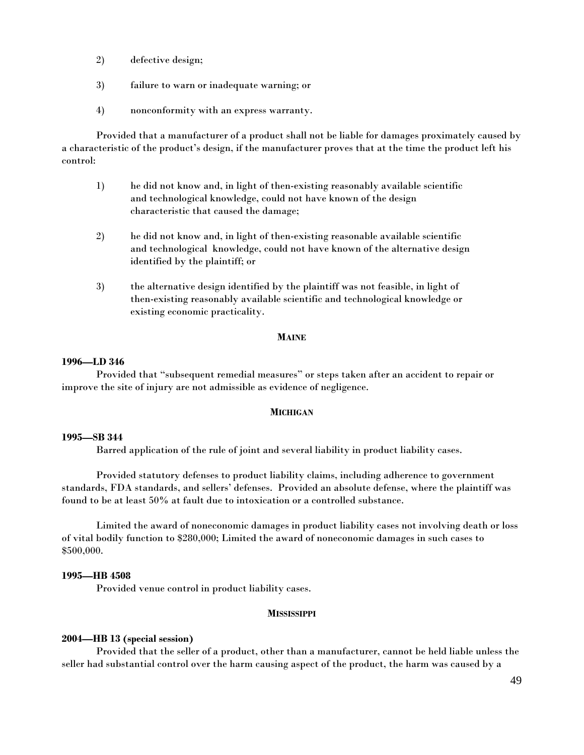2) defective design;

3) failure to warn or inadequate warning; or

4) nonconformity with an express warranty.

Provided that a manufacturer of a product shall not be liable for damages proximately caused by a characteristic of the product's design, if the manufacturer proves that at the time the product left his control:

1) he did not know and, in light of then-existing reasonably available scientific and technological knowledge, could not have known of the design characteristic that caused the damage;

2) he did not know and, in light of then-existing reasonable available scientific and technological knowledge, could not have known of the alternative design identified by the plaintiff; or

3) the alternative design identified by the plaintiff was not feasible, in light of then-existing reasonably available scientific and technological knowledge or existing economic practicality.

### MAINE

**1996—LD 346**

Provided that "subsequent remedial measures" or steps taken after an accident to repair or improve the site of injury are not admissible as evidence of negligence.

### MICHIGAN

**1995—SB 344**

Barred application of the rule of joint and several liability in product liability cases.

Provided statutory defenses to product liability claims, including adherence to government standards, FDA standards, and sellers' defenses. Provided an absolute defense, where the plaintiff was found to be at least 50% at fault due to intoxication or a controlled substance.

Limited the award of noneconomic damages in product liability cases not involving death or loss of vital bodily function to $280,000; Limited the award of noneconomic damages in such cases to $500,000.

**1995—HB 4508**

Provided venue control in product liability cases.

### MISSISSIPPI

**2004—HB 13 (special session)**

Provided that the seller of a product, other than a manufacturer, cannot be held liable unless the seller had substantial control over the harm causing aspect of the product, the harm was caused by a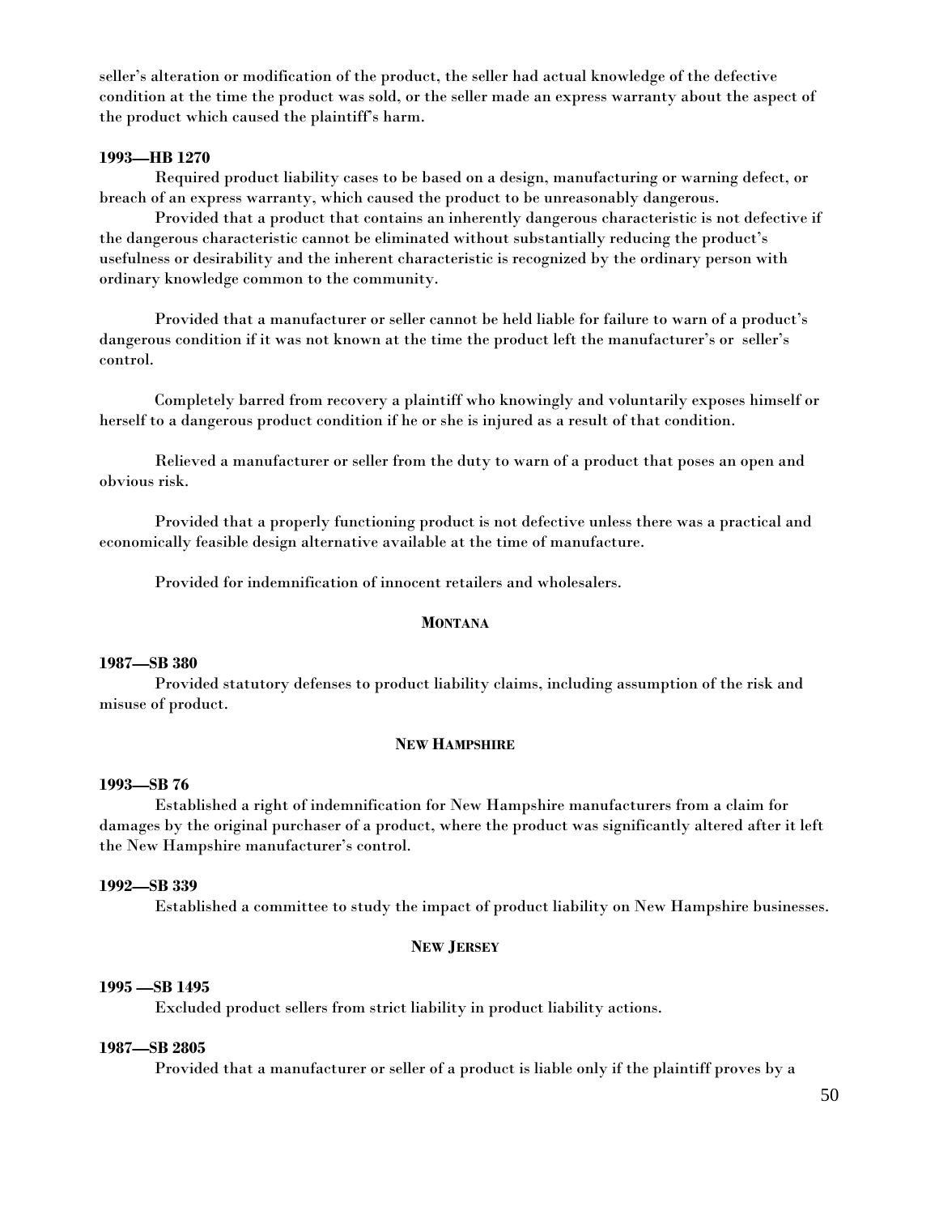seller's alteration or modification of the product, the seller had actual knowledge of the defective condition at the time the product was sold, or the seller made an express warranty about the aspect of the product which caused the plaintiff's harm.

**1993—HB 1270**

Required product liability cases to be based on a design, manufacturing or warning defect, or breach of an express warranty, which caused the product to be unreasonably dangerous.

Provided that a product that contains an inherently dangerous characteristic is not defective if the dangerous characteristic cannot be eliminated without substantially reducing the product's usefulness or desirability and the inherent characteristic is recognized by the ordinary person with ordinary knowledge common to the community.

Provided that a manufacturer or seller cannot be held liable for failure to warn of a product's dangerous condition if it was not known at the time the product left the manufacturer's or seller's control.

Completely barred from recovery a plaintiff who knowingly and voluntarily exposes himself or herself to a dangerous product condition if he or she is injured as a result of that condition.

Relieved a manufacturer or seller from the duty to warn of a product that poses an open and obvious risk.

Provided that a properly functioning product is not defective unless there was a practical and economically feasible design alternative available at the time of manufacture.

Provided for indemnification of innocent retailers and wholesalers.

## MONTANA

**1987—SB 380**

Provided statutory defenses to product liability claims, including assumption of the risk and misuse of product.

## NEW HAMPSHIRE

**1993—SB 76**

Established a right of indemnification for New Hampshire manufacturers from a claim for damages by the original purchaser of a product, where the product was significantly altered after it left the New Hampshire manufacturer's control.

**1992—SB 339**

Established a committee to study the impact of product liability on New Hampshire businesses.

## NEW JERSEY

**1995 —SB 1495**

Excluded product sellers from strict liability in product liability actions.

**1987—SB 2805**

Provided that a manufacturer or seller of a product is liable only if the plaintiff proves by a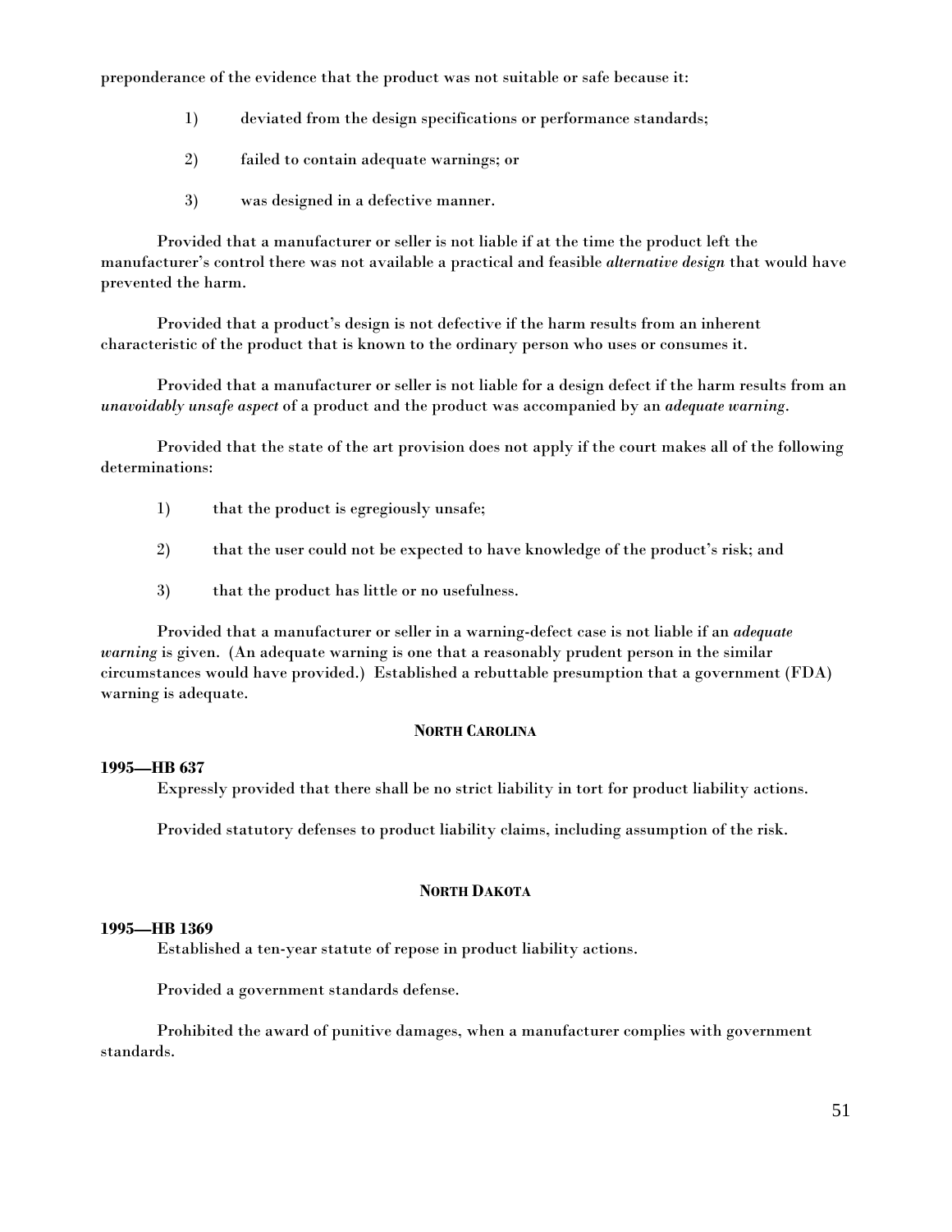preponderance of the evidence that the product was not suitable or safe because it:

1) deviated from the design specifications or performance standards;

2) failed to contain adequate warnings; or

3) was designed in a defective manner.

Provided that a manufacturer or seller is not liable if at the time the product left the manufacturer's control there was not available a practical and feasible *alternative design* that would have prevented the harm.

Provided that a product's design is not defective if the harm results from an inherent characteristic of the product that is known to the ordinary person who uses or consumes it.

Provided that a manufacturer or seller is not liable for a design defect if the harm results from an *unavoidably unsafe aspect* of a product and the product was accompanied by an *adequate warning*.

Provided that the state of the art provision does not apply if the court makes all of the following determinations:

1) that the product is egregiously unsafe;

2) that the user could not be expected to have knowledge of the product's risk; and

3) that the product has little or no usefulness.

Provided that a manufacturer or seller in a warning-defect case is not liable if an *adequate warning* is given. (An adequate warning is one that a reasonably prudent person in the similar circumstances would have provided.) Established a rebuttable presumption that a government (FDA) warning is adequate.

## NORTH CAROLINA

**1995—HB 637**

Expressly provided that there shall be no strict liability in tort for product liability actions.

Provided statutory defenses to product liability claims, including assumption of the risk.

## NORTH DAKOTA

**1995—HB 1369**

Established a ten-year statute of repose in product liability actions.

Provided a government standards defense.

Prohibited the award of punitive damages, when a manufacturer complies with government standards.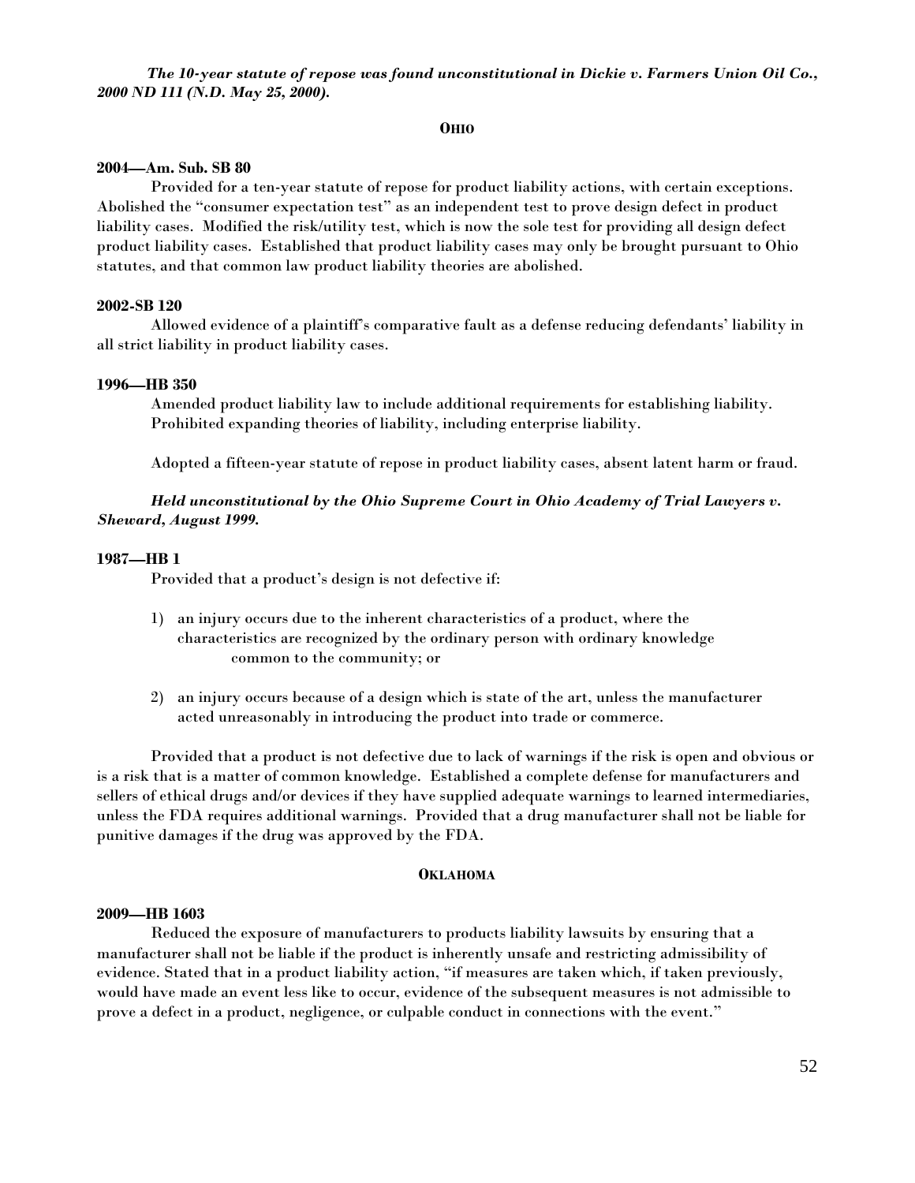***The 10-year statute of repose was found unconstitutional in Dickie v. Farmers Union Oil Co., 2000 ND 111 (N.D. May 25, 2000).***

## OHIO

**2004—Am. Sub. SB 80**

Provided for a ten-year statute of repose for product liability actions, with certain exceptions. Abolished the "consumer expectation test" as an independent test to prove design defect in product liability cases. Modified the risk/utility test, which is now the sole test for providing all design defect product liability cases. Established that product liability cases may only be brought pursuant to Ohio statutes, and that common law product liability theories are abolished.

**2002-SB 120**

Allowed evidence of a plaintiff's comparative fault as a defense reducing defendants' liability in all strict liability in product liability cases.

**1996—HB 350**

Amended product liability law to include additional requirements for establishing liability. Prohibited expanding theories of liability, including enterprise liability.

Adopted a fifteen-year statute of repose in product liability cases, absent latent harm or fraud.

***Held unconstitutional by the Ohio Supreme Court in Ohio Academy of Trial Lawyers v. Sheward, August 1999.***

**1987—HB 1**

Provided that a product's design is not defective if:

1) an injury occurs due to the inherent characteristics of a product, where the characteristics are recognized by the ordinary person with ordinary knowledge common to the community; or

2) an injury occurs because of a design which is state of the art, unless the manufacturer acted unreasonably in introducing the product into trade or commerce.

Provided that a product is not defective due to lack of warnings if the risk is open and obvious or is a risk that is a matter of common knowledge. Established a complete defense for manufacturers and sellers of ethical drugs and/or devices if they have supplied adequate warnings to learned intermediaries, unless the FDA requires additional warnings. Provided that a drug manufacturer shall not be liable for punitive damages if the drug was approved by the FDA.

## OKLAHOMA

**2009—HB 1603**

Reduced the exposure of manufacturers to products liability lawsuits by ensuring that a manufacturer shall not be liable if the product is inherently unsafe and restricting admissibility of evidence. Stated that in a product liability action, "if measures are taken which, if taken previously, would have made an event less like to occur, evidence of the subsequent measures is not admissible to prove a defect in a product, negligence, or culpable conduct in connections with the event."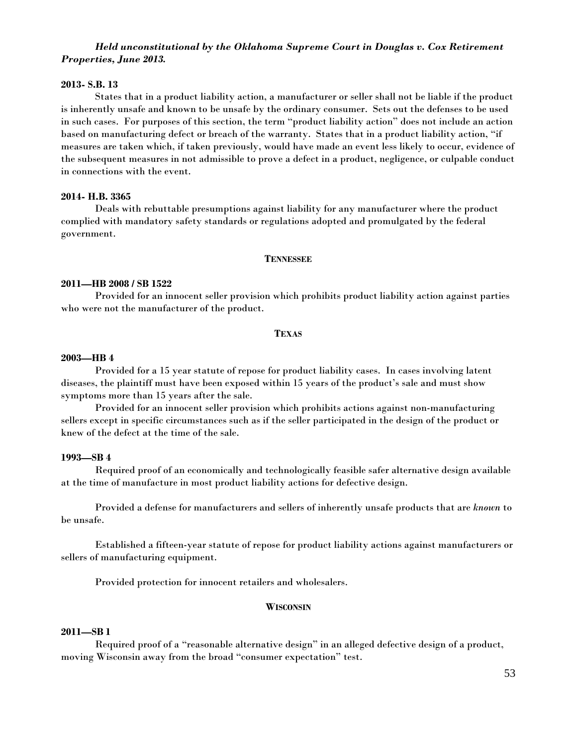***Held unconstitutional by the Oklahoma Supreme Court in Douglas v. Cox Retirement Properties, June 2013.***

**2013- S.B. 13**

States that in a product liability action, a manufacturer or seller shall not be liable if the product is inherently unsafe and known to be unsafe by the ordinary consumer. Sets out the defenses to be used in such cases. For purposes of this section, the term "product liability action" does not include an action based on manufacturing defect or breach of the warranty. States that in a product liability action, "if measures are taken which, if taken previously, would have made an event less likely to occur, evidence of the subsequent measures in not admissible to prove a defect in a product, negligence, or culpable conduct in connections with the event.

**2014- H.B. 3365**

Deals with rebuttable presumptions against liability for any manufacturer where the product complied with mandatory safety standards or regulations adopted and promulgated by the federal government.

## TENNESSEE

**2011—HB 2008 / SB 1522**

Provided for an innocent seller provision which prohibits product liability action against parties who were not the manufacturer of the product.

## TEXAS

**2003—HB 4**

Provided for a 15 year statute of repose for product liability cases. In cases involving latent diseases, the plaintiff must have been exposed within 15 years of the product's sale and must show symptoms more than 15 years after the sale.

Provided for an innocent seller provision which prohibits actions against non-manufacturing sellers except in specific circumstances such as if the seller participated in the design of the product or knew of the defect at the time of the sale.

**1993—SB 4**

Required proof of an economically and technologically feasible safer alternative design available at the time of manufacture in most product liability actions for defective design.

Provided a defense for manufacturers and sellers of inherently unsafe products that are *known* to be unsafe.

Established a fifteen-year statute of repose for product liability actions against manufacturers or sellers of manufacturing equipment.

Provided protection for innocent retailers and wholesalers.

## WISCONSIN

**2011—SB 1**

Required proof of a "reasonable alternative design" in an alleged defective design of a product, moving Wisconsin away from the broad "consumer expectation" test.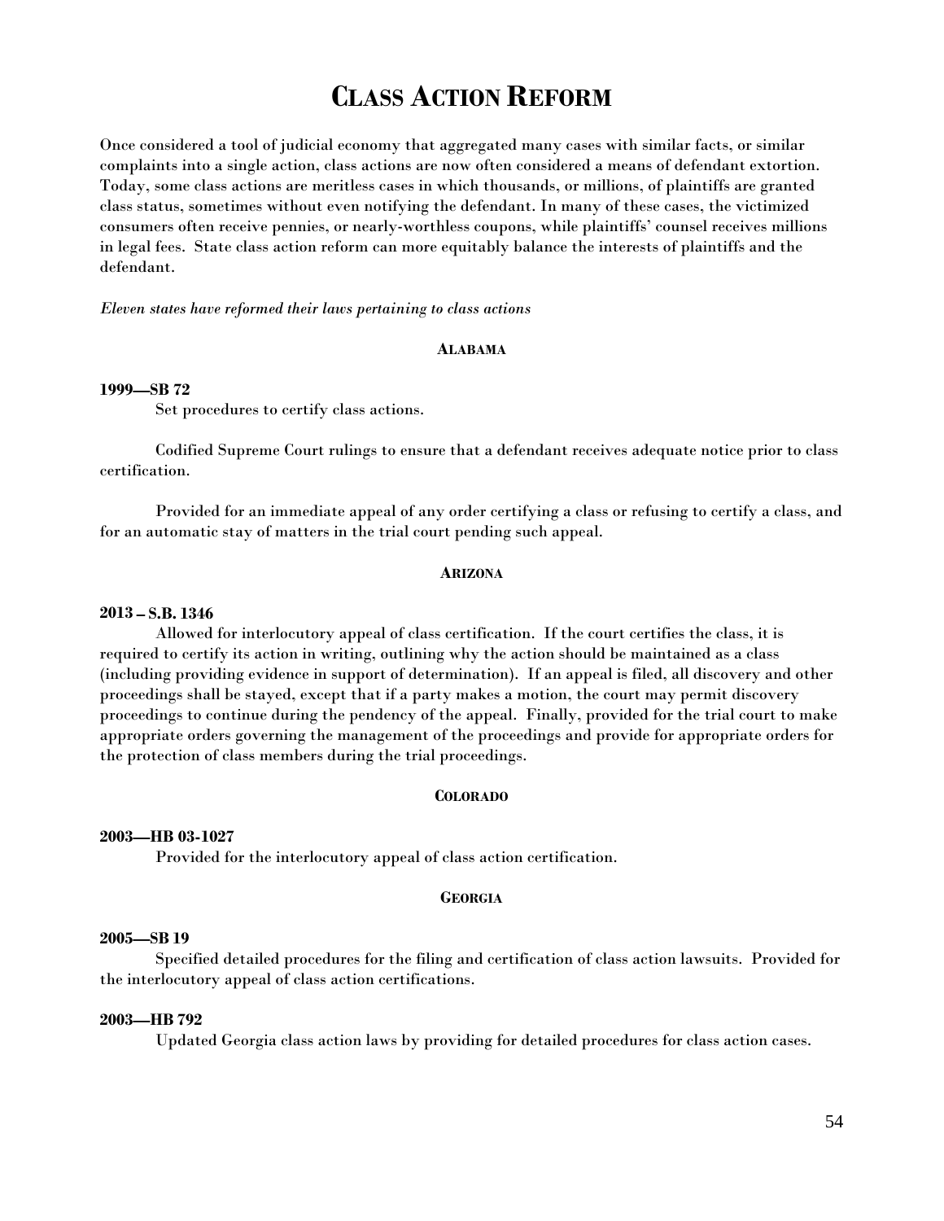# CLASS ACTION REFORM

**Once considered a tool of judicial economy that aggregated many cases with similar facts, or similar complaints into a single action, class actions are now often considered a means of defendant extortion. Today, some class actions are meritless cases in which thousands, or millions, of plaintiffs are granted class status, sometimes without even notifying the defendant. In many of these cases, the victimized consumers often receive pennies, or nearly-worthless coupons, while plaintiffs' counsel receives millions in legal fees. State class action reform can more equitably balance the interests of plaintiffs and the defendant.**

*Eleven states have reformed their laws pertaining to class actions*

## ALABAMA

**1999—SB 72**

Set procedures to certify class actions.

Codified Supreme Court rulings to ensure that a defendant receives adequate notice prior to class certification.

Provided for an immediate appeal of any order certifying a class or refusing to certify a class, and for an automatic stay of matters in the trial court pending such appeal.

## ARIZONA

**2013 – S.B. 1346**

Allowed for interlocutory appeal of class certification. If the court certifies the class, it is required to certify its action in writing, outlining why the action should be maintained as a class (including providing evidence in support of determination). If an appeal is filed, all discovery and other proceedings shall be stayed, except that if a party makes a motion, the court may permit discovery proceedings to continue during the pendency of the appeal. Finally, provided for the trial court to make appropriate orders governing the management of the proceedings and provide for appropriate orders for the protection of class members during the trial proceedings.

## COLORADO

**2003—HB 03-1027**

Provided for the interlocutory appeal of class action certification.

## GEORGIA

**2005—SB 19**

Specified detailed procedures for the filing and certification of class action lawsuits. Provided for the interlocutory appeal of class action certifications.

**2003—HB 792**

Updated Georgia class action laws by providing for detailed procedures for class action cases.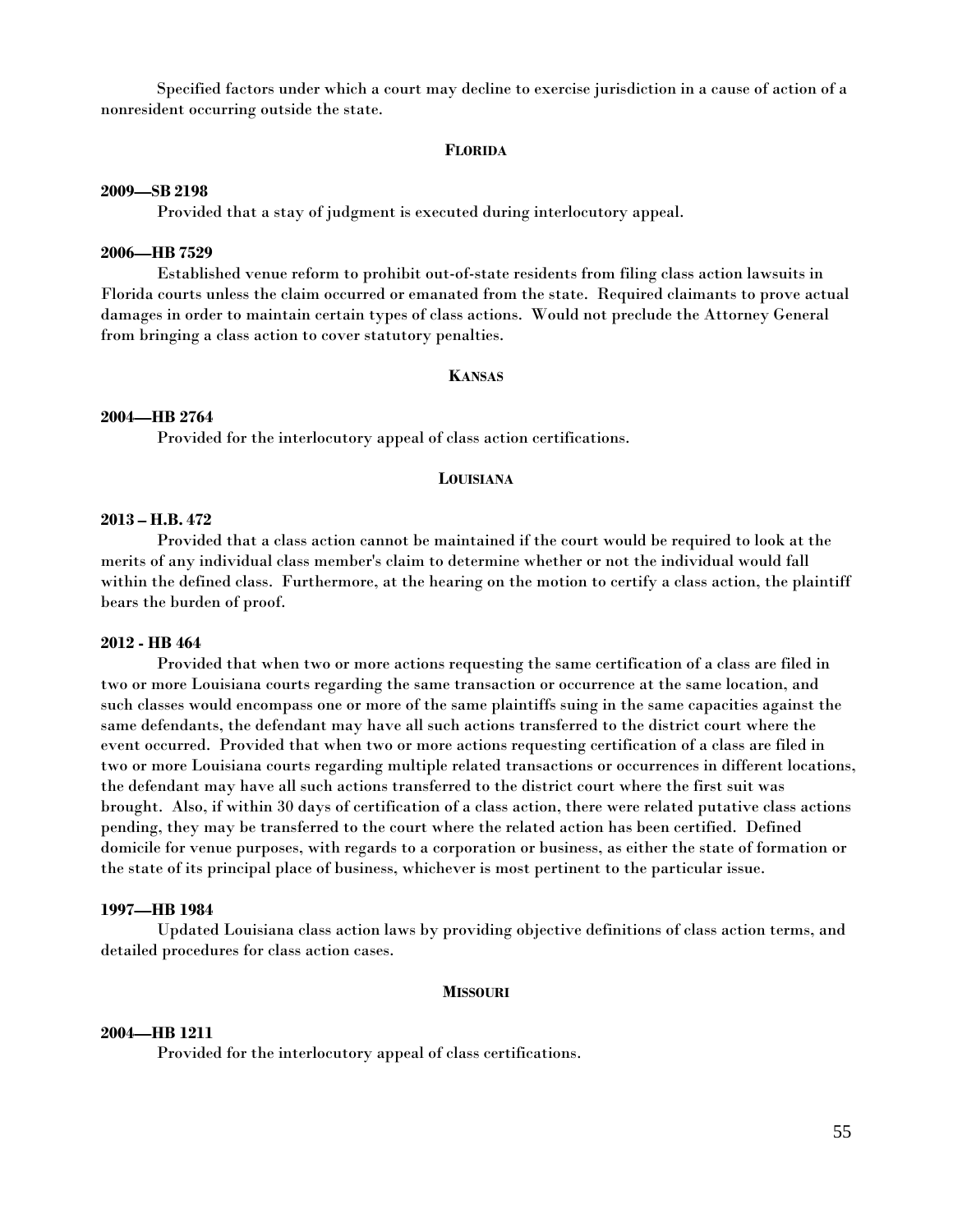Specified factors under which a court may decline to exercise jurisdiction in a cause of action of a nonresident occurring outside the state.

### FLORIDA

**2009—SB 2198**

Provided that a stay of judgment is executed during interlocutory appeal.

**2006—HB 7529**

Established venue reform to prohibit out-of-state residents from filing class action lawsuits in Florida courts unless the claim occurred or emanated from the state. Required claimants to prove actual damages in order to maintain certain types of class actions. Would not preclude the Attorney General from bringing a class action to cover statutory penalties.

### KANSAS

**2004—HB 2764**

Provided for the interlocutory appeal of class action certifications.

### LOUISIANA

**2013 – H.B. 472**

Provided that a class action cannot be maintained if the court would be required to look at the merits of any individual class member's claim to determine whether or not the individual would fall within the defined class. Furthermore, at the hearing on the motion to certify a class action, the plaintiff bears the burden of proof.

**2012 - HB 464**

Provided that when two or more actions requesting the same certification of a class are filed in two or more Louisiana courts regarding the same transaction or occurrence at the same location, and such classes would encompass one or more of the same plaintiffs suing in the same capacities against the same defendants, the defendant may have all such actions transferred to the district court where the event occurred. Provided that when two or more actions requesting certification of a class are filed in two or more Louisiana courts regarding multiple related transactions or occurrences in different locations, the defendant may have all such actions transferred to the district court where the first suit was brought. Also, if within 30 days of certification of a class action, there were related putative class actions pending, they may be transferred to the court where the related action has been certified. Defined domicile for venue purposes, with regards to a corporation or business, as either the state of formation or the state of its principal place of business, whichever is most pertinent to the particular issue.

**1997—HB 1984**

Updated Louisiana class action laws by providing objective definitions of class action terms, and detailed procedures for class action cases.

### MISSOURI

**2004—HB 1211**

Provided for the interlocutory appeal of class certifications.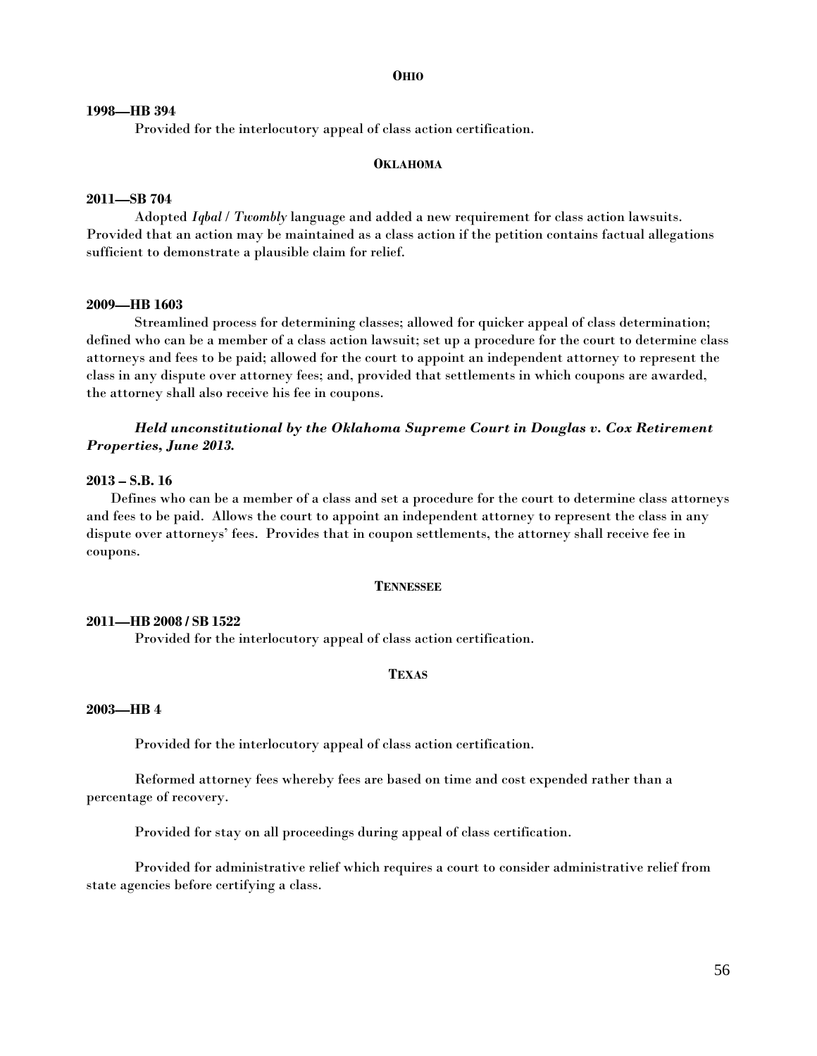## OHIO

**1998—HB 394**

Provided for the interlocutory appeal of class action certification.

## OKLAHOMA

**2011—SB 704**

Adopted *Iqbal* / *Twombly* language and added a new requirement for class action lawsuits. Provided that an action may be maintained as a class action if the petition contains factual allegations sufficient to demonstrate a plausible claim for relief.

**2009—HB 1603**

Streamlined process for determining classes; allowed for quicker appeal of class determination; defined who can be a member of a class action lawsuit; set up a procedure for the court to determine class attorneys and fees to be paid; allowed for the court to appoint an independent attorney to represent the class in any dispute over attorney fees; and, provided that settlements in which coupons are awarded, the attorney shall also receive his fee in coupons.

***Held unconstitutional by the Oklahoma Supreme Court in Douglas v. Cox Retirement Properties, June 2013.***

**2013 – S.B. 16**

Defines who can be a member of a class and set a procedure for the court to determine class attorneys and fees to be paid. Allows the court to appoint an independent attorney to represent the class in any dispute over attorneys' fees. Provides that in coupon settlements, the attorney shall receive fee in coupons.

## TENNESSEE

**2011—HB 2008 / SB 1522**

Provided for the interlocutory appeal of class action certification.

## TEXAS

**2003—HB 4**

Provided for the interlocutory appeal of class action certification.

Reformed attorney fees whereby fees are based on time and cost expended rather than a percentage of recovery.

Provided for stay on all proceedings during appeal of class certification.

Provided for administrative relief which requires a court to consider administrative relief from state agencies before certifying a class.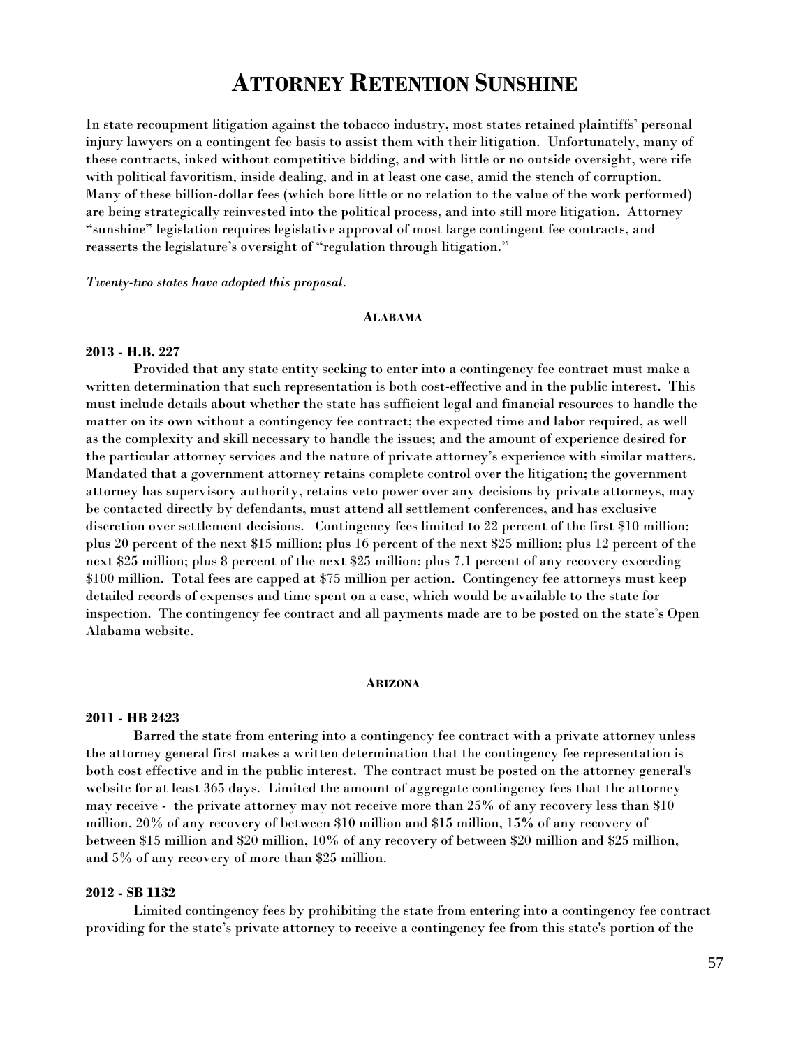# ATTORNEY RETENTION SUNSHINE

In state recoupment litigation against the tobacco industry, most states retained plaintiffs' personal injury lawyers on a contingent fee basis to assist them with their litigation. Unfortunately, many of these contracts, inked without competitive bidding, and with little or no outside oversight, were rife with political favoritism, inside dealing, and in at least one case, amid the stench of corruption. Many of these billion-dollar fees (which bore little or no relation to the value of the work performed) are being strategically reinvested into the political process, and into still more litigation. Attorney "sunshine" legislation requires legislative approval of most large contingent fee contracts, and reasserts the legislature's oversight of "regulation through litigation."

*Twenty-two states have adopted this proposal.*

#### ALABAMA

**2013 - H.B. 227**

Provided that any state entity seeking to enter into a contingency fee contract must make a written determination that such representation is both cost-effective and in the public interest. This must include details about whether the state has sufficient legal and financial resources to handle the matter on its own without a contingency fee contract; the expected time and labor required, as well as the complexity and skill necessary to handle the issues; and the amount of experience desired for the particular attorney services and the nature of private attorney's experience with similar matters. Mandated that a government attorney retains complete control over the litigation; the government attorney has supervisory authority, retains veto power over any decisions by private attorneys, may be contacted directly by defendants, must attend all settlement conferences, and has exclusive discretion over settlement decisions. Contingency fees limited to 22 percent of the first $10 million; plus 20 percent of the next $15 million; plus 16 percent of the next $25 million; plus 12 percent of the next $25 million; plus 8 percent of the next $25 million; plus 7.1 percent of any recovery exceeding $100 million. Total fees are capped at $75 million per action. Contingency fee attorneys must keep detailed records of expenses and time spent on a case, which would be available to the state for inspection. The contingency fee contract and all payments made are to be posted on the state's Open Alabama website.

#### ARIZONA

**2011 - HB 2423**

Barred the state from entering into a contingency fee contract with a private attorney unless the attorney general first makes a written determination that the contingency fee representation is both cost effective and in the public interest. The contract must be posted on the attorney general's website for at least 365 days. Limited the amount of aggregate contingency fees that the attorney may receive - the private attorney may not receive more than 25% of any recovery less than $10 million, 20% of any recovery of between $10 million and $15 million, 15% of any recovery of between $15 million and $20 million, 10% of any recovery of between $20 million and $25 million, and 5% of any recovery of more than $25 million.

**2012 - SB 1132**

Limited contingency fees by prohibiting the state from entering into a contingency fee contract providing for the state's private attorney to receive a contingency fee from this state's portion of the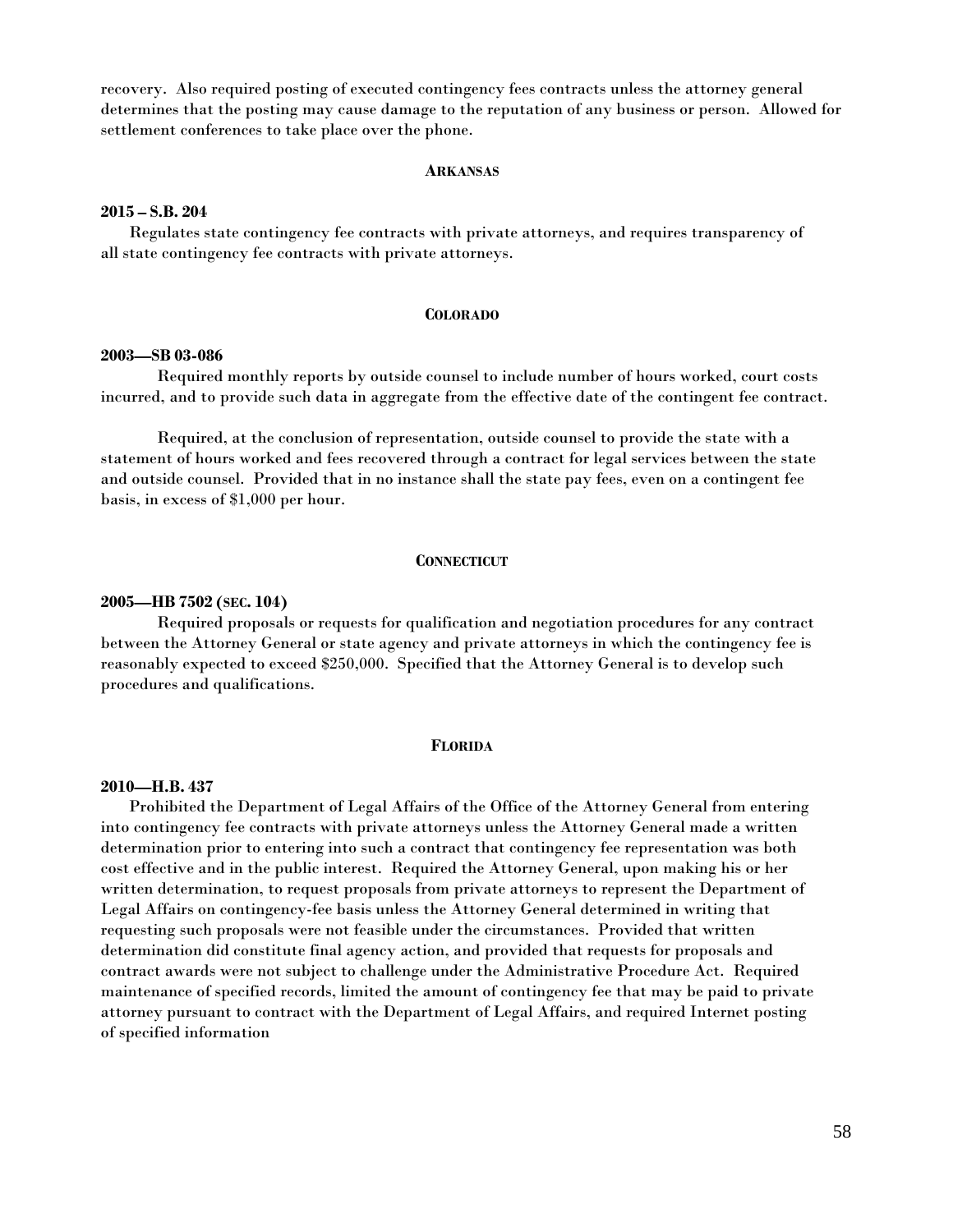recovery. Also required posting of executed contingency fees contracts unless the attorney general determines that the posting may cause damage to the reputation of any business or person. Allowed for settlement conferences to take place over the phone.

## ARKANSAS

**2015 – S.B. 204**

Regulates state contingency fee contracts with private attorneys, and requires transparency of all state contingency fee contracts with private attorneys.

## COLORADO

**2003—SB 03-086**

Required monthly reports by outside counsel to include number of hours worked, court costs incurred, and to provide such data in aggregate from the effective date of the contingent fee contract.

Required, at the conclusion of representation, outside counsel to provide the state with a statement of hours worked and fees recovered through a contract for legal services between the state and outside counsel. Provided that in no instance shall the state pay fees, even on a contingent fee basis, in excess of $1,000 per hour.

## CONNECTICUT

**2005—HB 7502 (SEC. 104)**

Required proposals or requests for qualification and negotiation procedures for any contract between the Attorney General or state agency and private attorneys in which the contingency fee is reasonably expected to exceed $250,000. Specified that the Attorney General is to develop such procedures and qualifications.

## FLORIDA

**2010—H.B. 437**

Prohibited the Department of Legal Affairs of the Office of the Attorney General from entering into contingency fee contracts with private attorneys unless the Attorney General made a written determination prior to entering into such a contract that contingency fee representation was both cost effective and in the public interest. Required the Attorney General, upon making his or her written determination, to request proposals from private attorneys to represent the Department of Legal Affairs on contingency-fee basis unless the Attorney General determined in writing that requesting such proposals were not feasible under the circumstances. Provided that written determination did constitute final agency action, and provided that requests for proposals and contract awards were not subject to challenge under the Administrative Procedure Act. Required maintenance of specified records, limited the amount of contingency fee that may be paid to private attorney pursuant to contract with the Department of Legal Affairs, and required Internet posting of specified information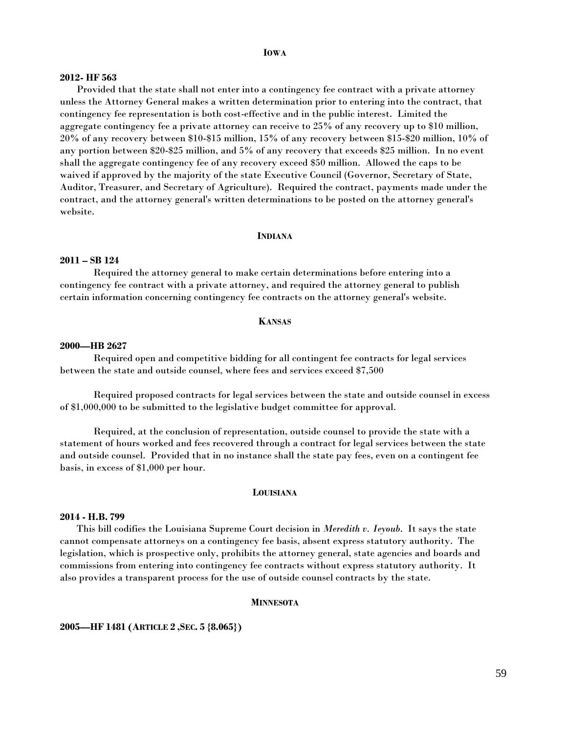## IOWA

**2012- HF 563**

Provided that the state shall not enter into a contingency fee contract with a private attorney unless the Attorney General makes a written determination prior to entering into the contract, that contingency fee representation is both cost-effective and in the public interest. Limited the aggregate contingency fee a private attorney can receive to 25% of any recovery up to $10 million, 20% of any recovery between $10-$15 million, 15% of any recovery between $15-$20 million, 10% of any portion between $20-$25 million, and 5% of any recovery that exceeds $25 million. In no event shall the aggregate contingency fee of any recovery exceed $50 million. Allowed the caps to be waived if approved by the majority of the state Executive Council (Governor, Secretary of State, Auditor, Treasurer, and Secretary of Agriculture). Required the contract, payments made under the contract, and the attorney general's written determinations to be posted on the attorney general's website.

## INDIANA

**2011 – SB 124**

Required the attorney general to make certain determinations before entering into a contingency fee contract with a private attorney, and required the attorney general to publish certain information concerning contingency fee contracts on the attorney general's website.

## KANSAS

**2000—HB 2627**

Required open and competitive bidding for all contingent fee contracts for legal services between the state and outside counsel, where fees and services exceed $7,500

Required proposed contracts for legal services between the state and outside counsel in excess of $1,000,000 to be submitted to the legislative budget committee for approval.

Required, at the conclusion of representation, outside counsel to provide the state with a statement of hours worked and fees recovered through a contract for legal services between the state and outside counsel. Provided that in no instance shall the state pay fees, even on a contingent fee basis, in excess of $1,000 per hour.

## LOUISIANA

**2014 - H.B. 799**

This bill codifies the Louisiana Supreme Court decision in *Meredith v. Ieyoub*. It says the state cannot compensate attorneys on a contingency fee basis, absent express statutory authority. The legislation, which is prospective only, prohibits the attorney general, state agencies and boards and commissions from entering into contingency fee contracts without express statutory authority. It also provides a transparent process for the use of outside counsel contracts by the state.

## MINNESOTA

**2005—HF 1481 (ARTICLE 2 ,SEC. 5 {8.065})**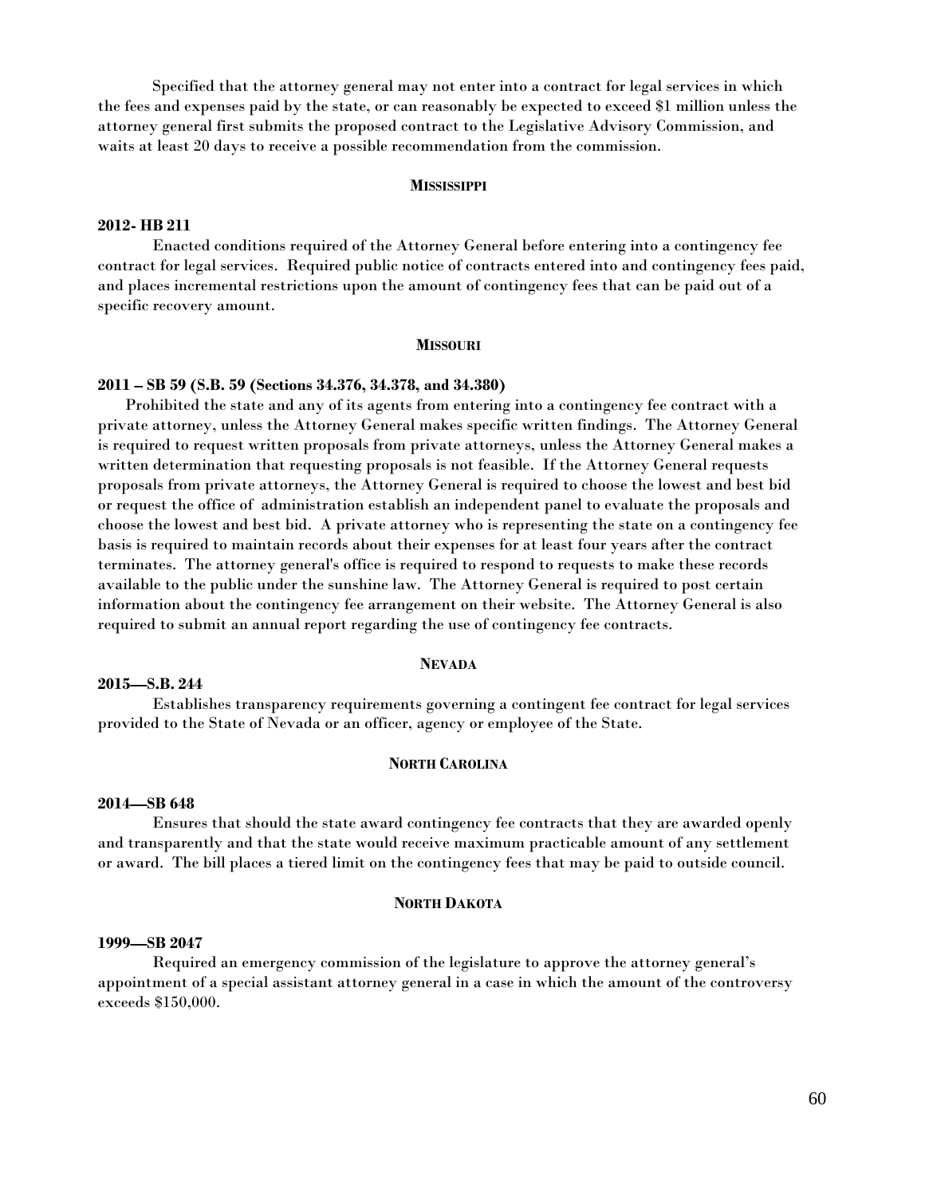Specified that the attorney general may not enter into a contract for legal services in which the fees and expenses paid by the state, or can reasonably be expected to exceed $1 million unless the attorney general first submits the proposed contract to the Legislative Advisory Commission, and waits at least 20 days to receive a possible recommendation from the commission.

## MISSISSIPPI

**2012- HB 211**

Enacted conditions required of the Attorney General before entering into a contingency fee contract for legal services. Required public notice of contracts entered into and contingency fees paid, and places incremental restrictions upon the amount of contingency fees that can be paid out of a specific recovery amount.

## MISSOURI

**2011 – SB 59 (S.B. 59 (Sections 34.376, 34.378, and 34.380)**

Prohibited the state and any of its agents from entering into a contingency fee contract with a private attorney, unless the Attorney General makes specific written findings. The Attorney General is required to request written proposals from private attorneys, unless the Attorney General makes a written determination that requesting proposals is not feasible. If the Attorney General requests proposals from private attorneys, the Attorney General is required to choose the lowest and best bid or request the office of administration establish an independent panel to evaluate the proposals and choose the lowest and best bid. A private attorney who is representing the state on a contingency fee basis is required to maintain records about their expenses for at least four years after the contract terminates. The attorney general's office is required to respond to requests to make these records available to the public under the sunshine law. The Attorney General is required to post certain information about the contingency fee arrangement on their website. The Attorney General is also required to submit an annual report regarding the use of contingency fee contracts.

## NEVADA

**2015—S.B. 244**

Establishes transparency requirements governing a contingent fee contract for legal services provided to the State of Nevada or an officer, agency or employee of the State.

## NORTH CAROLINA

**2014—SB 648**

Ensures that should the state award contingency fee contracts that they are awarded openly and transparently and that the state would receive maximum practicable amount of any settlement or award. The bill places a tiered limit on the contingency fees that may be paid to outside council.

## NORTH DAKOTA

**1999—SB 2047**

Required an emergency commission of the legislature to approve the attorney general's appointment of a special assistant attorney general in a case in which the amount of the controversy exceeds $150,000.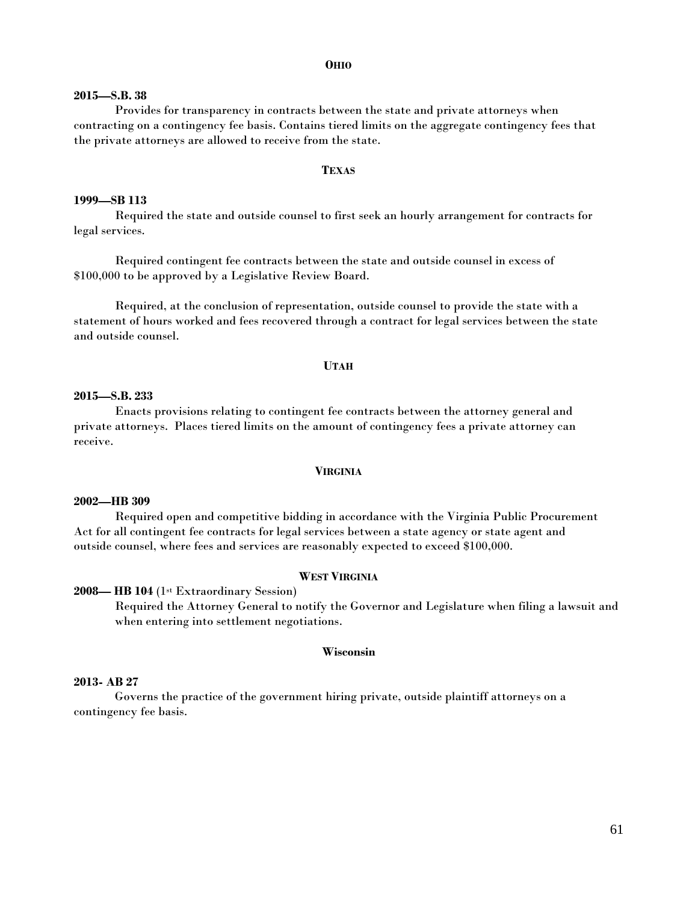## OHIO

**2015—S.B. 38**

Provides for transparency in contracts between the state and private attorneys when contracting on a contingency fee basis. Contains tiered limits on the aggregate contingency fees that the private attorneys are allowed to receive from the state.

## TEXAS

**1999—SB 113**

Required the state and outside counsel to first seek an hourly arrangement for contracts for legal services.

Required contingent fee contracts between the state and outside counsel in excess of \$100,000 to be approved by a Legislative Review Board.

Required, at the conclusion of representation, outside counsel to provide the state with a statement of hours worked and fees recovered through a contract for legal services between the state and outside counsel.

## UTAH

**2015—S.B. 233**

Enacts provisions relating to contingent fee contracts between the attorney general and private attorneys. Places tiered limits on the amount of contingency fees a private attorney can receive.

## VIRGINIA

**2002—HB 309**

Required open and competitive bidding in accordance with the Virginia Public Procurement Act for all contingent fee contracts for legal services between a state agency or state agent and outside counsel, where fees and services are reasonably expected to exceed \$100,000.

## WEST VIRGINIA

**2008— HB 104** (1st Extraordinary Session)

Required the Attorney General to notify the Governor and Legislature when filing a lawsuit and when entering into settlement negotiations.

## Wisconsin

**2013- AB 27**

Governs the practice of the government hiring private, outside plaintiff attorneys on a contingency fee basis.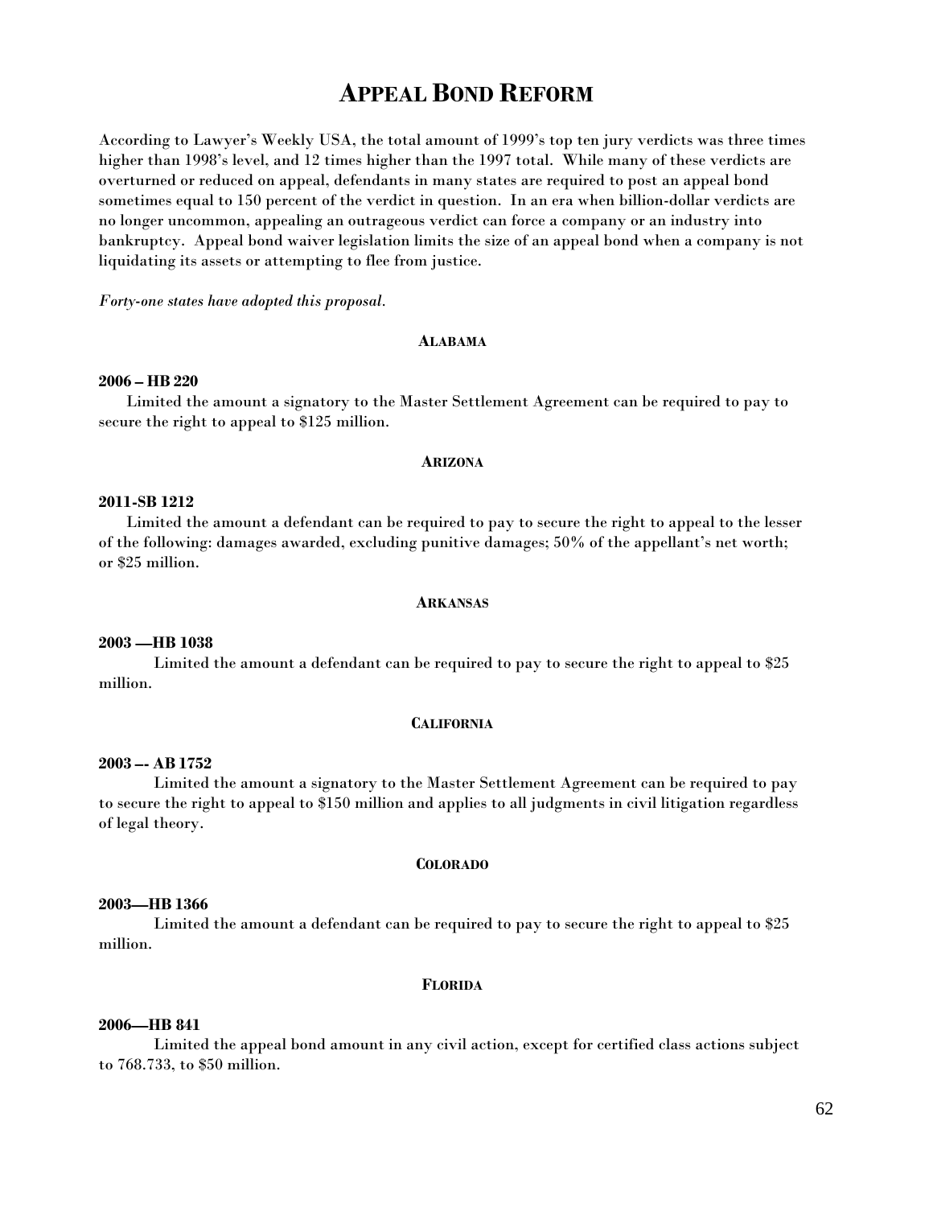# Appeal Bond Reform

According to Lawyer's Weekly USA, the total amount of 1999's top ten jury verdicts was three times higher than 1998's level, and 12 times higher than the 1997 total. While many of these verdicts are overturned or reduced on appeal, defendants in many states are required to post an appeal bond sometimes equal to 150 percent of the verdict in question. In an era when billion-dollar verdicts are no longer uncommon, appealing an outrageous verdict can force a company or an industry into bankruptcy. Appeal bond waiver legislation limits the size of an appeal bond when a company is not liquidating its assets or attempting to flee from justice.

*Forty-one states have adopted this proposal.*

## Alabama

**2006 – HB 220**

Limited the amount a signatory to the Master Settlement Agreement can be required to pay to secure the right to appeal to $125 million.

## Arizona

**2011-SB 1212**

Limited the amount a defendant can be required to pay to secure the right to appeal to the lesser of the following: damages awarded, excluding punitive damages; 50% of the appellant's net worth; or $25 million.

## Arkansas

**2003 —HB 1038**

Limited the amount a defendant can be required to pay to secure the right to appeal to $25 million.

## California

**2003 –- AB 1752**

Limited the amount a signatory to the Master Settlement Agreement can be required to pay to secure the right to appeal to $150 million and applies to all judgments in civil litigation regardless of legal theory.

## Colorado

**2003—HB 1366**

Limited the amount a defendant can be required to pay to secure the right to appeal to $25 million.

## Florida

**2006—HB 841**

Limited the appeal bond amount in any civil action, except for certified class actions subject to 768.733, to $50 million.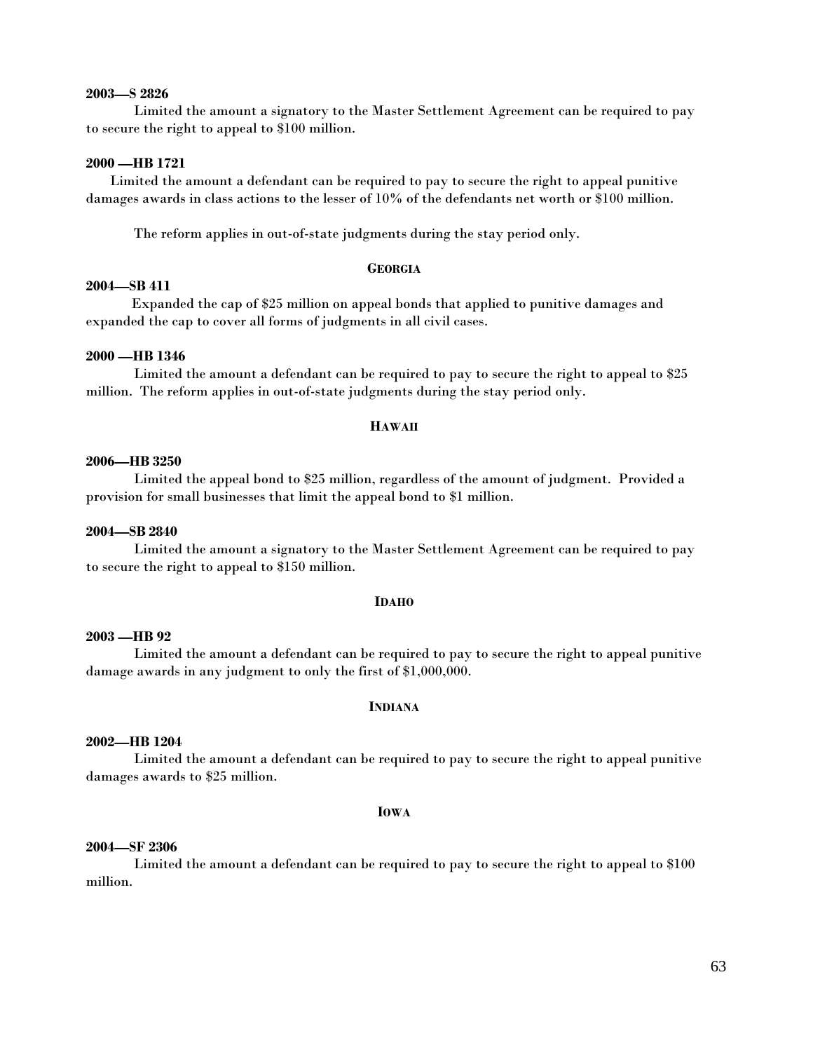**2003—S 2826**

Limited the amount a signatory to the Master Settlement Agreement can be required to pay to secure the right to appeal to $100 million.

**2000 —HB 1721**

Limited the amount a defendant can be required to pay to secure the right to appeal punitive damages awards in class actions to the lesser of 10% of the defendants net worth or $100 million.

The reform applies in out-of-state judgments during the stay period only.

### GEORGIA

**2004—SB 411**

Expanded the cap of $25 million on appeal bonds that applied to punitive damages and expanded the cap to cover all forms of judgments in all civil cases.

**2000 —HB 1346**

Limited the amount a defendant can be required to pay to secure the right to appeal to $25 million. The reform applies in out-of-state judgments during the stay period only.

### HAWAII

**2006—HB 3250**

Limited the appeal bond to $25 million, regardless of the amount of judgment. Provided a provision for small businesses that limit the appeal bond to $1 million.

**2004—SB 2840**

Limited the amount a signatory to the Master Settlement Agreement can be required to pay to secure the right to appeal to $150 million.

### IDAHO

**2003 —HB 92**

Limited the amount a defendant can be required to pay to secure the right to appeal punitive damage awards in any judgment to only the first of $1,000,000.

### INDIANA

**2002—HB 1204**

Limited the amount a defendant can be required to pay to secure the right to appeal punitive damages awards to $25 million.

### IOWA

**2004—SF 2306**

Limited the amount a defendant can be required to pay to secure the right to appeal to $100 million.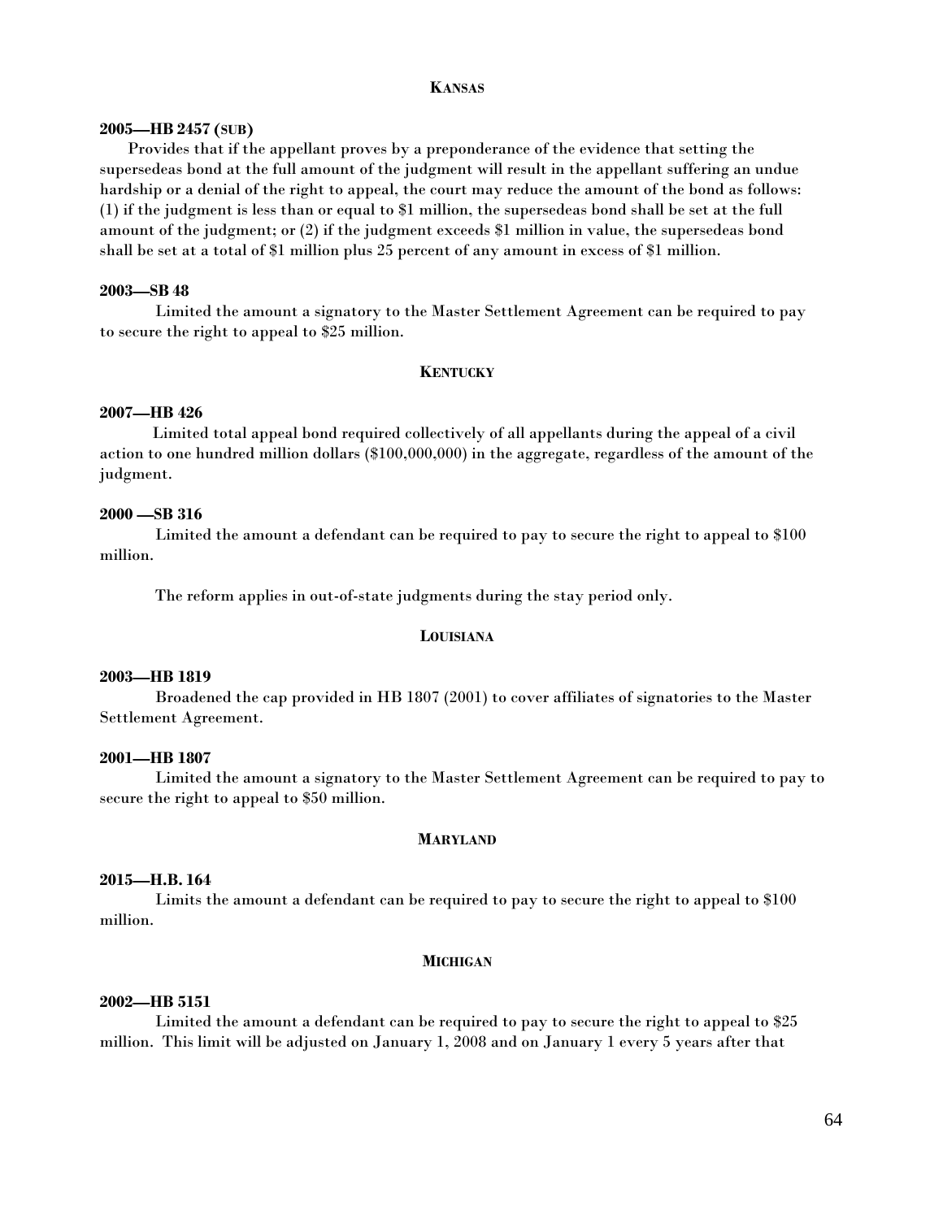## KANSAS

**2005—HB 2457 (SUB)**

Provides that if the appellant proves by a preponderance of the evidence that setting the supersedeas bond at the full amount of the judgment will result in the appellant suffering an undue hardship or a denial of the right to appeal, the court may reduce the amount of the bond as follows: (1) if the judgment is less than or equal to $1 million, the supersedeas bond shall be set at the full amount of the judgment; or (2) if the judgment exceeds $1 million in value, the supersedeas bond shall be set at a total of $1 million plus 25 percent of any amount in excess of $1 million.

**2003—SB 48**

Limited the amount a signatory to the Master Settlement Agreement can be required to pay to secure the right to appeal to $25 million.

## KENTUCKY

**2007—HB 426**

Limited total appeal bond required collectively of all appellants during the appeal of a civil action to one hundred million dollars ($100,000,000) in the aggregate, regardless of the amount of the judgment.

**2000 —SB 316**

Limited the amount a defendant can be required to pay to secure the right to appeal to $100 million.

The reform applies in out-of-state judgments during the stay period only.

## LOUISIANA

**2003—HB 1819**

Broadened the cap provided in HB 1807 (2001) to cover affiliates of signatories to the Master Settlement Agreement.

**2001—HB 1807**

Limited the amount a signatory to the Master Settlement Agreement can be required to pay to secure the right to appeal to $50 million.

## MARYLAND

**2015—H.B. 164**

Limits the amount a defendant can be required to pay to secure the right to appeal to $100 million.

## MICHIGAN

**2002—HB 5151**

Limited the amount a defendant can be required to pay to secure the right to appeal to $25 million. This limit will be adjusted on January 1, 2008 and on January 1 every 5 years after that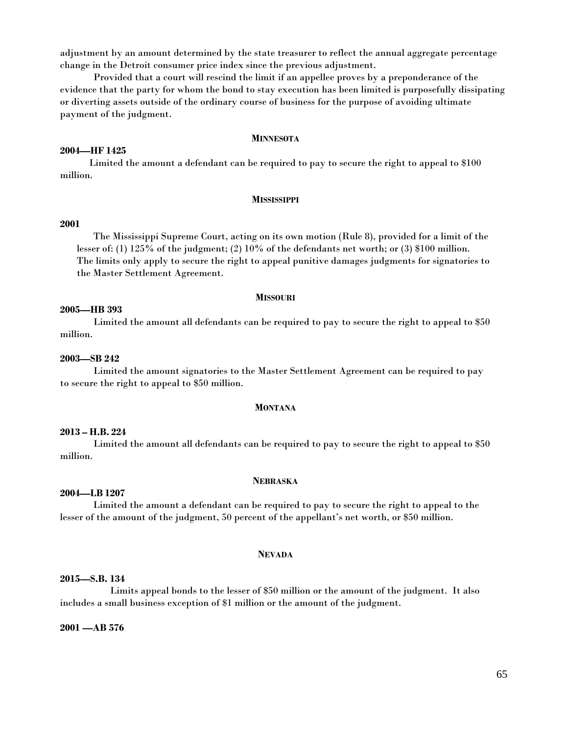adjustment by an amount determined by the state treasurer to reflect the annual aggregate percentage change in the Detroit consumer price index since the previous adjustment.

Provided that a court will rescind the limit if an appellee proves by a preponderance of the evidence that the party for whom the bond to stay execution has been limited is purposefully dissipating or diverting assets outside of the ordinary course of business for the purpose of avoiding ultimate payment of the judgment.

### MINNESOTA

**2004—HF 1425**

Limited the amount a defendant can be required to pay to secure the right to appeal to $100 million.

### MISSISSIPPI

**2001**

The Mississippi Supreme Court, acting on its own motion (Rule 8), provided for a limit of the lesser of: (1) 125% of the judgment; (2) 10% of the defendants net worth; or (3) $100 million. The limits only apply to secure the right to appeal punitive damages judgments for signatories to the Master Settlement Agreement.

### MISSOURI

**2005—HB 393**

Limited the amount all defendants can be required to pay to secure the right to appeal to $50 million.

**2003—SB 242**

Limited the amount signatories to the Master Settlement Agreement can be required to pay to secure the right to appeal to $50 million.

### MONTANA

**2013 – H.B. 224**

Limited the amount all defendants can be required to pay to secure the right to appeal to $50 million.

### NEBRASKA

**2004—LB 1207**

Limited the amount a defendant can be required to pay to secure the right to appeal to the lesser of the amount of the judgment, 50 percent of the appellant's net worth, or $50 million.

### NEVADA

**2015—S.B. 134**

Limits appeal bonds to the lesser of $50 million or the amount of the judgment. It also includes a small business exception of $1 million or the amount of the judgment.

**2001 —AB 576**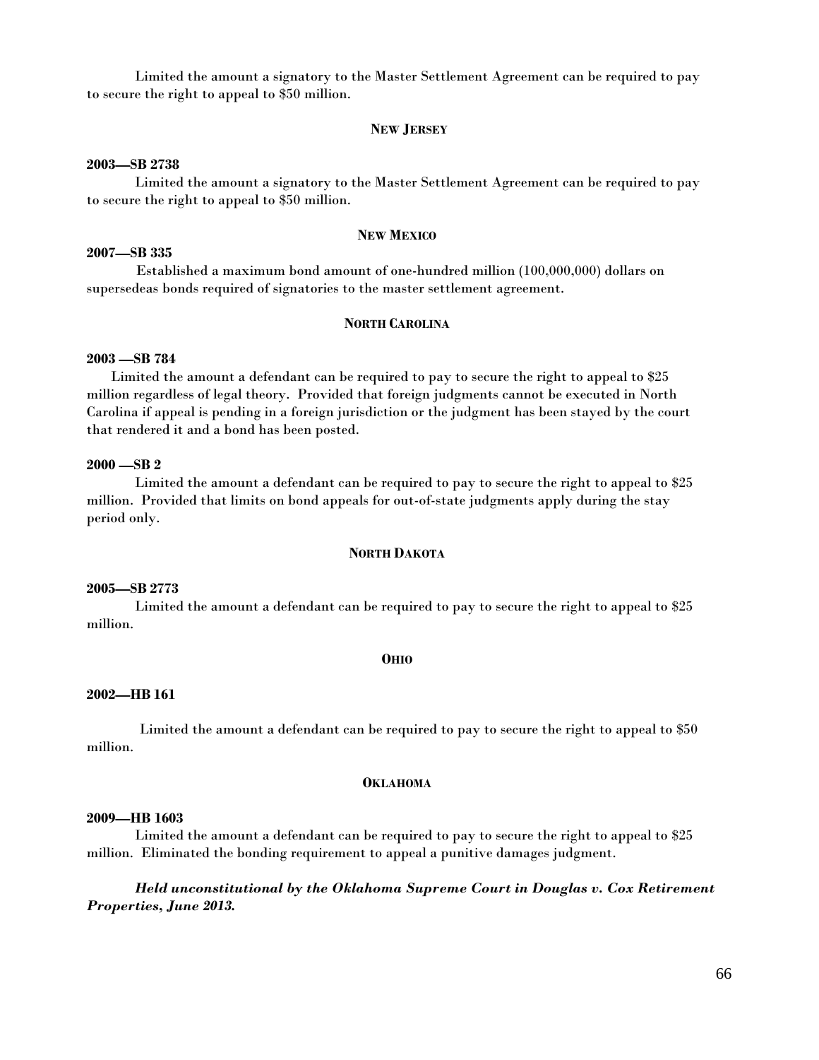Limited the amount a signatory to the Master Settlement Agreement can be required to pay to secure the right to appeal to $50 million.

### NEW JERSEY

**2003—SB 2738**

Limited the amount a signatory to the Master Settlement Agreement can be required to pay to secure the right to appeal to $50 million.

### NEW MEXICO

**2007—SB 335**

Established a maximum bond amount of one-hundred million (100,000,000) dollars on supersedeas bonds required of signatories to the master settlement agreement.

### NORTH CAROLINA

**2003 —SB 784**

Limited the amount a defendant can be required to pay to secure the right to appeal to $25 million regardless of legal theory. Provided that foreign judgments cannot be executed in North Carolina if appeal is pending in a foreign jurisdiction or the judgment has been stayed by the court that rendered it and a bond has been posted.

**2000 —SB 2**

Limited the amount a defendant can be required to pay to secure the right to appeal to $25 million. Provided that limits on bond appeals for out-of-state judgments apply during the stay period only.

### NORTH DAKOTA

**2005—SB 2773**

Limited the amount a defendant can be required to pay to secure the right to appeal to $25 million.

### OHIO

**2002—HB 161**

Limited the amount a defendant can be required to pay to secure the right to appeal to $50 million.

### OKLAHOMA

**2009—HB 1603**

Limited the amount a defendant can be required to pay to secure the right to appeal to $25 million. Eliminated the bonding requirement to appeal a punitive damages judgment.

***Held unconstitutional by the Oklahoma Supreme Court in Douglas v. Cox Retirement Properties, June 2013.***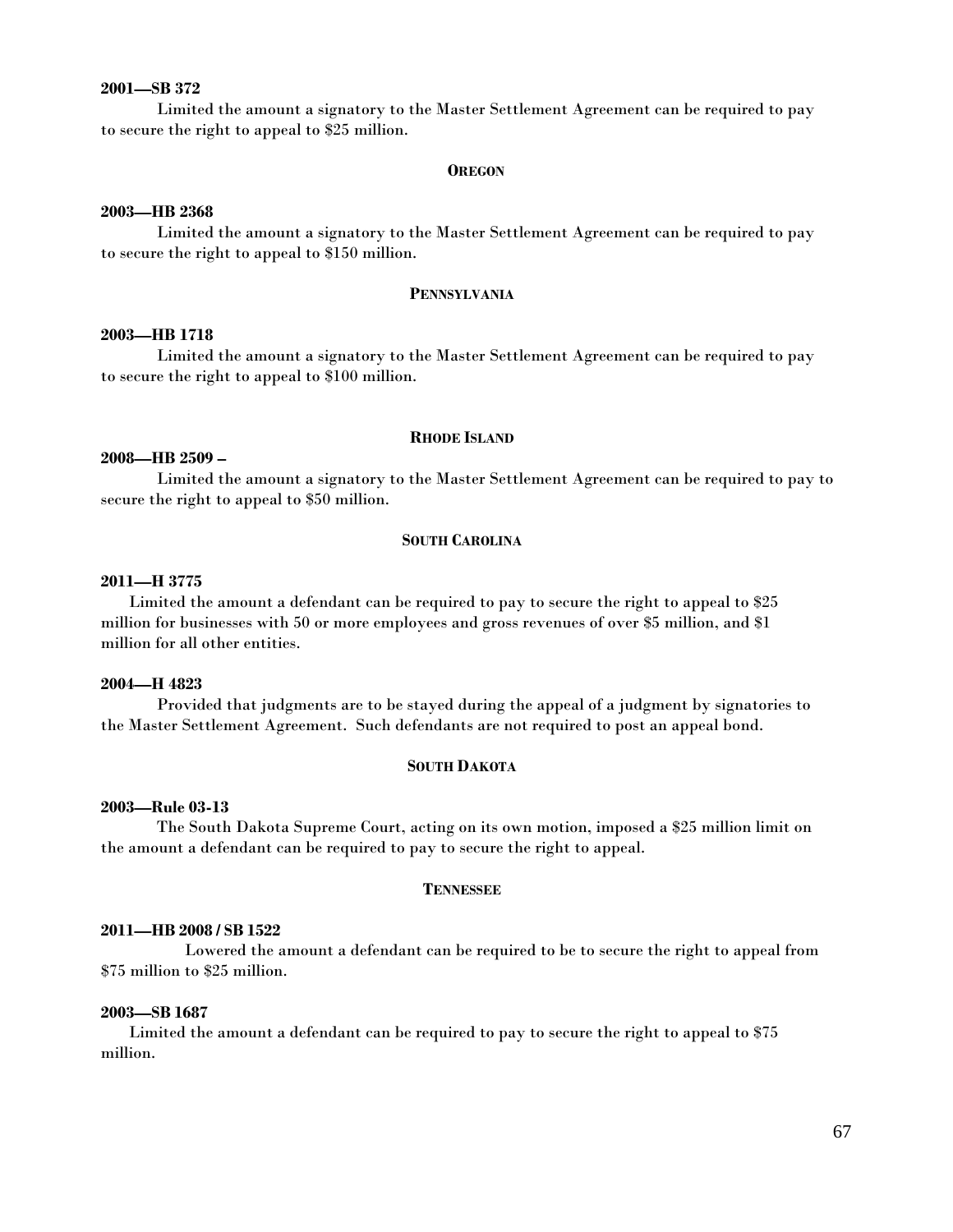**2001—SB 372**

Limited the amount a signatory to the Master Settlement Agreement can be required to pay to secure the right to appeal to $25 million.

## OREGON

**2003—HB 2368**

Limited the amount a signatory to the Master Settlement Agreement can be required to pay to secure the right to appeal to $150 million.

## PENNSYLVANIA

**2003—HB 1718**

Limited the amount a signatory to the Master Settlement Agreement can be required to pay to secure the right to appeal to $100 million.

## RHODE ISLAND

**2008—HB 2509 –**

Limited the amount a signatory to the Master Settlement Agreement can be required to pay to secure the right to appeal to $50 million.

## SOUTH CAROLINA

**2011—H 3775**

Limited the amount a defendant can be required to pay to secure the right to appeal to $25 million for businesses with 50 or more employees and gross revenues of over $5 million, and $1 million for all other entities.

**2004—H 4823**

Provided that judgments are to be stayed during the appeal of a judgment by signatories to the Master Settlement Agreement. Such defendants are not required to post an appeal bond.

## SOUTH DAKOTA

**2003—Rule 03-13**

The South Dakota Supreme Court, acting on its own motion, imposed a $25 million limit on the amount a defendant can be required to pay to secure the right to appeal.

## TENNESSEE

**2011—HB 2008 / SB 1522**

Lowered the amount a defendant can be required to be to secure the right to appeal from $75 million to $25 million.

**2003—SB 1687**

Limited the amount a defendant can be required to pay to secure the right to appeal to $75 million.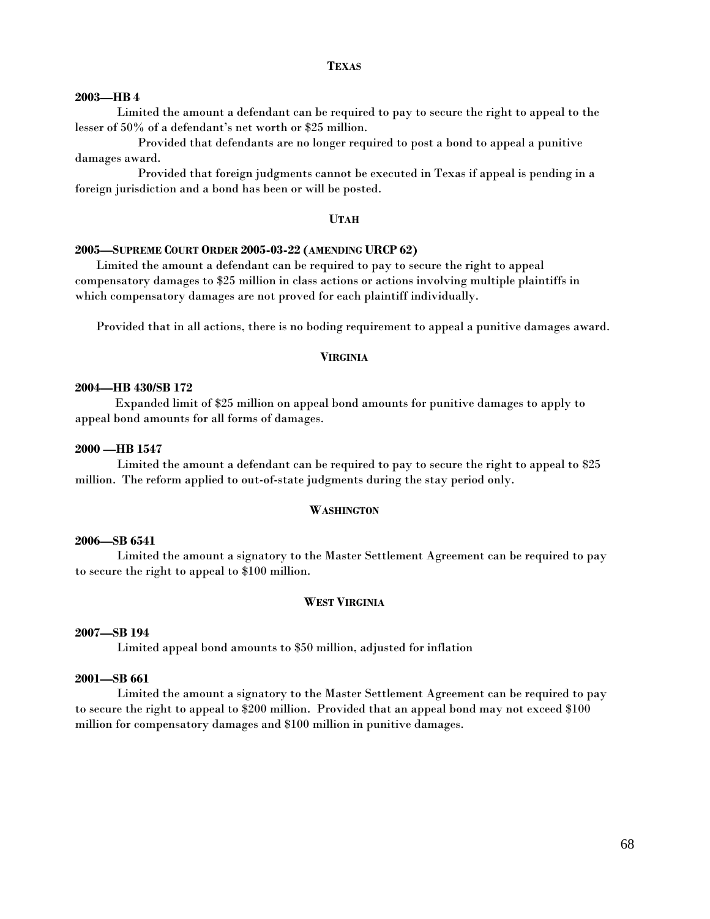## TEXAS

**2003—HB 4**

Limited the amount a defendant can be required to pay to secure the right to appeal to the lesser of 50% of a defendant's net worth or $25 million.

Provided that defendants are no longer required to post a bond to appeal a punitive damages award.

Provided that foreign judgments cannot be executed in Texas if appeal is pending in a foreign jurisdiction and a bond has been or will be posted.

## UTAH

**2005—SUPREME COURT ORDER 2005-03-22 (AMENDING URCP 62)**

Limited the amount a defendant can be required to pay to secure the right to appeal compensatory damages to $25 million in class actions or actions involving multiple plaintiffs in which compensatory damages are not proved for each plaintiff individually.

Provided that in all actions, there is no boding requirement to appeal a punitive damages award.

## VIRGINIA

**2004—HB 430/SB 172**

Expanded limit of $25 million on appeal bond amounts for punitive damages to apply to appeal bond amounts for all forms of damages.

**2000 —HB 1547**

Limited the amount a defendant can be required to pay to secure the right to appeal to $25 million. The reform applied to out-of-state judgments during the stay period only.

## WASHINGTON

**2006—SB 6541**

Limited the amount a signatory to the Master Settlement Agreement can be required to pay to secure the right to appeal to $100 million.

## WEST VIRGINIA

**2007—SB 194**

Limited appeal bond amounts to $50 million, adjusted for inflation

**2001—SB 661**

Limited the amount a signatory to the Master Settlement Agreement can be required to pay to secure the right to appeal to $200 million. Provided that an appeal bond may not exceed $100 million for compensatory damages and $100 million in punitive damages.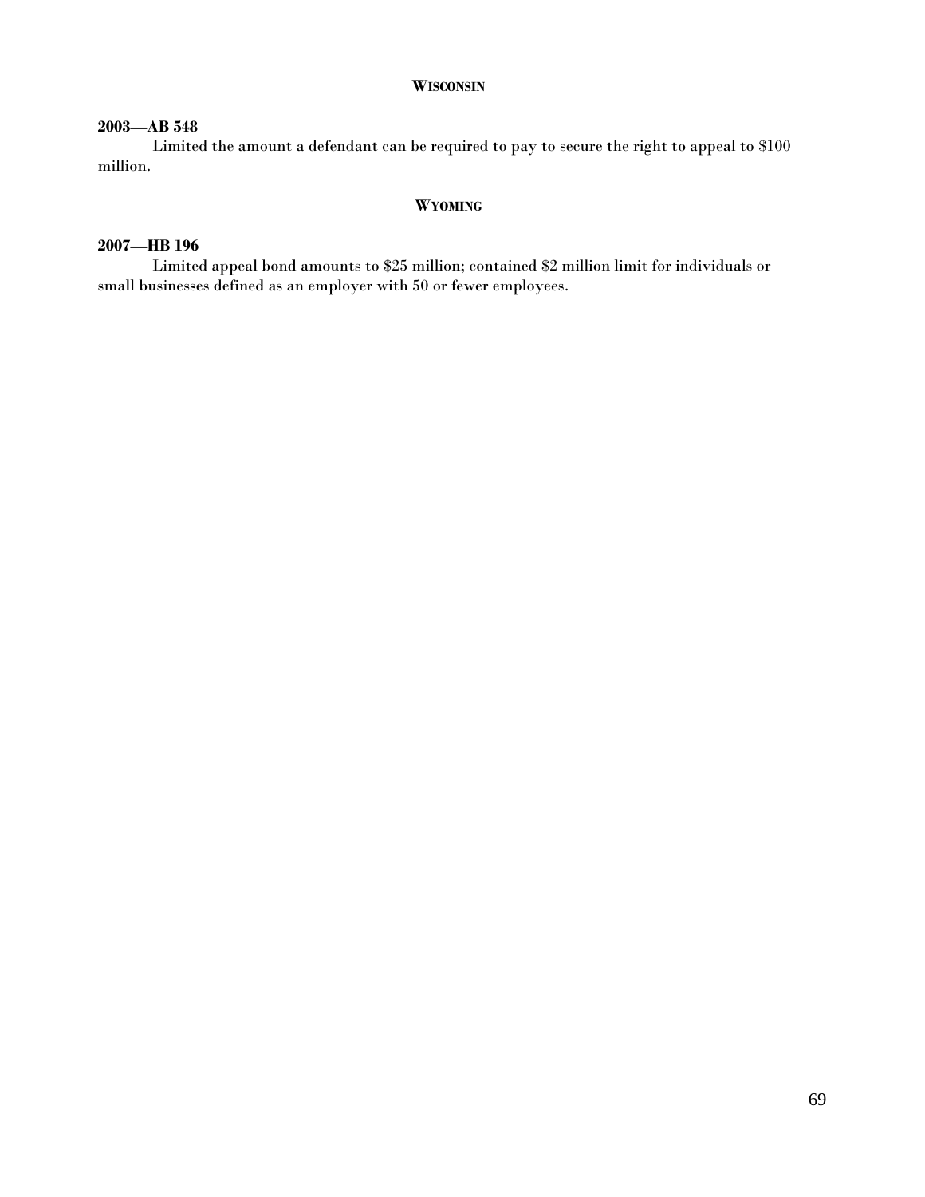## WISCONSIN

**2003—AB 548**

Limited the amount a defendant can be required to pay to secure the right to appeal to $100 million.

## WYOMING

**2007—HB 196**

Limited appeal bond amounts to $25 million; contained $2 million limit for individuals or small businesses defined as an employer with 50 or fewer employees.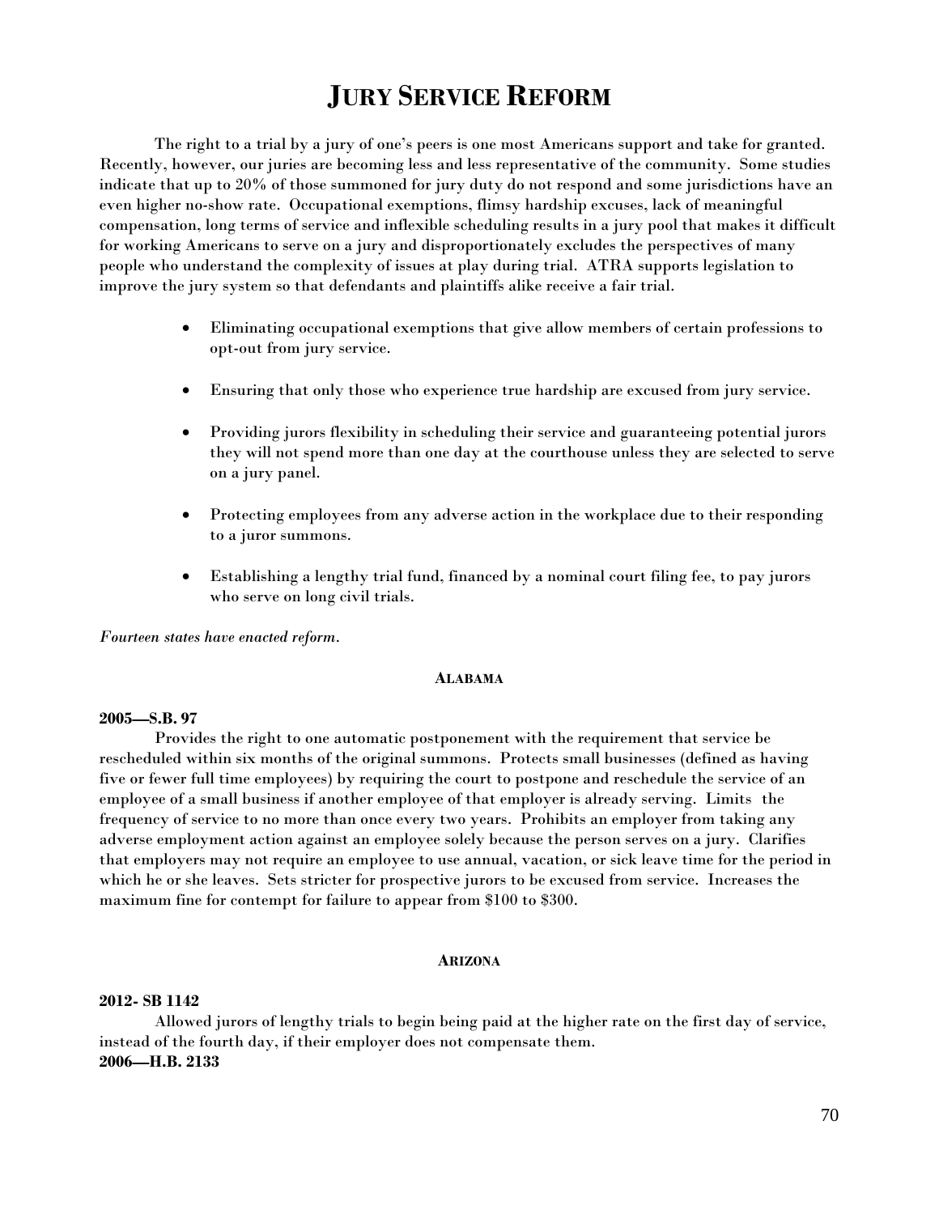# Jury Service Reform

The right to a trial by a jury of one's peers is one most Americans support and take for granted. Recently, however, our juries are becoming less and less representative of the community. Some studies indicate that up to 20% of those summoned for jury duty do not respond and some jurisdictions have an even higher no-show rate. Occupational exemptions, flimsy hardship excuses, lack of meaningful compensation, long terms of service and inflexible scheduling results in a jury pool that makes it difficult for working Americans to serve on a jury and disproportionately excludes the perspectives of many people who understand the complexity of issues at play during trial. ATRA supports legislation to improve the jury system so that defendants and plaintiffs alike receive a fair trial.

- Eliminating occupational exemptions that give allow members of certain professions to opt-out from jury service.
- Ensuring that only those who experience true hardship are excused from jury service.
- Providing jurors flexibility in scheduling their service and guaranteeing potential jurors they will not spend more than one day at the courthouse unless they are selected to serve on a jury panel.
- Protecting employees from any adverse action in the workplace due to their responding to a juror summons.
- Establishing a lengthy trial fund, financed by a nominal court filing fee, to pay jurors who serve on long civil trials.

*Fourteen states have enacted reform.*

#### Alabama

**2005—S.B. 97**

Provides the right to one automatic postponement with the requirement that service be rescheduled within six months of the original summons. Protects small businesses (defined as having five or fewer full time employees) by requiring the court to postpone and reschedule the service of an employee of a small business if another employee of that employer is already serving. Limits the frequency of service to no more than once every two years. Prohibits an employer from taking any adverse employment action against an employee solely because the person serves on a jury. Clarifies that employers may not require an employee to use annual, vacation, or sick leave time for the period in which he or she leaves. Sets stricter for prospective jurors to be excused from service. Increases the maximum fine for contempt for failure to appear from $100 to $300.

#### Arizona

**2012- SB 1142**

Allowed jurors of lengthy trials to begin being paid at the higher rate on the first day of service, instead of the fourth day, if their employer does not compensate them.

**2006—H.B. 2133**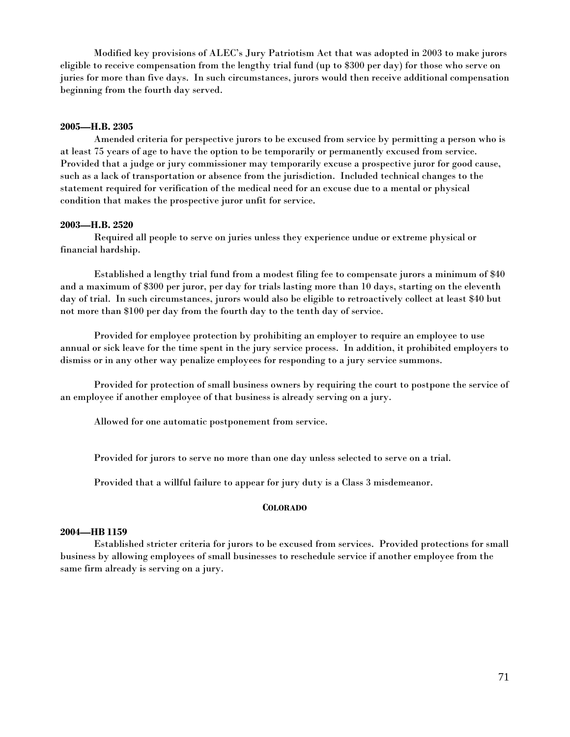Modified key provisions of ALEC's Jury Patriotism Act that was adopted in 2003 to make jurors eligible to receive compensation from the lengthy trial fund (up to $300 per day) for those who serve on juries for more than five days. In such circumstances, jurors would then receive additional compensation beginning from the fourth day served.

**2005—H.B. 2305**

Amended criteria for perspective jurors to be excused from service by permitting a person who is at least 75 years of age to have the option to be temporarily or permanently excused from service. Provided that a judge or jury commissioner may temporarily excuse a prospective juror for good cause, such as a lack of transportation or absence from the jurisdiction. Included technical changes to the statement required for verification of the medical need for an excuse due to a mental or physical condition that makes the prospective juror unfit for service.

**2003—H.B. 2520**

Required all people to serve on juries unless they experience undue or extreme physical or financial hardship.

Established a lengthy trial fund from a modest filing fee to compensate jurors a minimum of $40 and a maximum of $300 per juror, per day for trials lasting more than 10 days, starting on the eleventh day of trial. In such circumstances, jurors would also be eligible to retroactively collect at least $40 but not more than $100 per day from the fourth day to the tenth day of service.

Provided for employee protection by prohibiting an employer to require an employee to use annual or sick leave for the time spent in the jury service process. In addition, it prohibited employers to dismiss or in any other way penalize employees for responding to a jury service summons.

Provided for protection of small business owners by requiring the court to postpone the service of an employee if another employee of that business is already serving on a jury.

Allowed for one automatic postponement from service.

Provided for jurors to serve no more than one day unless selected to serve on a trial.

Provided that a willful failure to appear for jury duty is a Class 3 misdemeanor.

## COLORADO

**2004—HB 1159**

Established stricter criteria for jurors to be excused from services. Provided protections for small business by allowing employees of small businesses to reschedule service if another employee from the same firm already is serving on a jury.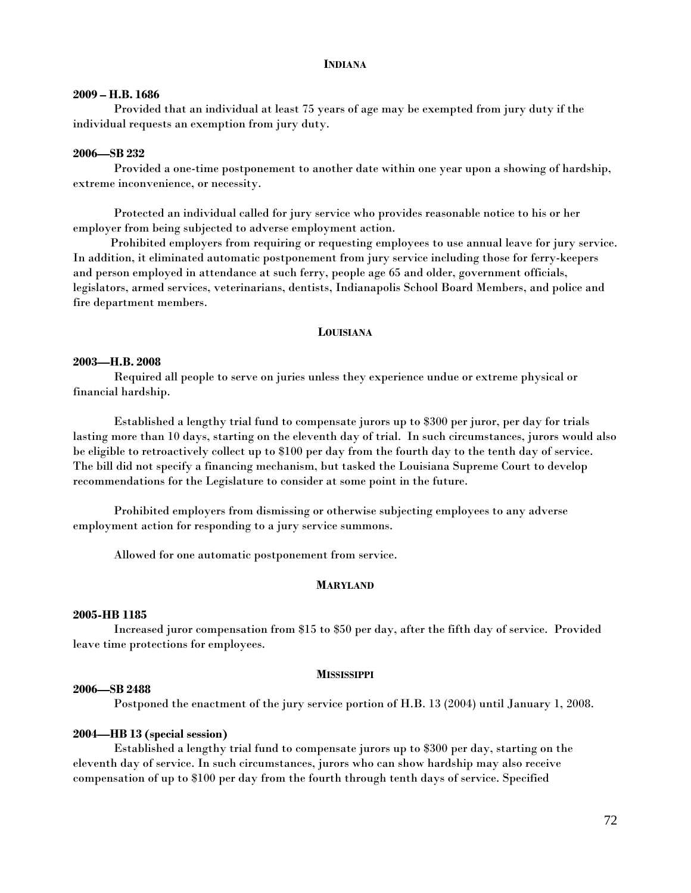## INDIANA

**2009 – H.B. 1686**

Provided that an individual at least 75 years of age may be exempted from jury duty if the individual requests an exemption from jury duty.

**2006—SB 232**

Provided a one-time postponement to another date within one year upon a showing of hardship, extreme inconvenience, or necessity.

Protected an individual called for jury service who provides reasonable notice to his or her employer from being subjected to adverse employment action.

Prohibited employers from requiring or requesting employees to use annual leave for jury service. In addition, it eliminated automatic postponement from jury service including those for ferry-keepers and person employed in attendance at such ferry, people age 65 and older, government officials, legislators, armed services, veterinarians, dentists, Indianapolis School Board Members, and police and fire department members.

## LOUISIANA

**2003—H.B. 2008**

Required all people to serve on juries unless they experience undue or extreme physical or financial hardship.

Established a lengthy trial fund to compensate jurors up to $300 per juror, per day for trials lasting more than 10 days, starting on the eleventh day of trial. In such circumstances, jurors would also be eligible to retroactively collect up to $100 per day from the fourth day to the tenth day of service. The bill did not specify a financing mechanism, but tasked the Louisiana Supreme Court to develop recommendations for the Legislature to consider at some point in the future.

Prohibited employers from dismissing or otherwise subjecting employees to any adverse employment action for responding to a jury service summons.

Allowed for one automatic postponement from service.

## MARYLAND

**2005-HB 1185**

Increased juror compensation from $15 to $50 per day, after the fifth day of service. Provided leave time protections for employees.

## MISSISSIPPI

**2006—SB 2488**

Postponed the enactment of the jury service portion of H.B. 13 (2004) until January 1, 2008.

**2004—HB 13 (special session)**

Established a lengthy trial fund to compensate jurors up to $300 per day, starting on the eleventh day of service. In such circumstances, jurors who can show hardship may also receive compensation of up to $100 per day from the fourth through tenth days of service. Specified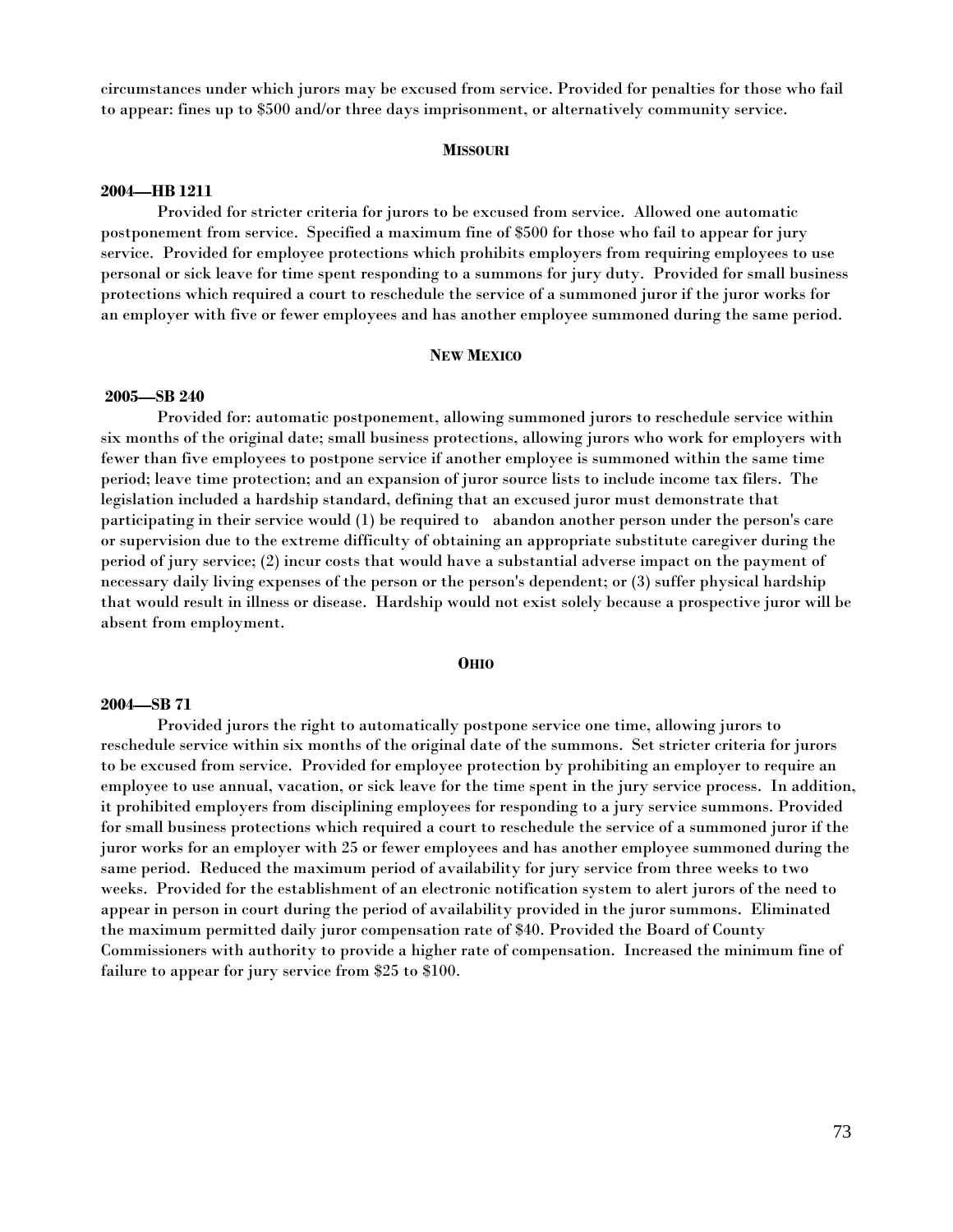circumstances under which jurors may be excused from service. Provided for penalties for those who fail to appear: fines up to $500 and/or three days imprisonment, or alternatively community service.

### MISSOURI

**2004—HB 1211**

Provided for stricter criteria for jurors to be excused from service. Allowed one automatic postponement from service. Specified a maximum fine of $500 for those who fail to appear for jury service. Provided for employee protections which prohibits employers from requiring employees to use personal or sick leave for time spent responding to a summons for jury duty. Provided for small business protections which required a court to reschedule the service of a summoned juror if the juror works for an employer with five or fewer employees and has another employee summoned during the same period.

### NEW MEXICO

**2005—SB 240**

Provided for: automatic postponement, allowing summoned jurors to reschedule service within six months of the original date; small business protections, allowing jurors who work for employers with fewer than five employees to postpone service if another employee is summoned within the same time period; leave time protection; and an expansion of juror source lists to include income tax filers. The legislation included a hardship standard, defining that an excused juror must demonstrate that participating in their service would (1) be required to abandon another person under the person's care or supervision due to the extreme difficulty of obtaining an appropriate substitute caregiver during the period of jury service; (2) incur costs that would have a substantial adverse impact on the payment of necessary daily living expenses of the person or the person's dependent; or (3) suffer physical hardship that would result in illness or disease. Hardship would not exist solely because a prospective juror will be absent from employment.

### OHIO

**2004—SB 71**

Provided jurors the right to automatically postpone service one time, allowing jurors to reschedule service within six months of the original date of the summons. Set stricter criteria for jurors to be excused from service. Provided for employee protection by prohibiting an employer to require an employee to use annual, vacation, or sick leave for the time spent in the jury service process. In addition, it prohibited employers from disciplining employees for responding to a jury service summons. Provided for small business protections which required a court to reschedule the service of a summoned juror if the juror works for an employer with 25 or fewer employees and has another employee summoned during the same period. Reduced the maximum period of availability for jury service from three weeks to two weeks. Provided for the establishment of an electronic notification system to alert jurors of the need to appear in person in court during the period of availability provided in the juror summons. Eliminated the maximum permitted daily juror compensation rate of $40. Provided the Board of County Commissioners with authority to provide a higher rate of compensation. Increased the minimum fine of failure to appear for jury service from $25 to $100.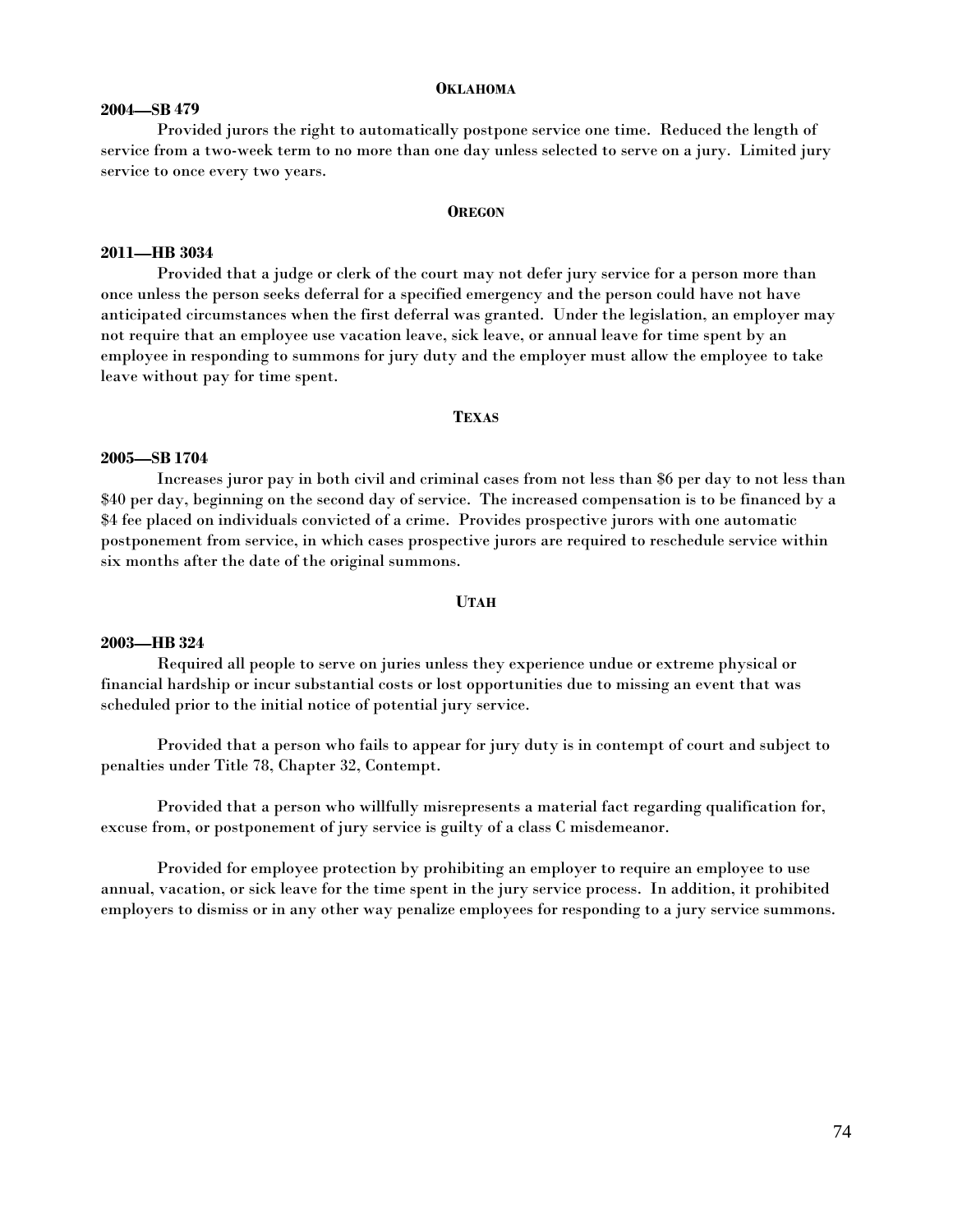### Oklahoma

**2004—SB 479**

Provided jurors the right to automatically postpone service one time. Reduced the length of service from a two-week term to no more than one day unless selected to serve on a jury. Limited jury service to once every two years.

### Oregon

**2011—HB 3034**

Provided that a judge or clerk of the court may not defer jury service for a person more than once unless the person seeks deferral for a specified emergency and the person could have not have anticipated circumstances when the first deferral was granted. Under the legislation, an employer may not require that an employee use vacation leave, sick leave, or annual leave for time spent by an employee in responding to summons for jury duty and the employer must allow the employee to take leave without pay for time spent.

### Texas

**2005—SB 1704**

Increases juror pay in both civil and criminal cases from not less than $6 per day to not less than $40 per day, beginning on the second day of service. The increased compensation is to be financed by a $4 fee placed on individuals convicted of a crime. Provides prospective jurors with one automatic postponement from service, in which cases prospective jurors are required to reschedule service within six months after the date of the original summons.

### Utah

**2003—HB 324**

Required all people to serve on juries unless they experience undue or extreme physical or financial hardship or incur substantial costs or lost opportunities due to missing an event that was scheduled prior to the initial notice of potential jury service.

Provided that a person who fails to appear for jury duty is in contempt of court and subject to penalties under Title 78, Chapter 32, Contempt.

Provided that a person who willfully misrepresents a material fact regarding qualification for, excuse from, or postponement of jury service is guilty of a class C misdemeanor.

Provided for employee protection by prohibiting an employer to require an employee to use annual, vacation, or sick leave for the time spent in the jury service process. In addition, it prohibited employers to dismiss or in any other way penalize employees for responding to a jury service summons.